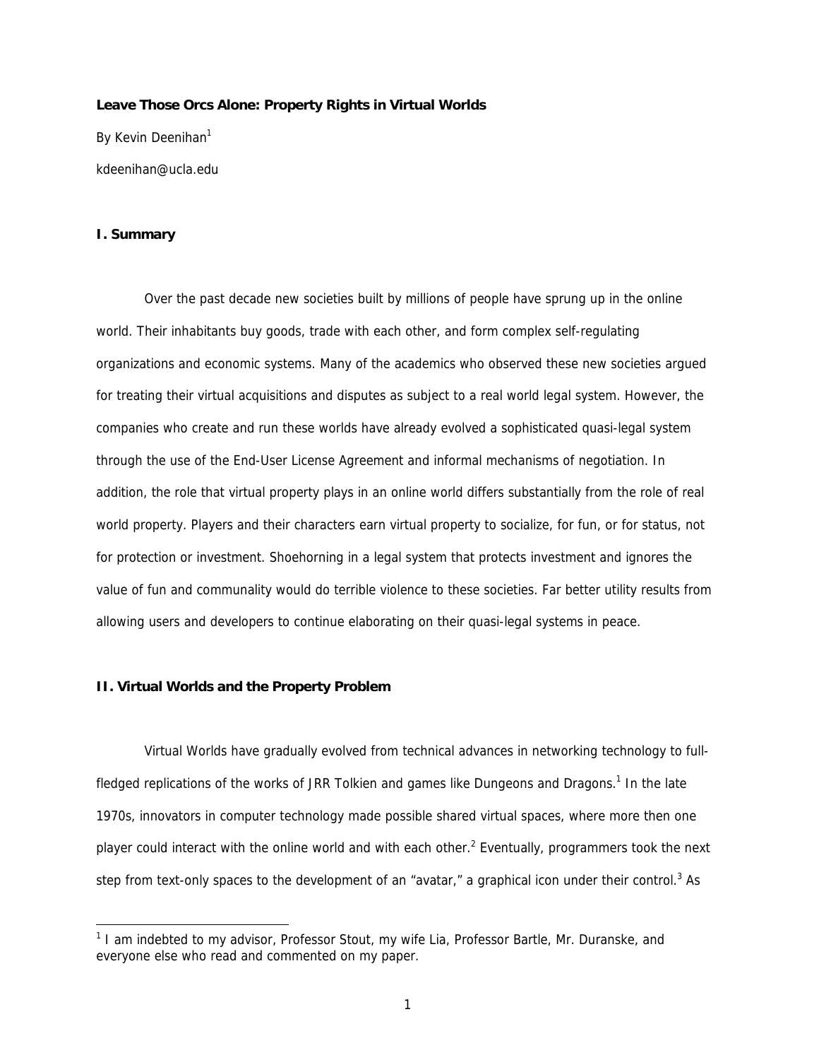**Leave Those Orcs Alone: Property Rights in Virtual Worlds**

By Kevin Deenihan[1]

kdeenihan@ucla.edu

## I. Summary

Over the past decade new societies built by millions of people have sprung up in the online world. Their inhabitants buy goods, trade with each other, and form complex self-regulating organizations and economic systems. Many of the academics who observed these new societies argued for treating their virtual acquisitions and disputes as subject to a real world legal system. However, the companies who create and run these worlds have already evolved a sophisticated quasi-legal system through the use of the End-User License Agreement and informal mechanisms of negotiation. In addition, the role that virtual property plays in an online world differs substantially from the role of real world property. Players and their characters earn virtual property to socialize, for fun, or for status, not for protection or investment. Shoehorning in a legal system that protects investment and ignores the value of fun and communality would do terrible violence to these societies. Far better utility results from allowing users and developers to continue elaborating on their quasi-legal systems in peace.

## II. Virtual Worlds and the Property Problem

Virtual Worlds have gradually evolved from technical advances in networking technology to full-fledged replications of the works of JRR Tolkien and games like Dungeons and Dragons.[1] In the late 1970s, innovators in computer technology made possible shared virtual spaces, where more then one player could interact with the online world and with each other.[2] Eventually, programmers took the next step from text-only spaces to the development of an "avatar," a graphical icon under their control.[3] As

---

[1] I am indebted to my advisor, Professor Stout, my wife Lia, Professor Bartle, Mr. Duranske, and everyone else who read and commented on my paper.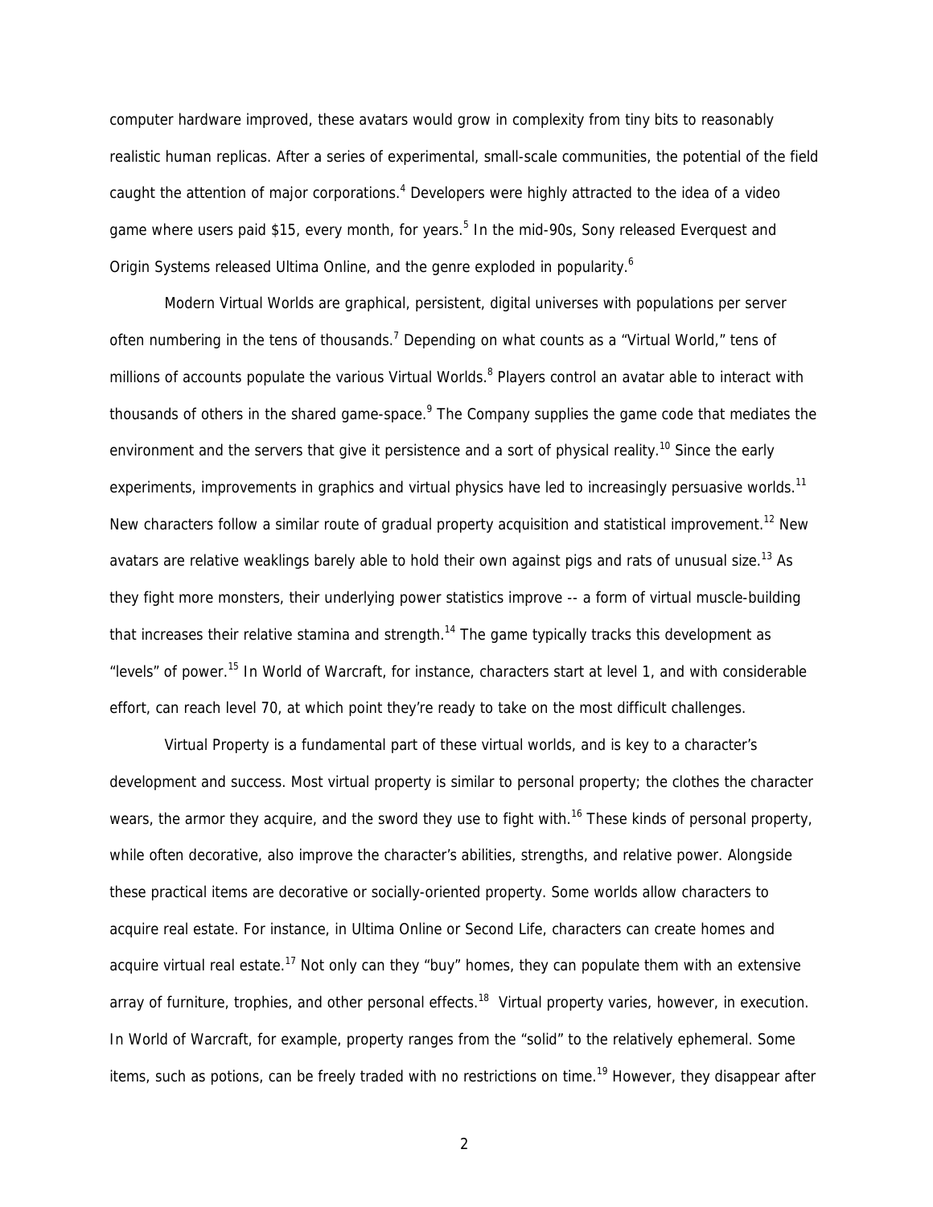computer hardware improved, these avatars would grow in complexity from tiny bits to reasonably realistic human replicas. After a series of experimental, small-scale communities, the potential of the field caught the attention of major corporations.[4] Developers were highly attracted to the idea of a video game where users paid $15, every month, for years.[5] In the mid-90s, Sony released Everquest and Origin Systems released Ultima Online, and the genre exploded in popularity.[6]

Modern Virtual Worlds are graphical, persistent, digital universes with populations per server often numbering in the tens of thousands.[7] Depending on what counts as a "Virtual World," tens of millions of accounts populate the various Virtual Worlds.[8] Players control an avatar able to interact with thousands of others in the shared game-space.[9] The Company supplies the game code that mediates the environment and the servers that give it persistence and a sort of physical reality.[10] Since the early experiments, improvements in graphics and virtual physics have led to increasingly persuasive worlds.[11] New characters follow a similar route of gradual property acquisition and statistical improvement.[12] New avatars are relative weaklings barely able to hold their own against pigs and rats of unusual size.[13] As they fight more monsters, their underlying power statistics improve -- a form of virtual muscle-building that increases their relative stamina and strength.[14] The game typically tracks this development as "levels" of power.[15] In World of Warcraft, for instance, characters start at level 1, and with considerable effort, can reach level 70, at which point they're ready to take on the most difficult challenges.

Virtual Property is a fundamental part of these virtual worlds, and is key to a character's development and success. Most virtual property is similar to personal property; the clothes the character wears, the armor they acquire, and the sword they use to fight with.[16] These kinds of personal property, while often decorative, also improve the character's abilities, strengths, and relative power. Alongside these practical items are decorative or socially-oriented property. Some worlds allow characters to acquire real estate. For instance, in Ultima Online or Second Life, characters can create homes and acquire virtual real estate.[17] Not only can they "buy" homes, they can populate them with an extensive array of furniture, trophies, and other personal effects.[18] Virtual property varies, however, in execution. In World of Warcraft, for example, property ranges from the "solid" to the relatively ephemeral. Some items, such as potions, can be freely traded with no restrictions on time.[19] However, they disappear after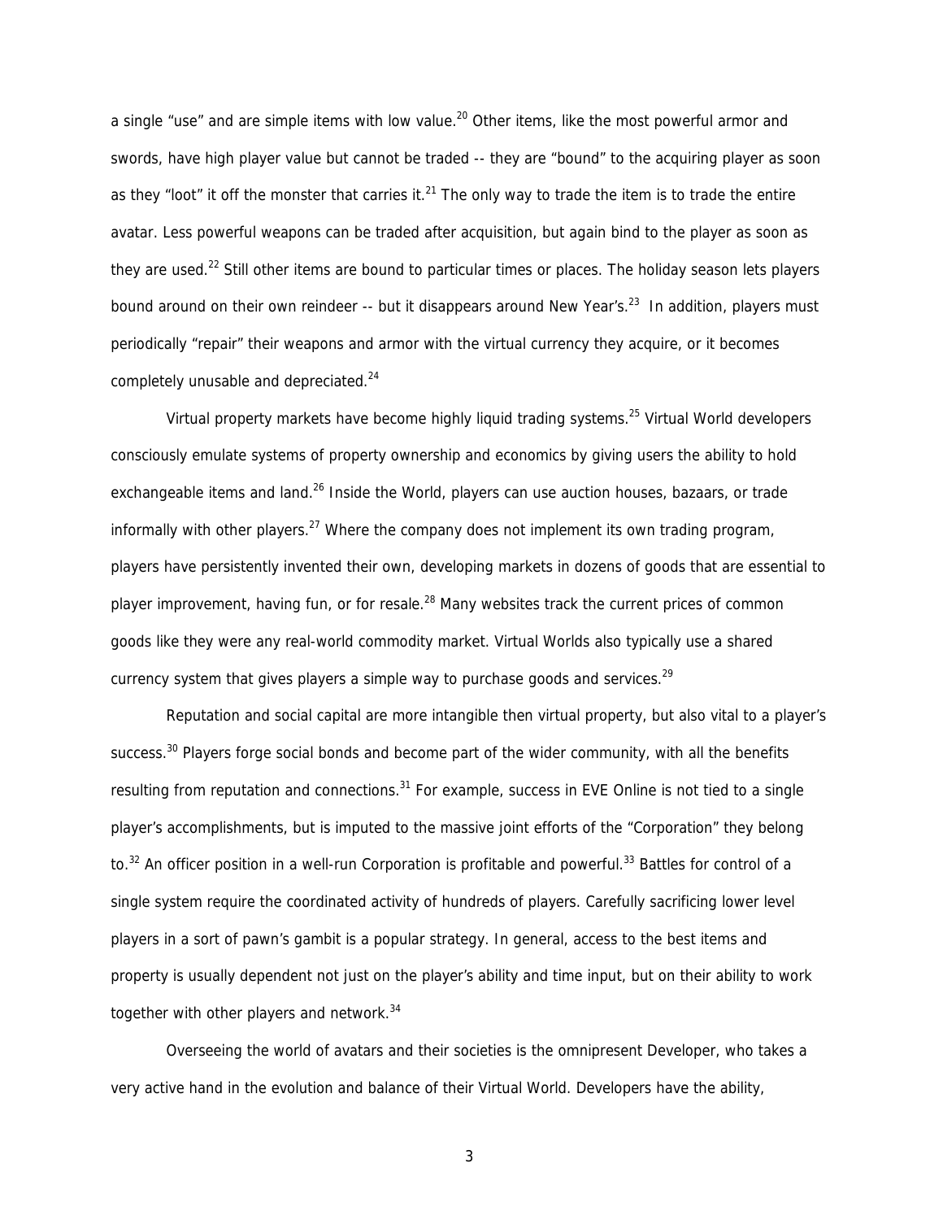a single "use" and are simple items with low value.[20] Other items, like the most powerful armor and swords, have high player value but cannot be traded -- they are "bound" to the acquiring player as soon as they "loot" it off the monster that carries it.[21] The only way to trade the item is to trade the entire avatar. Less powerful weapons can be traded after acquisition, but again bind to the player as soon as they are used.[22] Still other items are bound to particular times or places. The holiday season lets players bound around on their own reindeer -- but it disappears around New Year's.[23] In addition, players must periodically "repair" their weapons and armor with the virtual currency they acquire, or it becomes completely unusable and depreciated.[24]

Virtual property markets have become highly liquid trading systems.[25] Virtual World developers consciously emulate systems of property ownership and economics by giving users the ability to hold exchangeable items and land.[26] Inside the World, players can use auction houses, bazaars, or trade informally with other players.[27] Where the company does not implement its own trading program, players have persistently invented their own, developing markets in dozens of goods that are essential to player improvement, having fun, or for resale.[28] Many websites track the current prices of common goods like they were any real-world commodity market. Virtual Worlds also typically use a shared currency system that gives players a simple way to purchase goods and services.[29]

Reputation and social capital are more intangible then virtual property, but also vital to a player's success.[30] Players forge social bonds and become part of the wider community, with all the benefits resulting from reputation and connections.[31] For example, success in EVE Online is not tied to a single player's accomplishments, but is imputed to the massive joint efforts of the "Corporation" they belong to.[32] An officer position in a well-run Corporation is profitable and powerful.[33] Battles for control of a single system require the coordinated activity of hundreds of players. Carefully sacrificing lower level players in a sort of pawn's gambit is a popular strategy. In general, access to the best items and property is usually dependent not just on the player's ability and time input, but on their ability to work together with other players and network.[34]

Overseeing the world of avatars and their societies is the omnipresent Developer, who takes a very active hand in the evolution and balance of their Virtual World. Developers have the ability,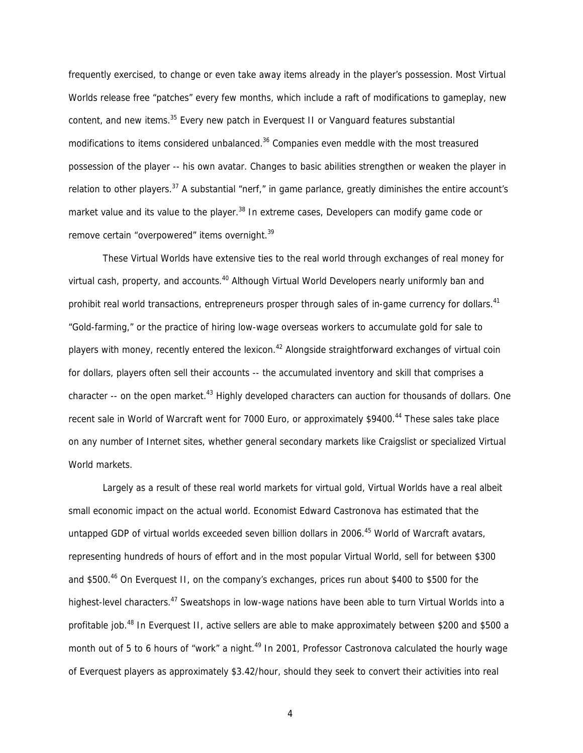frequently exercised, to change or even take away items already in the player's possession. Most Virtual Worlds release free "patches" every few months, which include a raft of modifications to gameplay, new content, and new items.[35] Every new patch in Everquest II or Vanguard features substantial modifications to items considered unbalanced.[36] Companies even meddle with the most treasured possession of the player -- his own avatar. Changes to basic abilities strengthen or weaken the player in relation to other players.[37] A substantial "nerf," in game parlance, greatly diminishes the entire account's market value and its value to the player.[38] In extreme cases, Developers can modify game code or remove certain "overpowered" items overnight.[39]

These Virtual Worlds have extensive ties to the real world through exchanges of real money for virtual cash, property, and accounts.[40] Although Virtual World Developers nearly uniformly ban and prohibit real world transactions, entrepreneurs prosper through sales of in-game currency for dollars.[41] "Gold-farming," or the practice of hiring low-wage overseas workers to accumulate gold for sale to players with money, recently entered the lexicon.[42] Alongside straightforward exchanges of virtual coin for dollars, players often sell their accounts -- the accumulated inventory and skill that comprises a character -- on the open market.[43] Highly developed characters can auction for thousands of dollars. One recent sale in World of Warcraft went for 7000 Euro, or approximately $9400.[44] These sales take place on any number of Internet sites, whether general secondary markets like Craigslist or specialized Virtual World markets.

Largely as a result of these real world markets for virtual gold, Virtual Worlds have a real albeit small economic impact on the actual world. Economist Edward Castronova has estimated that the untapped GDP of virtual worlds exceeded seven billion dollars in 2006.[45] World of Warcraft avatars, representing hundreds of hours of effort and in the most popular Virtual World, sell for between $300 and $500.[46] On Everquest II, on the company's exchanges, prices run about $400 to $500 for the highest-level characters.[47] Sweatshops in low-wage nations have been able to turn Virtual Worlds into a profitable job.[48] In Everquest II, active sellers are able to make approximately between $200 and $500 a month out of 5 to 6 hours of "work" a night.[49] In 2001, Professor Castronova calculated the hourly wage of Everquest players as approximately $3.42/hour, should they seek to convert their activities into real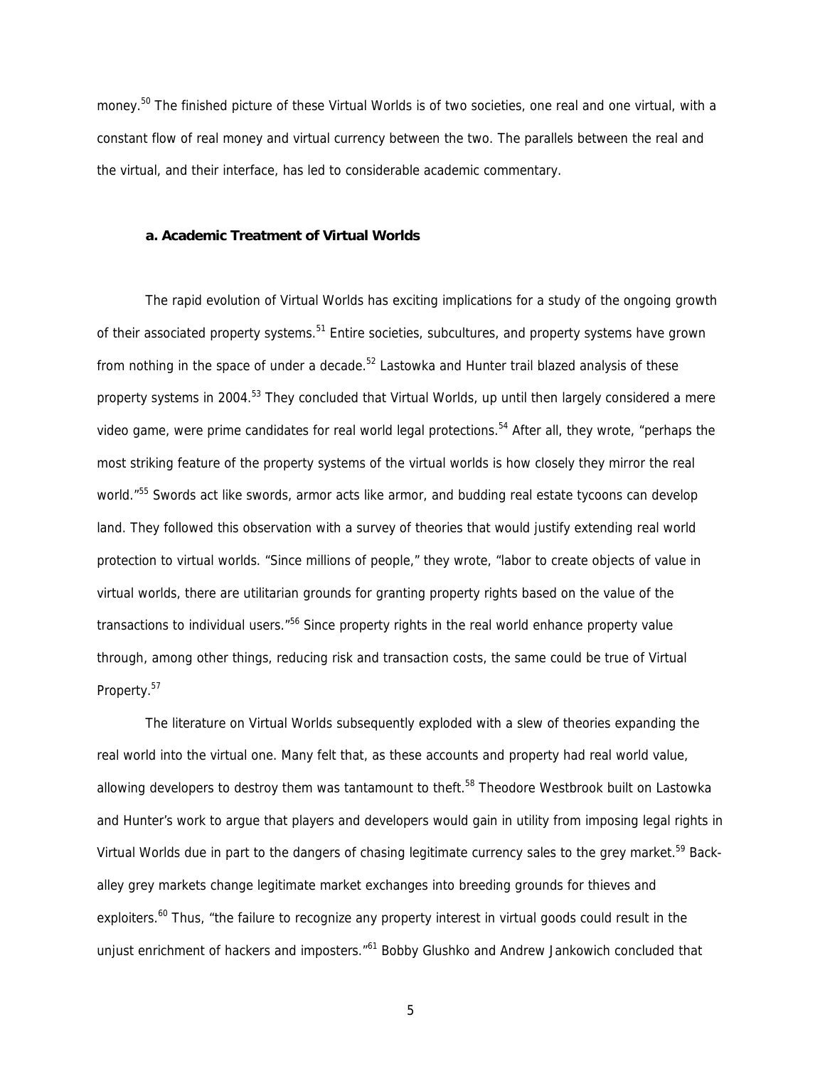money.[50] The finished picture of these Virtual Worlds is of two societies, one real and one virtual, with a constant flow of real money and virtual currency between the two. The parallels between the real and the virtual, and their interface, has led to considerable academic commentary.

### a. Academic Treatment of Virtual Worlds

The rapid evolution of Virtual Worlds has exciting implications for a study of the ongoing growth of their associated property systems.[51] Entire societies, subcultures, and property systems have grown from nothing in the space of under a decade.[52] Lastowka and Hunter trail blazed analysis of these property systems in 2004.[53] They concluded that Virtual Worlds, up until then largely considered a mere video game, were prime candidates for real world legal protections.[54] After all, they wrote, "perhaps the most striking feature of the property systems of the virtual worlds is how closely they mirror the real world."[55] Swords act like swords, armor acts like armor, and budding real estate tycoons can develop land. They followed this observation with a survey of theories that would justify extending real world protection to virtual worlds. "Since millions of people," they wrote, "labor to create objects of value in virtual worlds, there are utilitarian grounds for granting property rights based on the value of the transactions to individual users."[56] Since property rights in the real world enhance property value through, among other things, reducing risk and transaction costs, the same could be true of Virtual Property.[57]

The literature on Virtual Worlds subsequently exploded with a slew of theories expanding the real world into the virtual one. Many felt that, as these accounts and property had real world value, allowing developers to destroy them was tantamount to theft.[58] Theodore Westbrook built on Lastowka and Hunter's work to argue that players and developers would gain in utility from imposing legal rights in Virtual Worlds due in part to the dangers of chasing legitimate currency sales to the grey market.[59] Back-alley grey markets change legitimate market exchanges into breeding grounds for thieves and exploiters.[60] Thus, "the failure to recognize any property interest in virtual goods could result in the unjust enrichment of hackers and imposters."[61] Bobby Glushko and Andrew Jankowich concluded that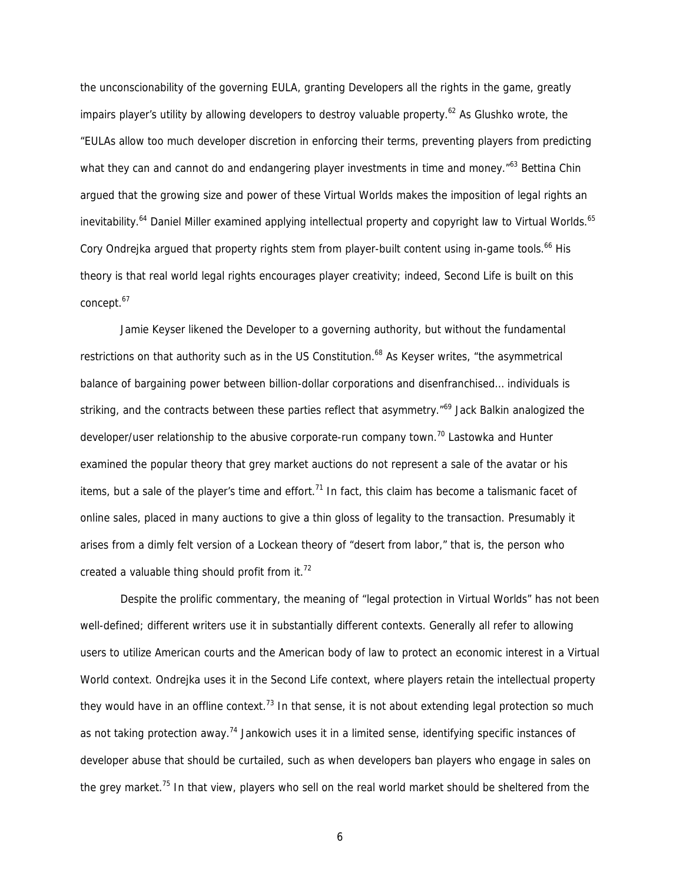the unconscionability of the governing EULA, granting Developers all the rights in the game, greatly impairs player's utility by allowing developers to destroy valuable property.[62] As Glushko wrote, the "EULAs allow too much developer discretion in enforcing their terms, preventing players from predicting what they can and cannot do and endangering player investments in time and money."[63] Bettina Chin argued that the growing size and power of these Virtual Worlds makes the imposition of legal rights an inevitability.[64] Daniel Miller examined applying intellectual property and copyright law to Virtual Worlds.[65] Cory Ondrejka argued that property rights stem from player-built content using in-game tools.[66] His theory is that real world legal rights encourages player creativity; indeed, Second Life is built on this concept.[67]

Jamie Keyser likened the Developer to a governing authority, but without the fundamental restrictions on that authority such as in the US Constitution.[68] As Keyser writes, "the asymmetrical balance of bargaining power between billion-dollar corporations and disenfranchised… individuals is striking, and the contracts between these parties reflect that asymmetry."[69] Jack Balkin analogized the developer/user relationship to the abusive corporate-run company town.[70] Lastowka and Hunter examined the popular theory that grey market auctions do not represent a sale of the avatar or his items, but a sale of the player's time and effort.[71] In fact, this claim has become a talismanic facet of online sales, placed in many auctions to give a thin gloss of legality to the transaction. Presumably it arises from a dimly felt version of a Lockean theory of "desert from labor," that is, the person who created a valuable thing should profit from it.[72]

Despite the prolific commentary, the meaning of "legal protection in Virtual Worlds" has not been well-defined; different writers use it in substantially different contexts. Generally all refer to allowing users to utilize American courts and the American body of law to protect an economic interest in a Virtual World context. Ondrejka uses it in the Second Life context, where players retain the intellectual property they would have in an offline context.[73] In that sense, it is not about extending legal protection so much as not taking protection away.[74] Jankowich uses it in a limited sense, identifying specific instances of developer abuse that should be curtailed, such as when developers ban players who engage in sales on the grey market.[75] In that view, players who sell on the real world market should be sheltered from the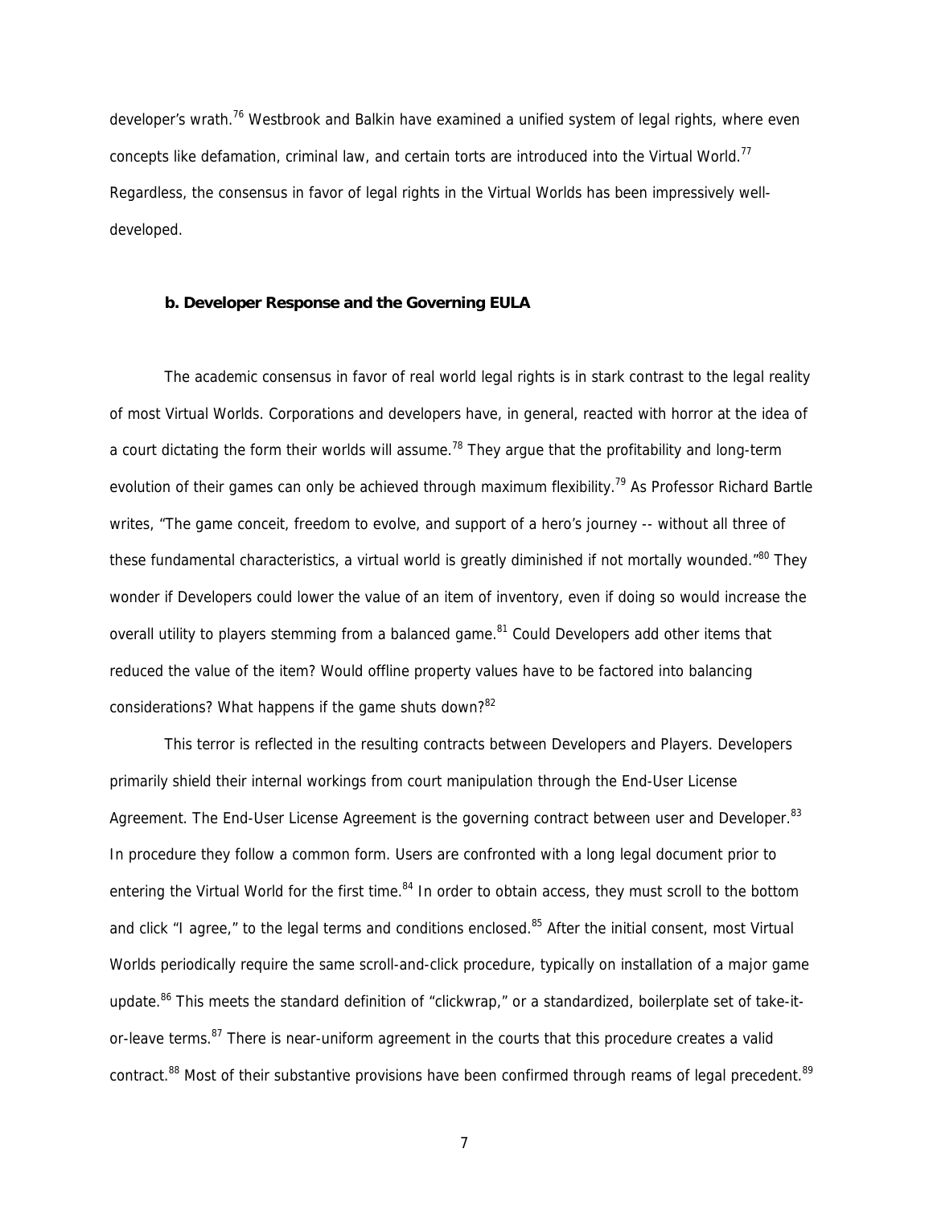developer's wrath.[76] Westbrook and Balkin have examined a unified system of legal rights, where even concepts like defamation, criminal law, and certain torts are introduced into the Virtual World.[77] Regardless, the consensus in favor of legal rights in the Virtual Worlds has been impressively well-developed.

### b. Developer Response and the Governing EULA

The academic consensus in favor of real world legal rights is in stark contrast to the legal reality of most Virtual Worlds. Corporations and developers have, in general, reacted with horror at the idea of a court dictating the form their worlds will assume.[78] They argue that the profitability and long-term evolution of their games can only be achieved through maximum flexibility.[79] As Professor Richard Bartle writes, "The game conceit, freedom to evolve, and support of a hero's journey -- without all three of these fundamental characteristics, a virtual world is greatly diminished if not mortally wounded."[80] They wonder if Developers could lower the value of an item of inventory, even if doing so would increase the overall utility to players stemming from a balanced game.[81] Could Developers add other items that reduced the value of the item? Would offline property values have to be factored into balancing considerations? What happens if the game shuts down?[82]

This terror is reflected in the resulting contracts between Developers and Players. Developers primarily shield their internal workings from court manipulation through the End-User License Agreement. The End-User License Agreement is the governing contract between user and Developer.[83] In procedure they follow a common form. Users are confronted with a long legal document prior to entering the Virtual World for the first time.[84] In order to obtain access, they must scroll to the bottom and click "I agree," to the legal terms and conditions enclosed.[85] After the initial consent, most Virtual Worlds periodically require the same scroll-and-click procedure, typically on installation of a major game update.[86] This meets the standard definition of "clickwrap," or a standardized, boilerplate set of take-it-or-leave terms.[87] There is near-uniform agreement in the courts that this procedure creates a valid contract.[88] Most of their substantive provisions have been confirmed through reams of legal precedent.[89]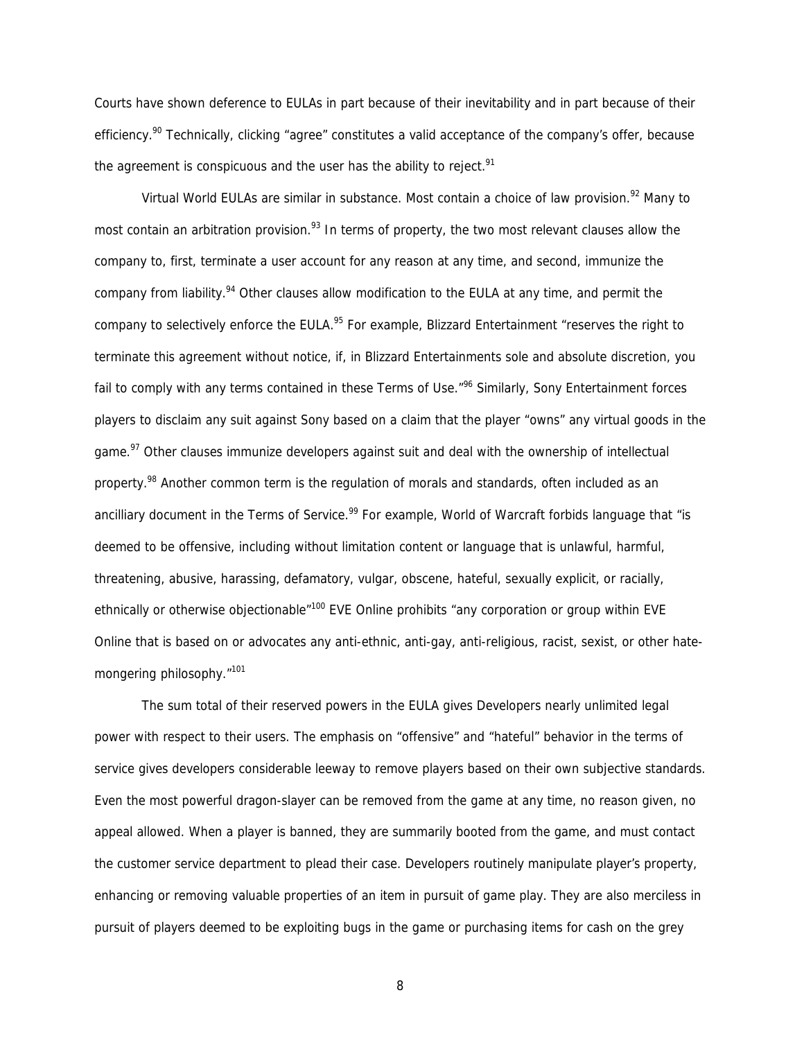Courts have shown deference to EULAs in part because of their inevitability and in part because of their efficiency.[90] Technically, clicking "agree" constitutes a valid acceptance of the company's offer, because the agreement is conspicuous and the user has the ability to reject.[91]

Virtual World EULAs are similar in substance. Most contain a choice of law provision.[92] Many to most contain an arbitration provision.[93] In terms of property, the two most relevant clauses allow the company to, first, terminate a user account for any reason at any time, and second, immunize the company from liability.[94] Other clauses allow modification to the EULA at any time, and permit the company to selectively enforce the EULA.[95] For example, Blizzard Entertainment "reserves the right to terminate this agreement without notice, if, in Blizzard Entertainments sole and absolute discretion, you fail to comply with any terms contained in these Terms of Use."[96] Similarly, Sony Entertainment forces players to disclaim any suit against Sony based on a claim that the player "owns" any virtual goods in the game.[97] Other clauses immunize developers against suit and deal with the ownership of intellectual property.[98] Another common term is the regulation of morals and standards, often included as an ancilliary document in the Terms of Service.[99] For example, World of Warcraft forbids language that "is deemed to be offensive, including without limitation content or language that is unlawful, harmful, threatening, abusive, harassing, defamatory, vulgar, obscene, hateful, sexually explicit, or racially, ethnically or otherwise objectionable"[100] EVE Online prohibits "any corporation or group within EVE Online that is based on or advocates any anti-ethnic, anti-gay, anti-religious, racist, sexist, or other hate-mongering philosophy."[101]

The sum total of their reserved powers in the EULA gives Developers nearly unlimited legal power with respect to their users. The emphasis on "offensive" and "hateful" behavior in the terms of service gives developers considerable leeway to remove players based on their own subjective standards. Even the most powerful dragon-slayer can be removed from the game at any time, no reason given, no appeal allowed. When a player is banned, they are summarily booted from the game, and must contact the customer service department to plead their case. Developers routinely manipulate player's property, enhancing or removing valuable properties of an item in pursuit of game play. They are also merciless in pursuit of players deemed to be exploiting bugs in the game or purchasing items for cash on the grey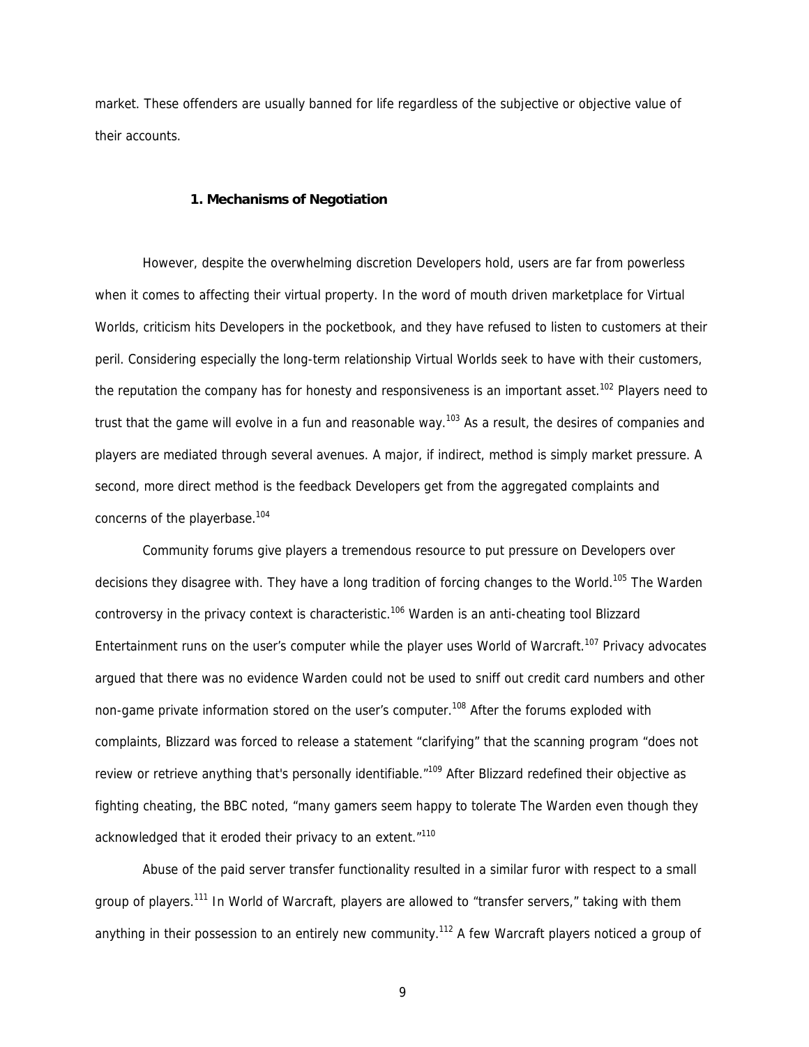market. These offenders are usually banned for life regardless of the subjective or objective value of their accounts.

### 1. Mechanisms of Negotiation

However, despite the overwhelming discretion Developers hold, users are far from powerless when it comes to affecting their virtual property. In the word of mouth driven marketplace for Virtual Worlds, criticism hits Developers in the pocketbook, and they have refused to listen to customers at their peril. Considering especially the long-term relationship Virtual Worlds seek to have with their customers, the reputation the company has for honesty and responsiveness is an important asset.[102] Players need to trust that the game will evolve in a fun and reasonable way.[103] As a result, the desires of companies and players are mediated through several avenues. A major, if indirect, method is simply market pressure. A second, more direct method is the feedback Developers get from the aggregated complaints and concerns of the playerbase.[104]

Community forums give players a tremendous resource to put pressure on Developers over decisions they disagree with. They have a long tradition of forcing changes to the World.[105] The Warden controversy in the privacy context is characteristic.[106] Warden is an anti-cheating tool Blizzard Entertainment runs on the user's computer while the player uses World of Warcraft.[107] Privacy advocates argued that there was no evidence Warden could not be used to sniff out credit card numbers and other non-game private information stored on the user's computer.[108] After the forums exploded with complaints, Blizzard was forced to release a statement "clarifying" that the scanning program "does not review or retrieve anything that's personally identifiable."[109] After Blizzard redefined their objective as fighting cheating, the BBC noted, "many gamers seem happy to tolerate The Warden even though they acknowledged that it eroded their privacy to an extent."[110]

Abuse of the paid server transfer functionality resulted in a similar furor with respect to a small group of players.[111] In World of Warcraft, players are allowed to "transfer servers," taking with them anything in their possession to an entirely new community.[112] A few Warcraft players noticed a group of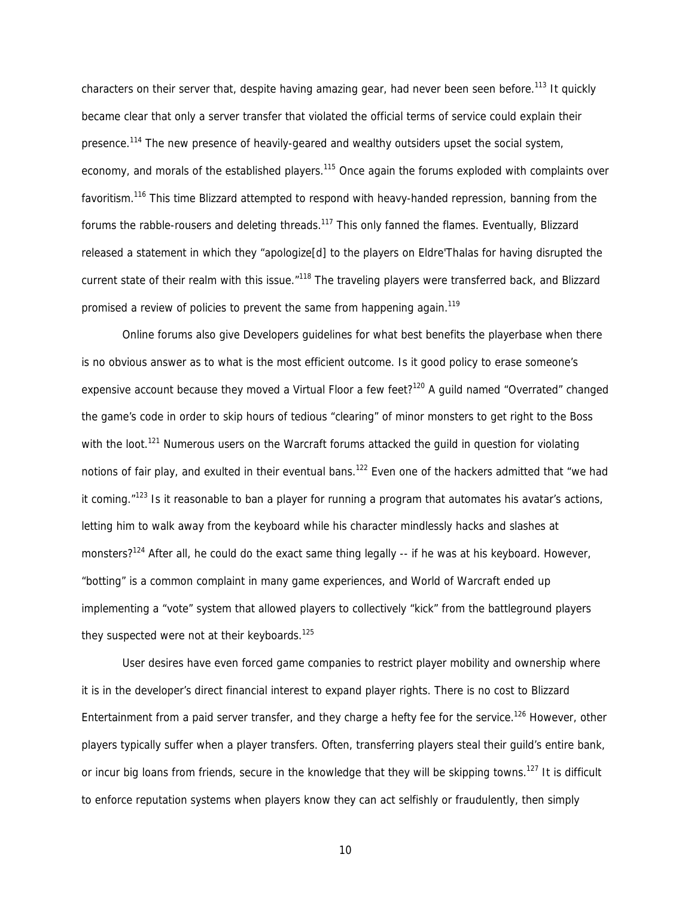characters on their server that, despite having amazing gear, had never been seen before.[113] It quickly became clear that only a server transfer that violated the official terms of service could explain their presence.[114] The new presence of heavily-geared and wealthy outsiders upset the social system, economy, and morals of the established players.[115] Once again the forums exploded with complaints over favoritism.[116] This time Blizzard attempted to respond with heavy-handed repression, banning from the forums the rabble-rousers and deleting threads.[117] This only fanned the flames. Eventually, Blizzard released a statement in which they "apologize[d] to the players on Eldre'Thalas for having disrupted the current state of their realm with this issue."[118] The traveling players were transferred back, and Blizzard promised a review of policies to prevent the same from happening again.[119]

Online forums also give Developers guidelines for what best benefits the playerbase when there is no obvious answer as to what is the most efficient outcome. Is it good policy to erase someone's expensive account because they moved a Virtual Floor a few feet?[120] A guild named "Overrated" changed the game's code in order to skip hours of tedious "clearing" of minor monsters to get right to the Boss with the loot.[121] Numerous users on the Warcraft forums attacked the guild in question for violating notions of fair play, and exulted in their eventual bans.[122] Even one of the hackers admitted that "we had it coming."[123] Is it reasonable to ban a player for running a program that automates his avatar's actions, letting him to walk away from the keyboard while his character mindlessly hacks and slashes at monsters?[124] After all, he could do the exact same thing legally -- if he was at his keyboard. However, "botting" is a common complaint in many game experiences, and World of Warcraft ended up implementing a "vote" system that allowed players to collectively "kick" from the battleground players they suspected were not at their keyboards.[125]

User desires have even forced game companies to restrict player mobility and ownership where it is in the developer's direct financial interest to expand player rights. There is no cost to Blizzard Entertainment from a paid server transfer, and they charge a hefty fee for the service.[126] However, other players typically suffer when a player transfers. Often, transferring players steal their guild's entire bank, or incur big loans from friends, secure in the knowledge that they will be skipping towns.[127] It is difficult to enforce reputation systems when players know they can act selfishly or fraudulently, then simply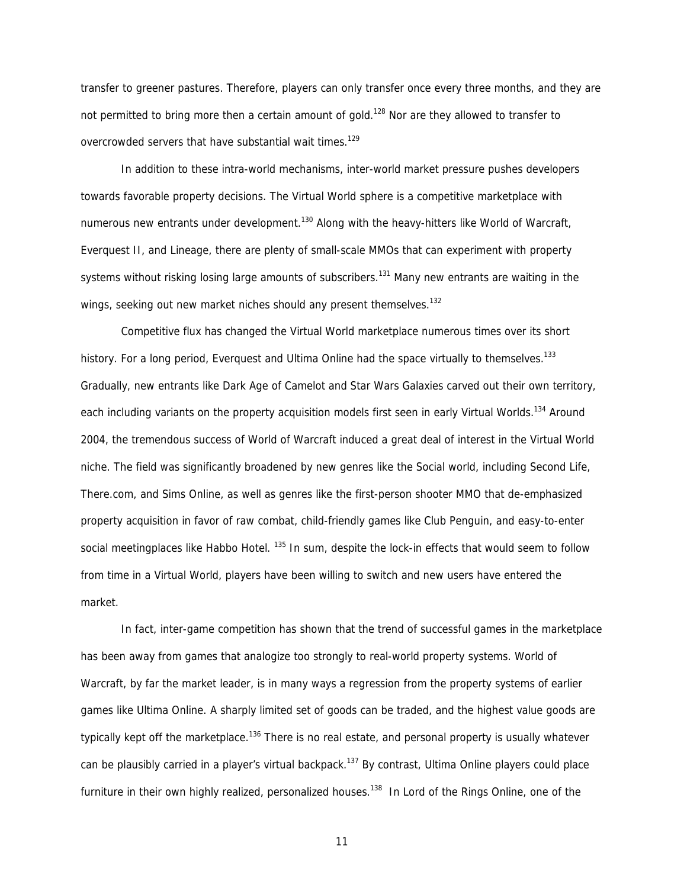transfer to greener pastures. Therefore, players can only transfer once every three months, and they are not permitted to bring more then a certain amount of gold.[128] Nor are they allowed to transfer to overcrowded servers that have substantial wait times.[129]

In addition to these intra-world mechanisms, inter-world market pressure pushes developers towards favorable property decisions. The Virtual World sphere is a competitive marketplace with numerous new entrants under development.[130] Along with the heavy-hitters like World of Warcraft, Everquest II, and Lineage, there are plenty of small-scale MMOs that can experiment with property systems without risking losing large amounts of subscribers.[131] Many new entrants are waiting in the wings, seeking out new market niches should any present themselves.[132]

Competitive flux has changed the Virtual World marketplace numerous times over its short history. For a long period, Everquest and Ultima Online had the space virtually to themselves.[133] Gradually, new entrants like Dark Age of Camelot and Star Wars Galaxies carved out their own territory, each including variants on the property acquisition models first seen in early Virtual Worlds.[134] Around 2004, the tremendous success of World of Warcraft induced a great deal of interest in the Virtual World niche. The field was significantly broadened by new genres like the Social world, including Second Life, There.com, and Sims Online, as well as genres like the first-person shooter MMO that de-emphasized property acquisition in favor of raw combat, child-friendly games like Club Penguin, and easy-to-enter social meetingplaces like Habbo Hotel. [135] In sum, despite the lock-in effects that would seem to follow from time in a Virtual World, players have been willing to switch and new users have entered the market.

In fact, inter-game competition has shown that the trend of successful games in the marketplace has been away from games that analogize too strongly to real-world property systems. World of Warcraft, by far the market leader, is in many ways a regression from the property systems of earlier games like Ultima Online. A sharply limited set of goods can be traded, and the highest value goods are typically kept off the marketplace.[136] There is no real estate, and personal property is usually whatever can be plausibly carried in a player's virtual backpack.[137] By contrast, Ultima Online players could place furniture in their own highly realized, personalized houses.[138] In Lord of the Rings Online, one of the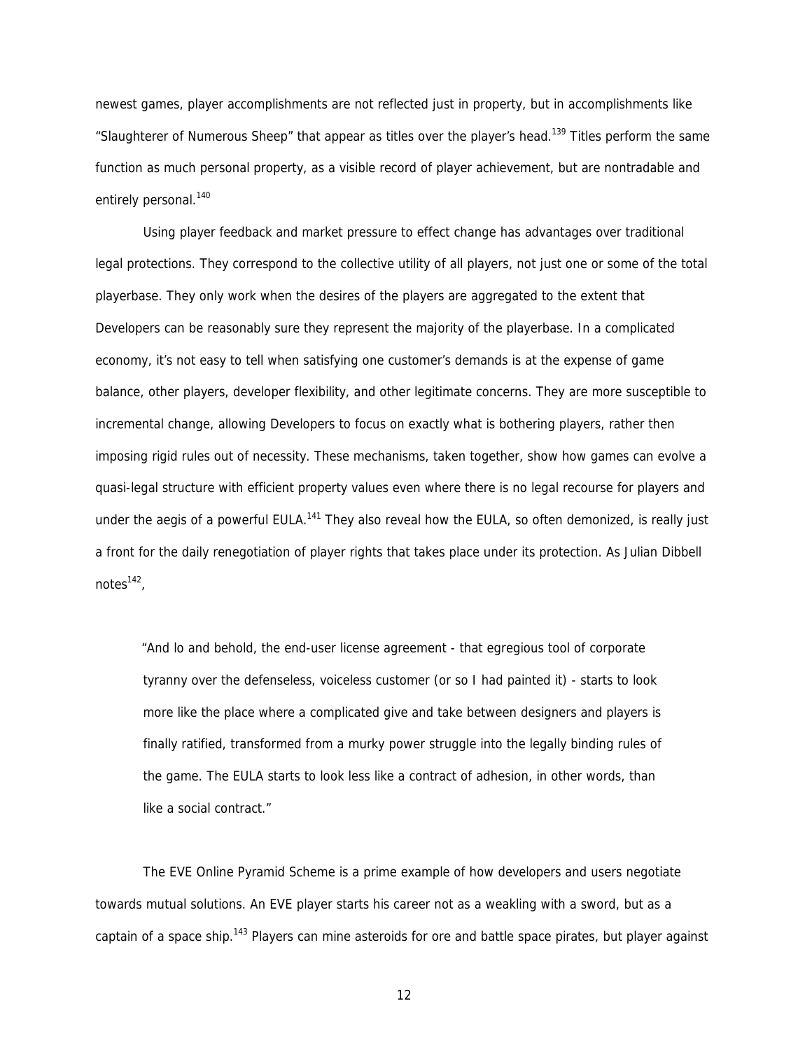newest games, player accomplishments are not reflected just in property, but in accomplishments like "Slaughterer of Numerous Sheep" that appear as titles over the player's head.[139] Titles perform the same function as much personal property, as a visible record of player achievement, but are nontradable and entirely personal.[140]

Using player feedback and market pressure to effect change has advantages over traditional legal protections. They correspond to the collective utility of all players, not just one or some of the total playerbase. They only work when the desires of the players are aggregated to the extent that Developers can be reasonably sure they represent the majority of the playerbase. In a complicated economy, it's not easy to tell when satisfying one customer's demands is at the expense of game balance, other players, developer flexibility, and other legitimate concerns. They are more susceptible to incremental change, allowing Developers to focus on exactly what is bothering players, rather then imposing rigid rules out of necessity. These mechanisms, taken together, show how games can evolve a quasi-legal structure with efficient property values even where there is no legal recourse for players and under the aegis of a powerful EULA.[141] They also reveal how the EULA, so often demonized, is really just a front for the daily renegotiation of player rights that takes place under its protection. As Julian Dibbell notes[142],

> "And lo and behold, the end-user license agreement - that egregious tool of corporate tyranny over the defenseless, voiceless customer (or so I had painted it) - starts to look more like the place where a complicated give and take between designers and players is finally ratified, transformed from a murky power struggle into the legally binding rules of the game. The EULA starts to look less like a contract of adhesion, in other words, than like a social contract."

The EVE Online Pyramid Scheme is a prime example of how developers and users negotiate towards mutual solutions. An EVE player starts his career not as a weakling with a sword, but as a captain of a space ship.[143] Players can mine asteroids for ore and battle space pirates, but player against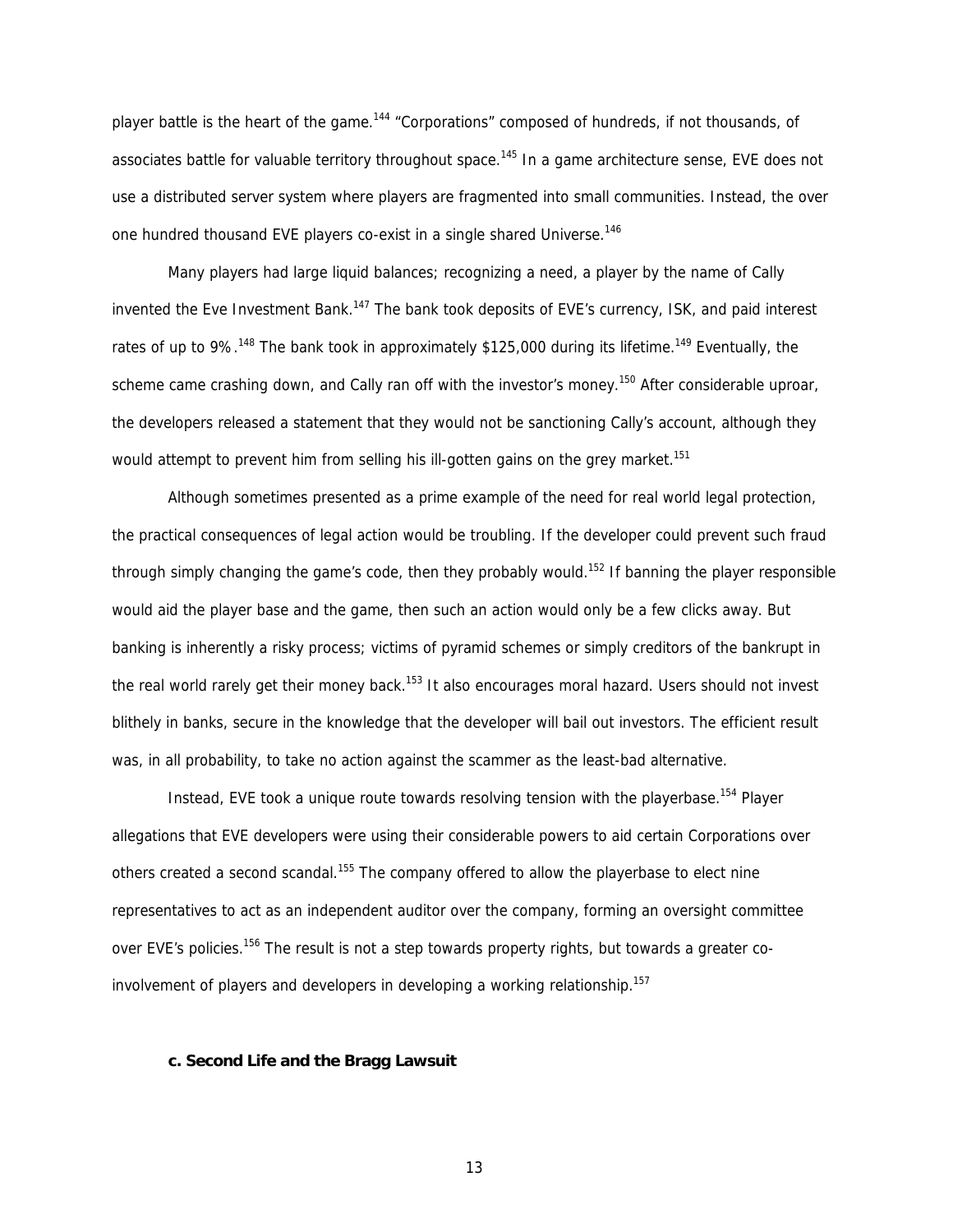player battle is the heart of the game.[144] "Corporations" composed of hundreds, if not thousands, of associates battle for valuable territory throughout space.[145] In a game architecture sense, EVE does not use a distributed server system where players are fragmented into small communities. Instead, the over one hundred thousand EVE players co-exist in a single shared Universe.[146]

Many players had large liquid balances; recognizing a need, a player by the name of Cally invented the Eve Investment Bank.[147] The bank took deposits of EVE's currency, ISK, and paid interest rates of up to 9%.[148] The bank took in approximately $125,000 during its lifetime.[149] Eventually, the scheme came crashing down, and Cally ran off with the investor's money.[150] After considerable uproar, the developers released a statement that they would not be sanctioning Cally's account, although they would attempt to prevent him from selling his ill-gotten gains on the grey market.[151]

Although sometimes presented as a prime example of the need for real world legal protection, the practical consequences of legal action would be troubling. If the developer could prevent such fraud through simply changing the game's code, then they probably would.[152] If banning the player responsible would aid the player base and the game, then such an action would only be a few clicks away. But banking is inherently a risky process; victims of pyramid schemes or simply creditors of the bankrupt in the real world rarely get their money back.[153] It also encourages moral hazard. Users should not invest blithely in banks, secure in the knowledge that the developer will bail out investors. The efficient result was, in all probability, to take no action against the scammer as the least-bad alternative.

Instead, EVE took a unique route towards resolving tension with the playerbase.[154] Player allegations that EVE developers were using their considerable powers to aid certain Corporations over others created a second scandal.[155] The company offered to allow the playerbase to elect nine representatives to act as an independent auditor over the company, forming an oversight committee over EVE's policies.[156] The result is not a step towards property rights, but towards a greater co-involvement of players and developers in developing a working relationship.[157]

#### c. Second Life and the Bragg Lawsuit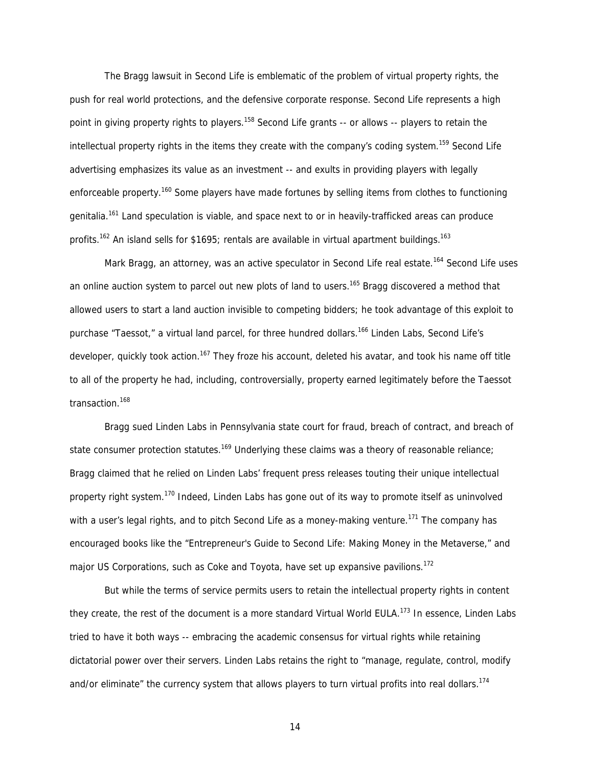The Bragg lawsuit in Second Life is emblematic of the problem of virtual property rights, the push for real world protections, and the defensive corporate response. Second Life represents a high point in giving property rights to players.[158] Second Life grants -- or allows -- players to retain the intellectual property rights in the items they create with the company's coding system.[159] Second Life advertising emphasizes its value as an investment -- and exults in providing players with legally enforceable property.[160] Some players have made fortunes by selling items from clothes to functioning genitalia.[161] Land speculation is viable, and space next to or in heavily-trafficked areas can produce profits.[162] An island sells for $1695; rentals are available in virtual apartment buildings.[163]

Mark Bragg, an attorney, was an active speculator in Second Life real estate.[164] Second Life uses an online auction system to parcel out new plots of land to users.[165] Bragg discovered a method that allowed users to start a land auction invisible to competing bidders; he took advantage of this exploit to purchase "Taessot," a virtual land parcel, for three hundred dollars.[166] Linden Labs, Second Life's developer, quickly took action.[167] They froze his account, deleted his avatar, and took his name off title to all of the property he had, including, controversially, property earned legitimately before the Taessot transaction.[168]

Bragg sued Linden Labs in Pennsylvania state court for fraud, breach of contract, and breach of state consumer protection statutes.[169] Underlying these claims was a theory of reasonable reliance; Bragg claimed that he relied on Linden Labs' frequent press releases touting their unique intellectual property right system.[170] Indeed, Linden Labs has gone out of its way to promote itself as uninvolved with a user's legal rights, and to pitch Second Life as a money-making venture.[171] The company has encouraged books like the "Entrepreneur's Guide to Second Life: Making Money in the Metaverse," and major US Corporations, such as Coke and Toyota, have set up expansive pavilions.[172]

But while the terms of service permits users to retain the intellectual property rights in content they create, the rest of the document is a more standard Virtual World EULA.[173] In essence, Linden Labs tried to have it both ways -- embracing the academic consensus for virtual rights while retaining dictatorial power over their servers. Linden Labs retains the right to "manage, regulate, control, modify and/or eliminate" the currency system that allows players to turn virtual profits into real dollars.[174]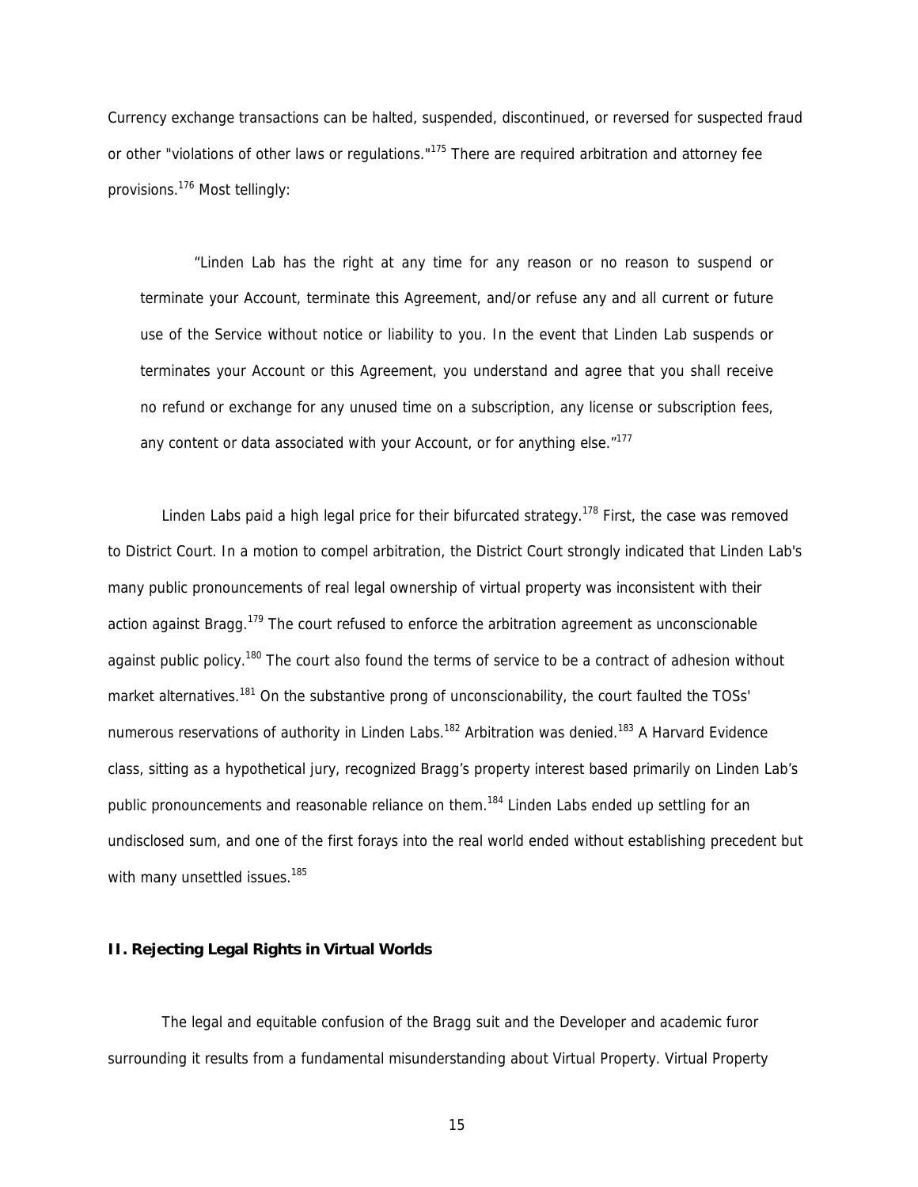Currency exchange transactions can be halted, suspended, discontinued, or reversed for suspected fraud or other "violations of other laws or regulations."[175] There are required arbitration and attorney fee provisions.[176] Most tellingly:

> "Linden Lab has the right at any time for any reason or no reason to suspend or terminate your Account, terminate this Agreement, and/or refuse any and all current or future use of the Service without notice or liability to you. In the event that Linden Lab suspends or terminates your Account or this Agreement, you understand and agree that you shall receive no refund or exchange for any unused time on a subscription, any license or subscription fees, any content or data associated with your Account, or for anything else."[177]

Linden Labs paid a high legal price for their bifurcated strategy.[178] First, the case was removed to District Court. In a motion to compel arbitration, the District Court strongly indicated that Linden Lab's many public pronouncements of real legal ownership of virtual property was inconsistent with their action against Bragg.[179] The court refused to enforce the arbitration agreement as unconscionable against public policy.[180] The court also found the terms of service to be a contract of adhesion without market alternatives.[181] On the substantive prong of unconscionability, the court faulted the TOSs' numerous reservations of authority in Linden Labs.[182] Arbitration was denied.[183] A Harvard Evidence class, sitting as a hypothetical jury, recognized Bragg's property interest based primarily on Linden Lab's public pronouncements and reasonable reliance on them.[184] Linden Labs ended up settling for an undisclosed sum, and one of the first forays into the real world ended without establishing precedent but with many unsettled issues.[185]

## II. Rejecting Legal Rights in Virtual Worlds

The legal and equitable confusion of the Bragg suit and the Developer and academic furor surrounding it results from a fundamental misunderstanding about Virtual Property. Virtual Property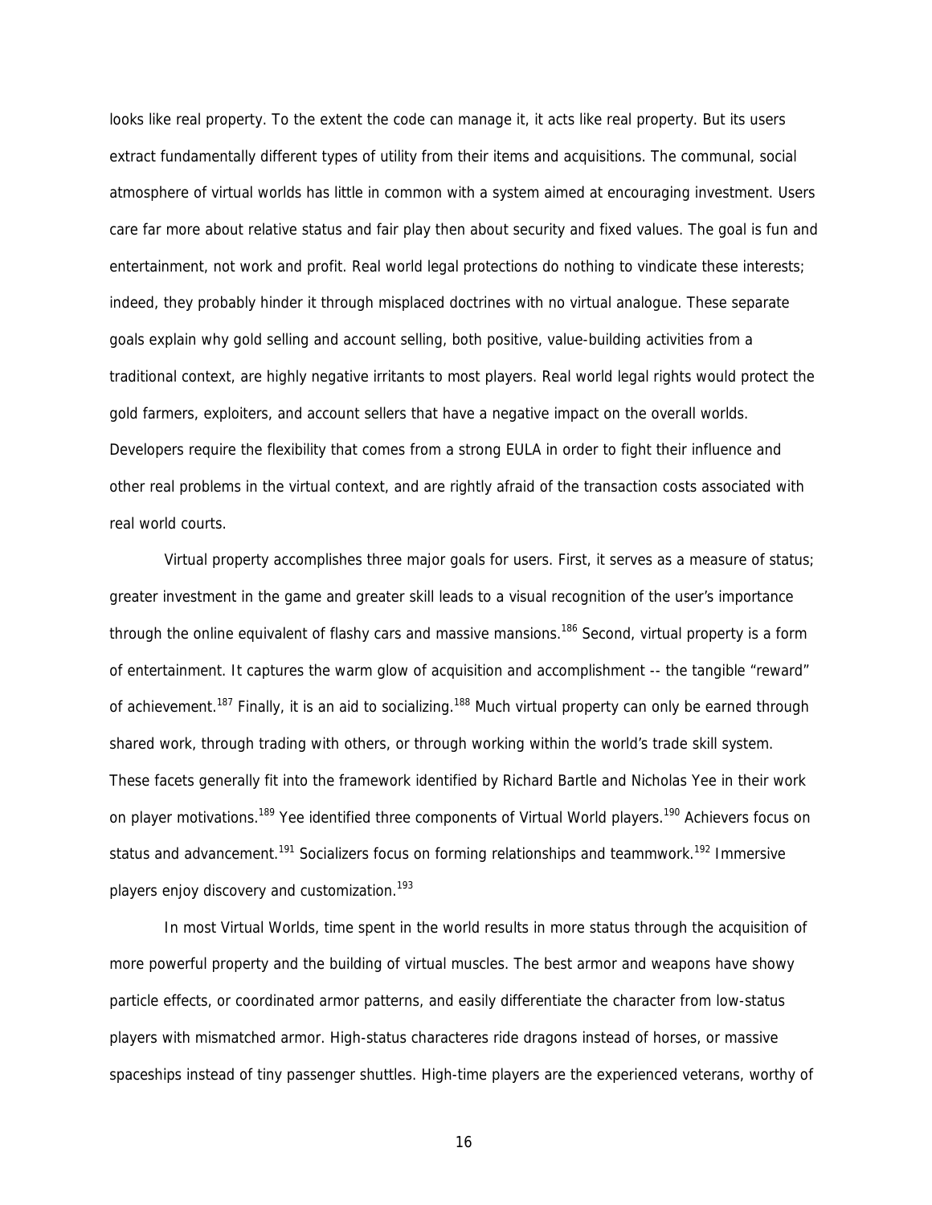looks like real property. To the extent the code can manage it, it acts like real property. But its users extract fundamentally different types of utility from their items and acquisitions. The communal, social atmosphere of virtual worlds has little in common with a system aimed at encouraging investment. Users care far more about relative status and fair play then about security and fixed values. The goal is fun and entertainment, not work and profit. Real world legal protections do nothing to vindicate these interests; indeed, they probably hinder it through misplaced doctrines with no virtual analogue. These separate goals explain why gold selling and account selling, both positive, value-building activities from a traditional context, are highly negative irritants to most players. Real world legal rights would protect the gold farmers, exploiters, and account sellers that have a negative impact on the overall worlds. Developers require the flexibility that comes from a strong EULA in order to fight their influence and other real problems in the virtual context, and are rightly afraid of the transaction costs associated with real world courts.

Virtual property accomplishes three major goals for users. First, it serves as a measure of status; greater investment in the game and greater skill leads to a visual recognition of the user's importance through the online equivalent of flashy cars and massive mansions.[186] Second, virtual property is a form of entertainment. It captures the warm glow of acquisition and accomplishment -- the tangible "reward" of achievement.[187] Finally, it is an aid to socializing.[188] Much virtual property can only be earned through shared work, through trading with others, or through working within the world's trade skill system. These facets generally fit into the framework identified by Richard Bartle and Nicholas Yee in their work on player motivations.[189] Yee identified three components of Virtual World players.[190] Achievers focus on status and advancement.[191] Socializers focus on forming relationships and teammwork.[192] Immersive players enjoy discovery and customization.[193]

In most Virtual Worlds, time spent in the world results in more status through the acquisition of more powerful property and the building of virtual muscles. The best armor and weapons have showy particle effects, or coordinated armor patterns, and easily differentiate the character from low-status players with mismatched armor. High-status characteres ride dragons instead of horses, or massive spaceships instead of tiny passenger shuttles. High-time players are the experienced veterans, worthy of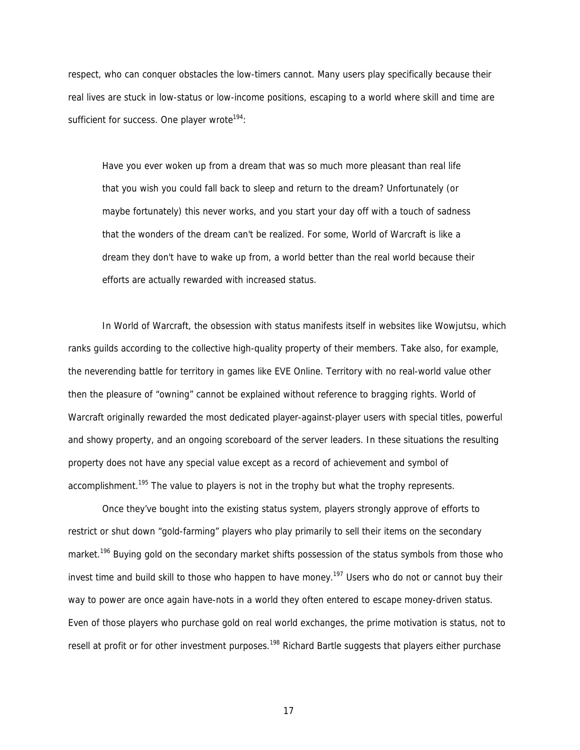respect, who can conquer obstacles the low-timers cannot. Many users play specifically because their real lives are stuck in low-status or low-income positions, escaping to a world where skill and time are sufficient for success. One player wrote[194]:

> Have you ever woken up from a dream that was so much more pleasant than real life that you wish you could fall back to sleep and return to the dream? Unfortunately (or maybe fortunately) this never works, and you start your day off with a touch of sadness that the wonders of the dream can't be realized. For some, World of Warcraft is like a dream they don't have to wake up from, a world better than the real world because their efforts are actually rewarded with increased status.

In World of Warcraft, the obsession with status manifests itself in websites like Wowjutsu, which ranks guilds according to the collective high-quality property of their members. Take also, for example, the neverending battle for territory in games like EVE Online. Territory with no real-world value other then the pleasure of "owning" cannot be explained without reference to bragging rights. World of Warcraft originally rewarded the most dedicated player-against-player users with special titles, powerful and showy property, and an ongoing scoreboard of the server leaders. In these situations the resulting property does not have any special value except as a record of achievement and symbol of accomplishment.[195] The value to players is not in the trophy but what the trophy represents.

Once they've bought into the existing status system, players strongly approve of efforts to restrict or shut down "gold-farming" players who play primarily to sell their items on the secondary market.[196] Buying gold on the secondary market shifts possession of the status symbols from those who invest time and build skill to those who happen to have money.[197] Users who do not or cannot buy their way to power are once again have-nots in a world they often entered to escape money-driven status. Even of those players who purchase gold on real world exchanges, the prime motivation is status, not to resell at profit or for other investment purposes.[198] Richard Bartle suggests that players either purchase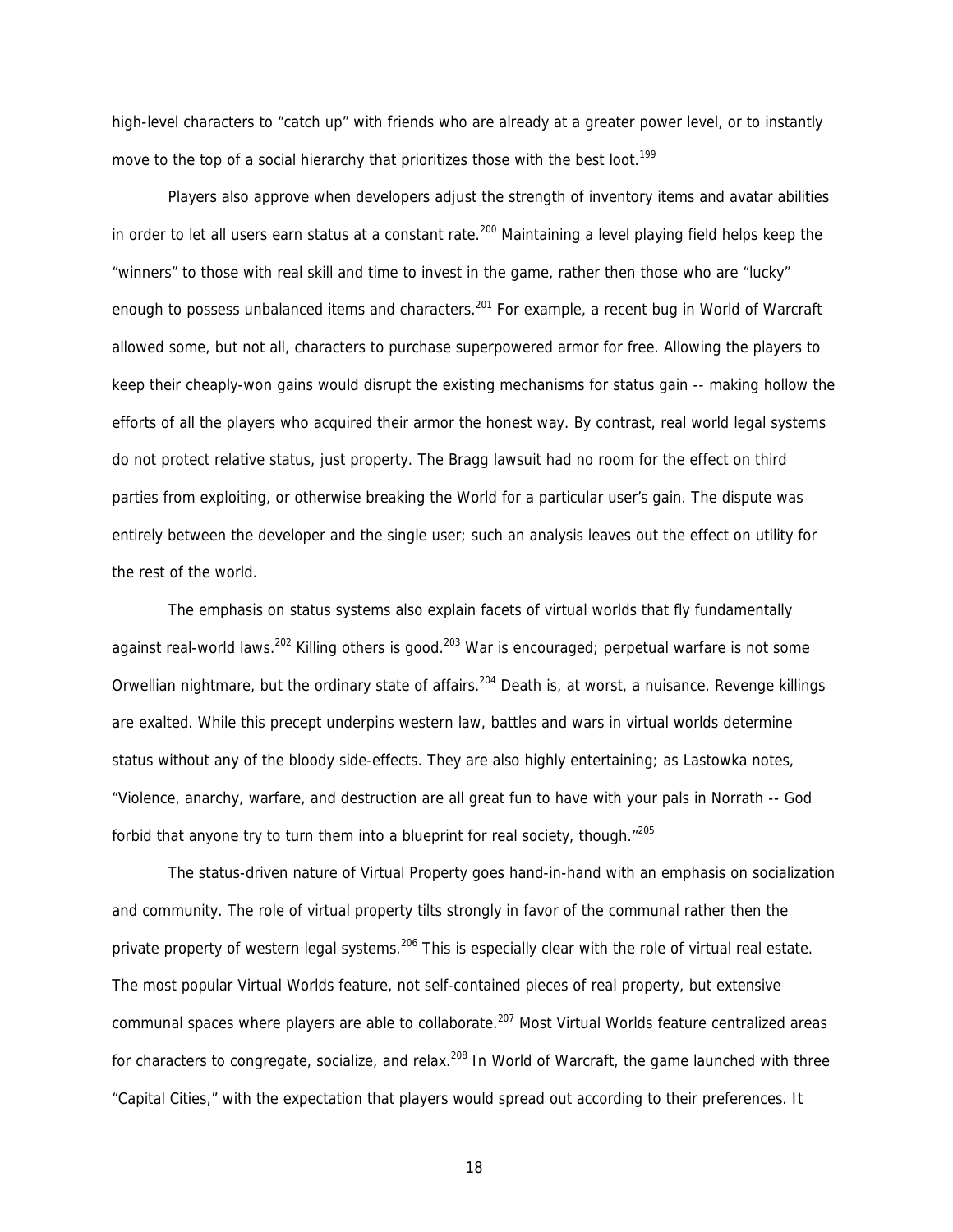high-level characters to "catch up" with friends who are already at a greater power level, or to instantly move to the top of a social hierarchy that prioritizes those with the best loot.[199]

Players also approve when developers adjust the strength of inventory items and avatar abilities in order to let all users earn status at a constant rate.[200] Maintaining a level playing field helps keep the "winners" to those with real skill and time to invest in the game, rather then those who are "lucky" enough to possess unbalanced items and characters.[201] For example, a recent bug in World of Warcraft allowed some, but not all, characters to purchase superpowered armor for free. Allowing the players to keep their cheaply-won gains would disrupt the existing mechanisms for status gain -- making hollow the efforts of all the players who acquired their armor the honest way. By contrast, real world legal systems do not protect relative status, just property. The Bragg lawsuit had no room for the effect on third parties from exploiting, or otherwise breaking the World for a particular user's gain. The dispute was entirely between the developer and the single user; such an analysis leaves out the effect on utility for the rest of the world.

The emphasis on status systems also explain facets of virtual worlds that fly fundamentally against real-world laws.[202] Killing others is good.[203] War is encouraged; perpetual warfare is not some Orwellian nightmare, but the ordinary state of affairs.[204] Death is, at worst, a nuisance. Revenge killings are exalted. While this precept underpins western law, battles and wars in virtual worlds determine status without any of the bloody side-effects. They are also highly entertaining; as Lastowka notes, "Violence, anarchy, warfare, and destruction are all great fun to have with your pals in Norrath -- God forbid that anyone try to turn them into a blueprint for real society, though."[205]

The status-driven nature of Virtual Property goes hand-in-hand with an emphasis on socialization and community. The role of virtual property tilts strongly in favor of the communal rather then the private property of western legal systems.[206] This is especially clear with the role of virtual real estate. The most popular Virtual Worlds feature, not self-contained pieces of real property, but extensive communal spaces where players are able to collaborate.[207] Most Virtual Worlds feature centralized areas for characters to congregate, socialize, and relax.[208] In World of Warcraft, the game launched with three "Capital Cities," with the expectation that players would spread out according to their preferences. It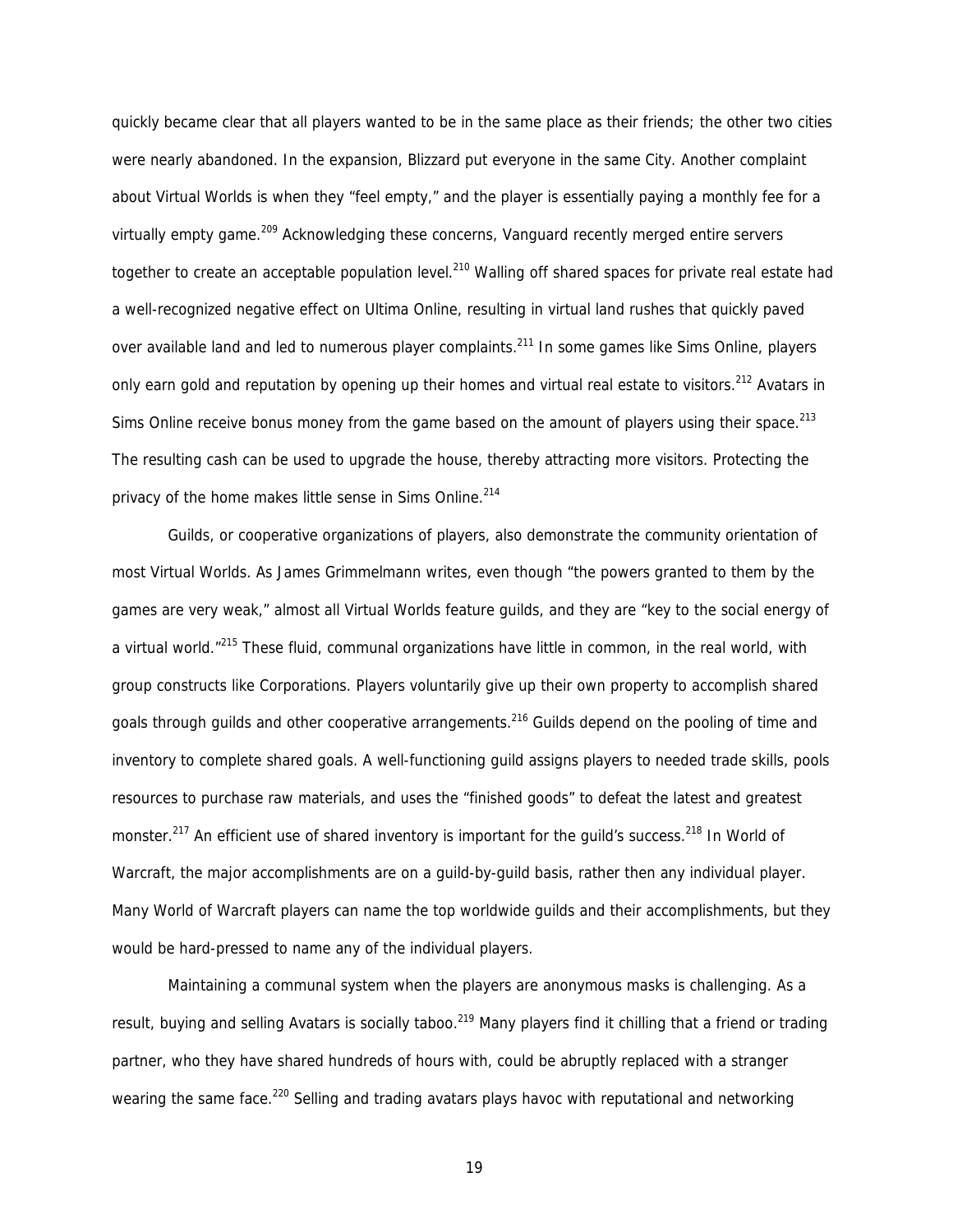quickly became clear that all players wanted to be in the same place as their friends; the other two cities were nearly abandoned. In the expansion, Blizzard put everyone in the same City. Another complaint about Virtual Worlds is when they "feel empty," and the player is essentially paying a monthly fee for a virtually empty game.[209] Acknowledging these concerns, Vanguard recently merged entire servers together to create an acceptable population level.[210] Walling off shared spaces for private real estate had a well-recognized negative effect on Ultima Online, resulting in virtual land rushes that quickly paved over available land and led to numerous player complaints.[211] In some games like Sims Online, players only earn gold and reputation by opening up their homes and virtual real estate to visitors.[212] Avatars in Sims Online receive bonus money from the game based on the amount of players using their space.[213] The resulting cash can be used to upgrade the house, thereby attracting more visitors. Protecting the privacy of the home makes little sense in Sims Online.[214]

Guilds, or cooperative organizations of players, also demonstrate the community orientation of most Virtual Worlds. As James Grimmelmann writes, even though "the powers granted to them by the games are very weak," almost all Virtual Worlds feature guilds, and they are "key to the social energy of a virtual world."[215] These fluid, communal organizations have little in common, in the real world, with group constructs like Corporations. Players voluntarily give up their own property to accomplish shared goals through guilds and other cooperative arrangements.[216] Guilds depend on the pooling of time and inventory to complete shared goals. A well-functioning guild assigns players to needed trade skills, pools resources to purchase raw materials, and uses the "finished goods" to defeat the latest and greatest monster.[217] An efficient use of shared inventory is important for the guild's success.[218] In World of Warcraft, the major accomplishments are on a guild-by-guild basis, rather then any individual player. Many World of Warcraft players can name the top worldwide guilds and their accomplishments, but they would be hard-pressed to name any of the individual players.

Maintaining a communal system when the players are anonymous masks is challenging. As a result, buying and selling Avatars is socially taboo.[219] Many players find it chilling that a friend or trading partner, who they have shared hundreds of hours with, could be abruptly replaced with a stranger wearing the same face.[220] Selling and trading avatars plays havoc with reputational and networking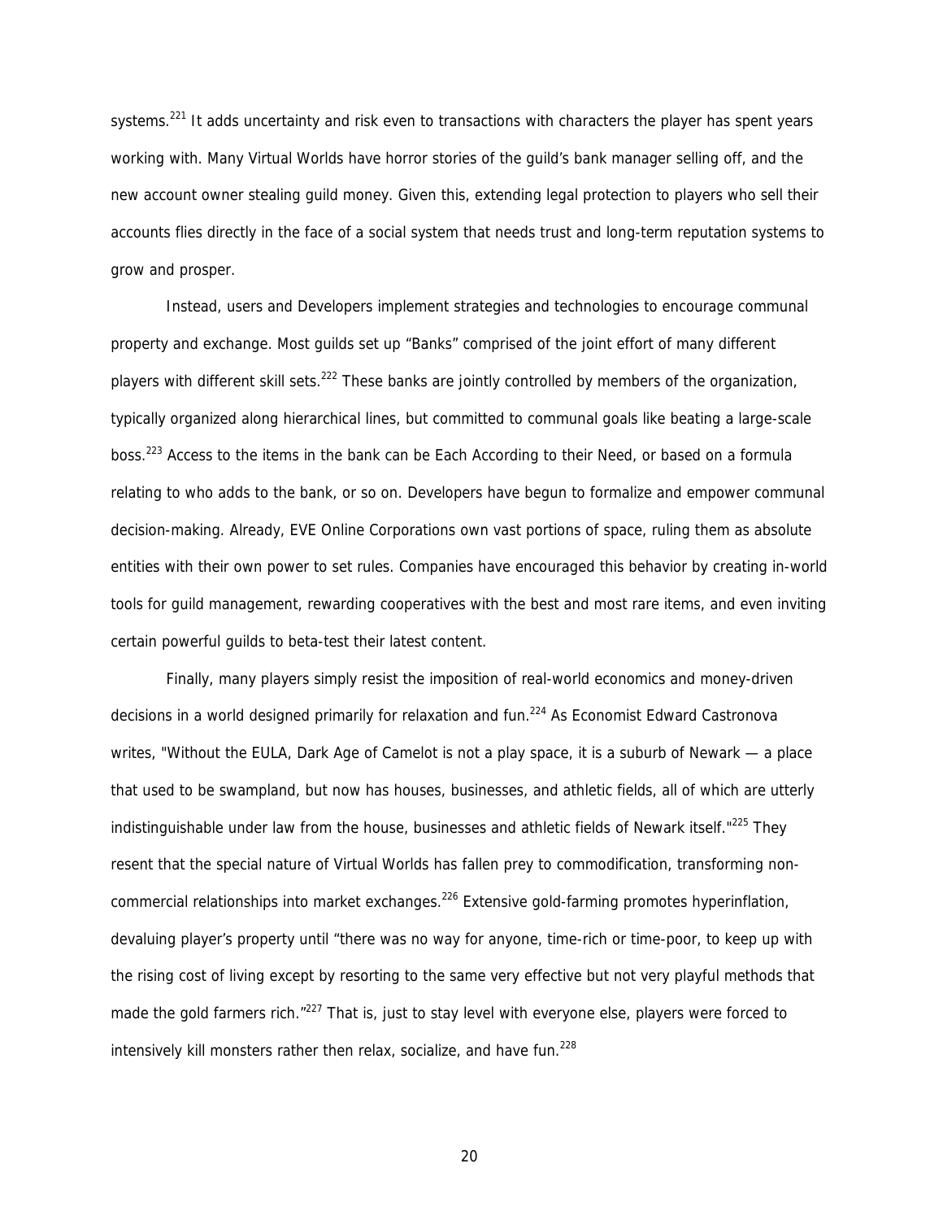systems.[221] It adds uncertainty and risk even to transactions with characters the player has spent years working with. Many Virtual Worlds have horror stories of the guild's bank manager selling off, and the new account owner stealing guild money. Given this, extending legal protection to players who sell their accounts flies directly in the face of a social system that needs trust and long-term reputation systems to grow and prosper.

Instead, users and Developers implement strategies and technologies to encourage communal property and exchange. Most guilds set up "Banks" comprised of the joint effort of many different players with different skill sets.[222] These banks are jointly controlled by members of the organization, typically organized along hierarchical lines, but committed to communal goals like beating a large-scale boss.[223] Access to the items in the bank can be Each According to their Need, or based on a formula relating to who adds to the bank, or so on. Developers have begun to formalize and empower communal decision-making. Already, EVE Online Corporations own vast portions of space, ruling them as absolute entities with their own power to set rules. Companies have encouraged this behavior by creating in-world tools for guild management, rewarding cooperatives with the best and most rare items, and even inviting certain powerful guilds to beta-test their latest content.

Finally, many players simply resist the imposition of real-world economics and money-driven decisions in a world designed primarily for relaxation and fun.[224] As Economist Edward Castronova writes, "Without the EULA, Dark Age of Camelot is not a play space, it is a suburb of Newark — a place that used to be swampland, but now has houses, businesses, and athletic fields, all of which are utterly indistinguishable under law from the house, businesses and athletic fields of Newark itself."[225] They resent that the special nature of Virtual Worlds has fallen prey to commodification, transforming non-commercial relationships into market exchanges.[226] Extensive gold-farming promotes hyperinflation, devaluing player's property until "there was no way for anyone, time-rich or time-poor, to keep up with the rising cost of living except by resorting to the same very effective but not very playful methods that made the gold farmers rich."[227] That is, just to stay level with everyone else, players were forced to intensively kill monsters rather then relax, socialize, and have fun.[228]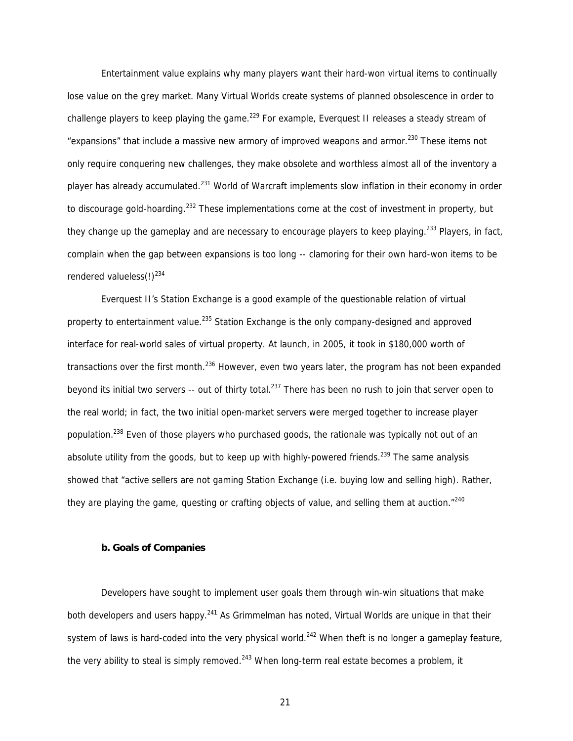Entertainment value explains why many players want their hard-won virtual items to continually lose value on the grey market. Many Virtual Worlds create systems of planned obsolescence in order to challenge players to keep playing the game.[229] For example, Everquest II releases a steady stream of "expansions" that include a massive new armory of improved weapons and armor.[230] These items not only require conquering new challenges, they make obsolete and worthless almost all of the inventory a player has already accumulated.[231] World of Warcraft implements slow inflation in their economy in order to discourage gold-hoarding.[232] These implementations come at the cost of investment in property, but they change up the gameplay and are necessary to encourage players to keep playing.[233] Players, in fact, complain when the gap between expansions is too long -- clamoring for their own hard-won items to be rendered valueless(!)[234]

Everquest II's Station Exchange is a good example of the questionable relation of virtual property to entertainment value.[235] Station Exchange is the only company-designed and approved interface for real-world sales of virtual property. At launch, in 2005, it took in $180,000 worth of transactions over the first month.[236] However, even two years later, the program has not been expanded beyond its initial two servers -- out of thirty total.[237] There has been no rush to join that server open to the real world; in fact, the two initial open-market servers were merged together to increase player population.[238] Even of those players who purchased goods, the rationale was typically not out of an absolute utility from the goods, but to keep up with highly-powered friends.[239] The same analysis showed that "active sellers are not gaming Station Exchange (i.e. buying low and selling high). Rather, they are playing the game, questing or crafting objects of value, and selling them at auction."[240]

**b. Goals of Companies**

Developers have sought to implement user goals them through win-win situations that make both developers and users happy.[241] As Grimmelman has noted, Virtual Worlds are unique in that their system of laws is hard-coded into the very physical world.[242] When theft is no longer a gameplay feature, the very ability to steal is simply removed.[243] When long-term real estate becomes a problem, it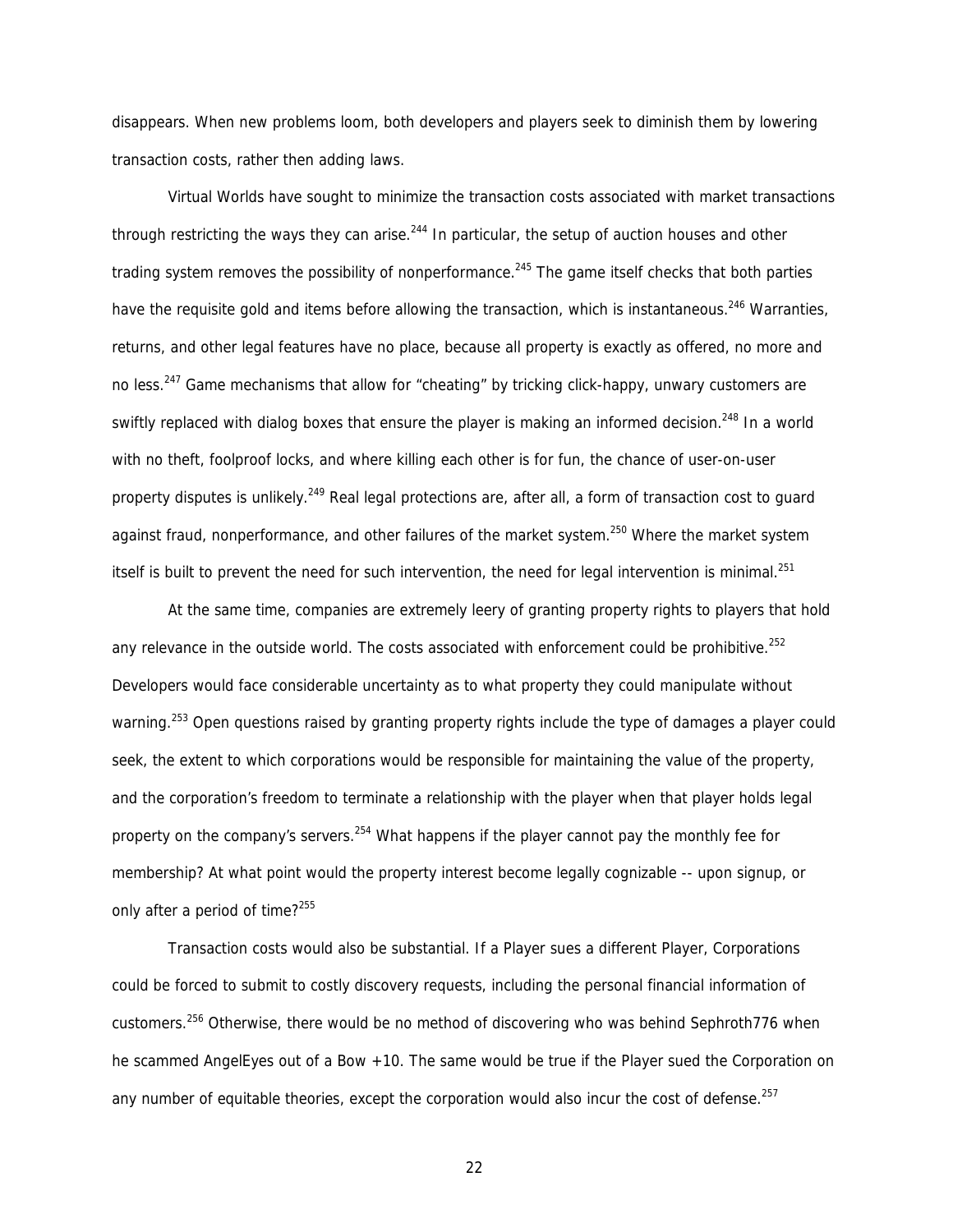disappears. When new problems loom, both developers and players seek to diminish them by lowering transaction costs, rather then adding laws.

Virtual Worlds have sought to minimize the transaction costs associated with market transactions through restricting the ways they can arise.[244] In particular, the setup of auction houses and other trading system removes the possibility of nonperformance.[245] The game itself checks that both parties have the requisite gold and items before allowing the transaction, which is instantaneous.[246] Warranties, returns, and other legal features have no place, because all property is exactly as offered, no more and no less.[247] Game mechanisms that allow for "cheating" by tricking click-happy, unwary customers are swiftly replaced with dialog boxes that ensure the player is making an informed decision.[248] In a world with no theft, foolproof locks, and where killing each other is for fun, the chance of user-on-user property disputes is unlikely.[249] Real legal protections are, after all, a form of transaction cost to guard against fraud, nonperformance, and other failures of the market system.[250] Where the market system itself is built to prevent the need for such intervention, the need for legal intervention is minimal.[251]

At the same time, companies are extremely leery of granting property rights to players that hold any relevance in the outside world. The costs associated with enforcement could be prohibitive.[252] Developers would face considerable uncertainty as to what property they could manipulate without warning.[253] Open questions raised by granting property rights include the type of damages a player could seek, the extent to which corporations would be responsible for maintaining the value of the property, and the corporation's freedom to terminate a relationship with the player when that player holds legal property on the company's servers.[254] What happens if the player cannot pay the monthly fee for membership? At what point would the property interest become legally cognizable -- upon signup, or only after a period of time?[255]

Transaction costs would also be substantial. If a Player sues a different Player, Corporations could be forced to submit to costly discovery requests, including the personal financial information of customers.[256] Otherwise, there would be no method of discovering who was behind Sephroth776 when he scammed AngelEyes out of a Bow +10. The same would be true if the Player sued the Corporation on any number of equitable theories, except the corporation would also incur the cost of defense.[257]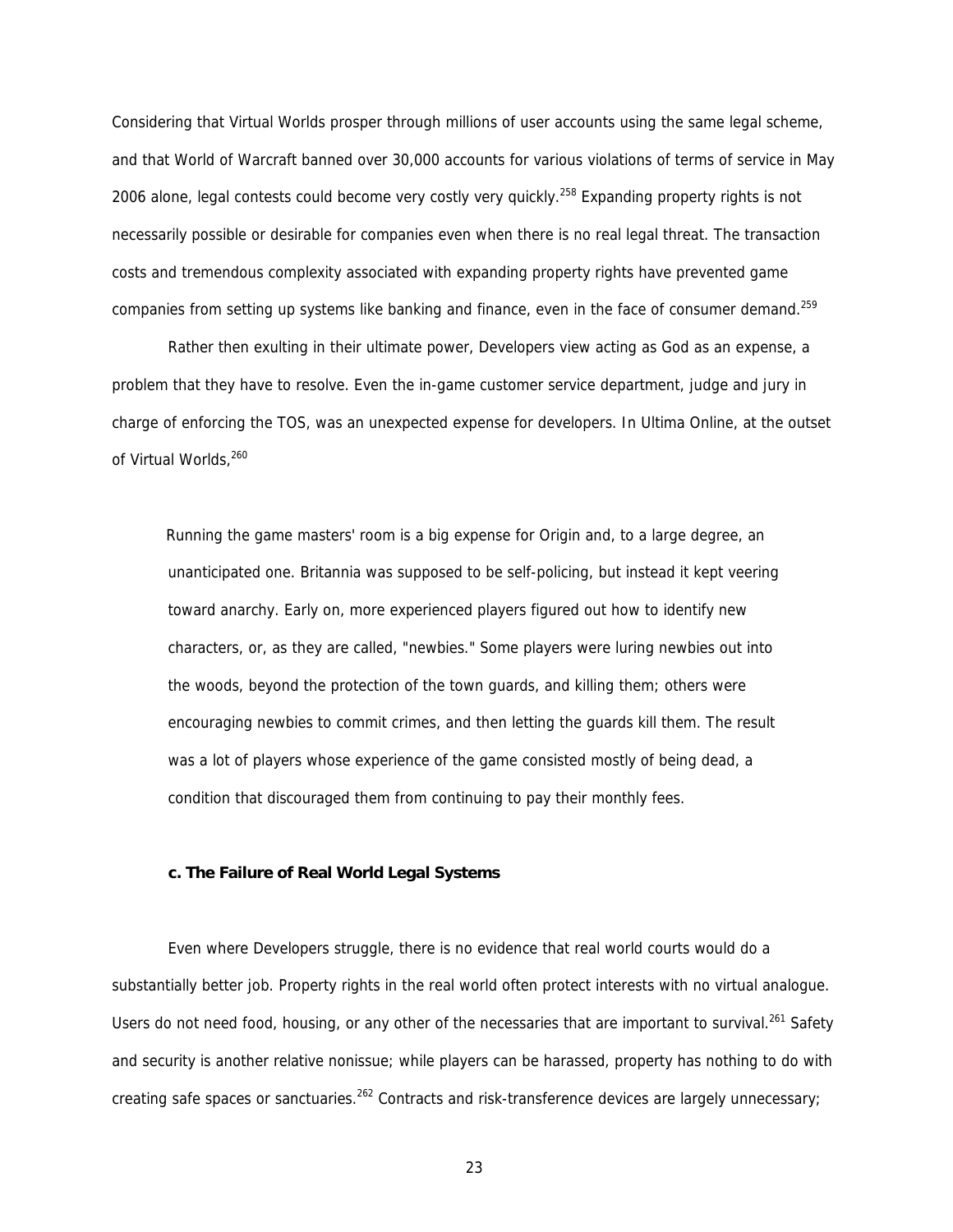Considering that Virtual Worlds prosper through millions of user accounts using the same legal scheme, and that World of Warcraft banned over 30,000 accounts for various violations of terms of service in May 2006 alone, legal contests could become very costly very quickly.[258] Expanding property rights is not necessarily possible or desirable for companies even when there is no real legal threat. The transaction costs and tremendous complexity associated with expanding property rights have prevented game companies from setting up systems like banking and finance, even in the face of consumer demand.[259]

Rather then exulting in their ultimate power, Developers view acting as God as an expense, a problem that they have to resolve. Even the in-game customer service department, judge and jury in charge of enforcing the TOS, was an unexpected expense for developers. In Ultima Online, at the outset of Virtual Worlds,[260]

> Running the game masters' room is a big expense for Origin and, to a large degree, an unanticipated one. Britannia was supposed to be self-policing, but instead it kept veering toward anarchy. Early on, more experienced players figured out how to identify new characters, or, as they are called, "newbies." Some players were luring newbies out into the woods, beyond the protection of the town guards, and killing them; others were encouraging newbies to commit crimes, and then letting the guards kill them. The result was a lot of players whose experience of the game consisted mostly of being dead, a condition that discouraged them from continuing to pay their monthly fees.

#### c. The Failure of Real World Legal Systems

Even where Developers struggle, there is no evidence that real world courts would do a substantially better job. Property rights in the real world often protect interests with no virtual analogue. Users do not need food, housing, or any other of the necessaries that are important to survival.[261] Safety and security is another relative nonissue; while players can be harassed, property has nothing to do with creating safe spaces or sanctuaries.[262] Contracts and risk-transference devices are largely unnecessary;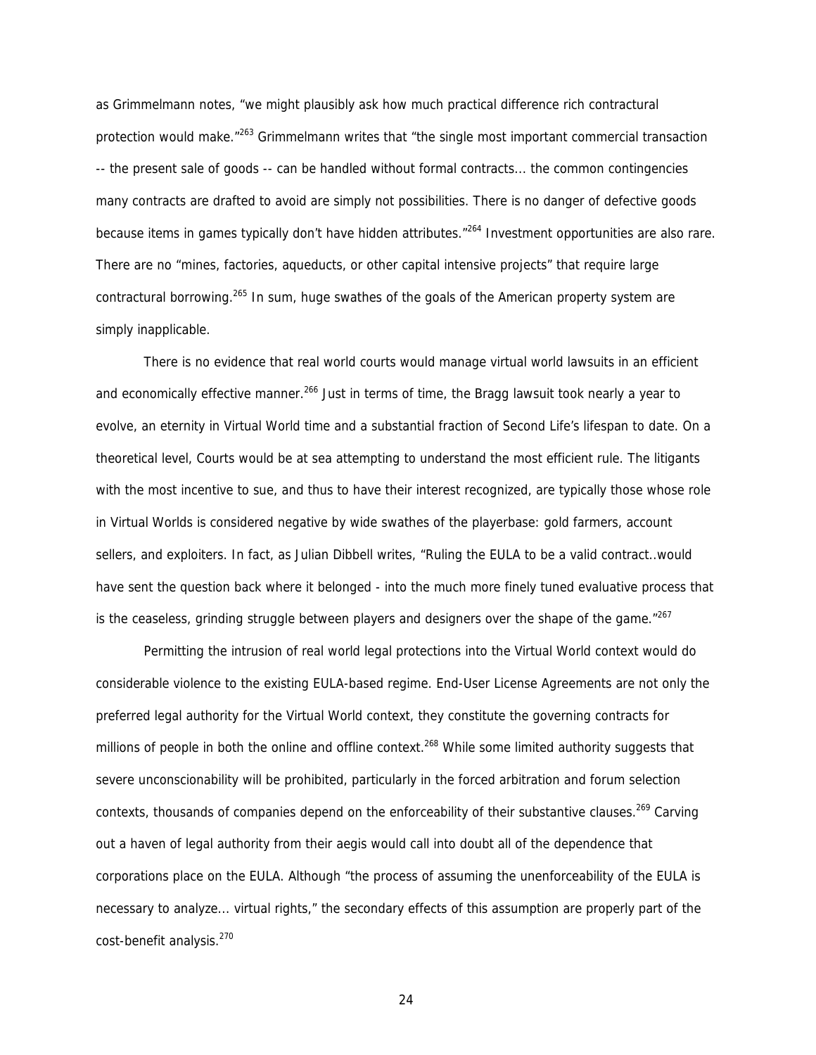as Grimmelmann notes, "we might plausibly ask how much practical difference rich contractural protection would make."[263] Grimmelmann writes that "the single most important commercial transaction -- the present sale of goods -- can be handled without formal contracts... the common contingencies many contracts are drafted to avoid are simply not possibilities. There is no danger of defective goods because items in games typically don't have hidden attributes."[264] Investment opportunities are also rare. There are no "mines, factories, aqueducts, or other capital intensive projects" that require large contractural borrowing.[265] In sum, huge swathes of the goals of the American property system are simply inapplicable.

There is no evidence that real world courts would manage virtual world lawsuits in an efficient and economically effective manner.[266] Just in terms of time, the Bragg lawsuit took nearly a year to evolve, an eternity in Virtual World time and a substantial fraction of Second Life's lifespan to date. On a theoretical level, Courts would be at sea attempting to understand the most efficient rule. The litigants with the most incentive to sue, and thus to have their interest recognized, are typically those whose role in Virtual Worlds is considered negative by wide swathes of the playerbase: gold farmers, account sellers, and exploiters. In fact, as Julian Dibbell writes, "Ruling the EULA to be a valid contract..would have sent the question back where it belonged - into the much more finely tuned evaluative process that is the ceaseless, grinding struggle between players and designers over the shape of the game."[267]

Permitting the intrusion of real world legal protections into the Virtual World context would do considerable violence to the existing EULA-based regime. End-User License Agreements are not only the preferred legal authority for the Virtual World context, they constitute the governing contracts for millions of people in both the online and offline context.[268] While some limited authority suggests that severe unconscionability will be prohibited, particularly in the forced arbitration and forum selection contexts, thousands of companies depend on the enforceability of their substantive clauses.[269] Carving out a haven of legal authority from their aegis would call into doubt all of the dependence that corporations place on the EULA. Although "the process of assuming the unenforceability of the EULA is necessary to analyze... virtual rights," the secondary effects of this assumption are properly part of the cost-benefit analysis.[270]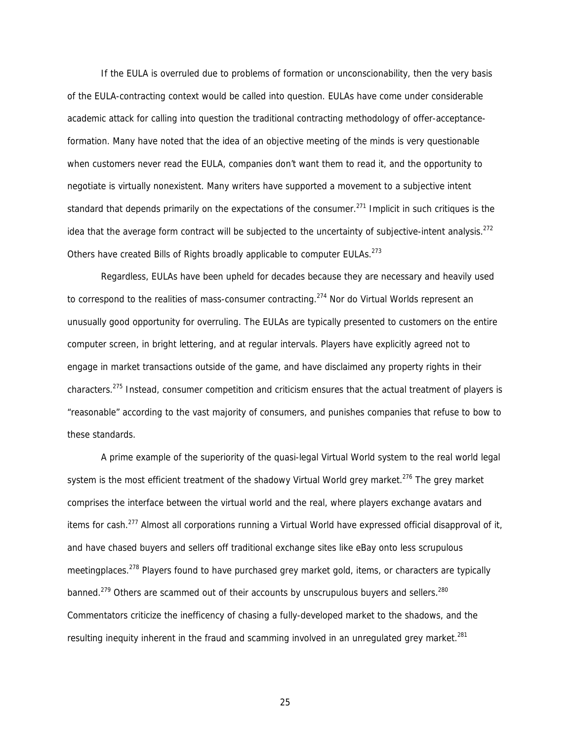If the EULA is overruled due to problems of formation or unconscionability, then the very basis of the EULA-contracting context would be called into question. EULAs have come under considerable academic attack for calling into question the traditional contracting methodology of offer-acceptance-formation. Many have noted that the idea of an objective meeting of the minds is very questionable when customers never read the EULA, companies don't want them to read it, and the opportunity to negotiate is virtually nonexistent. Many writers have supported a movement to a subjective intent standard that depends primarily on the expectations of the consumer.[271] Implicit in such critiques is the idea that the average form contract will be subjected to the uncertainty of subjective-intent analysis.[272] Others have created Bills of Rights broadly applicable to computer EULAs.[273]

Regardless, EULAs have been upheld for decades because they are necessary and heavily used to correspond to the realities of mass-consumer contracting.[274] Nor do Virtual Worlds represent an unusually good opportunity for overruling. The EULAs are typically presented to customers on the entire computer screen, in bright lettering, and at regular intervals. Players have explicitly agreed not to engage in market transactions outside of the game, and have disclaimed any property rights in their characters.[275] Instead, consumer competition and criticism ensures that the actual treatment of players is "reasonable" according to the vast majority of consumers, and punishes companies that refuse to bow to these standards.

A prime example of the superiority of the quasi-legal Virtual World system to the real world legal system is the most efficient treatment of the shadowy Virtual World grey market.[276] The grey market comprises the interface between the virtual world and the real, where players exchange avatars and items for cash.[277] Almost all corporations running a Virtual World have expressed official disapproval of it, and have chased buyers and sellers off traditional exchange sites like eBay onto less scrupulous meetingplaces.[278] Players found to have purchased grey market gold, items, or characters are typically banned.[279] Others are scammed out of their accounts by unscrupulous buyers and sellers.[280] Commentators criticize the inefficency of chasing a fully-developed market to the shadows, and the resulting inequity inherent in the fraud and scamming involved in an unregulated grey market.[281]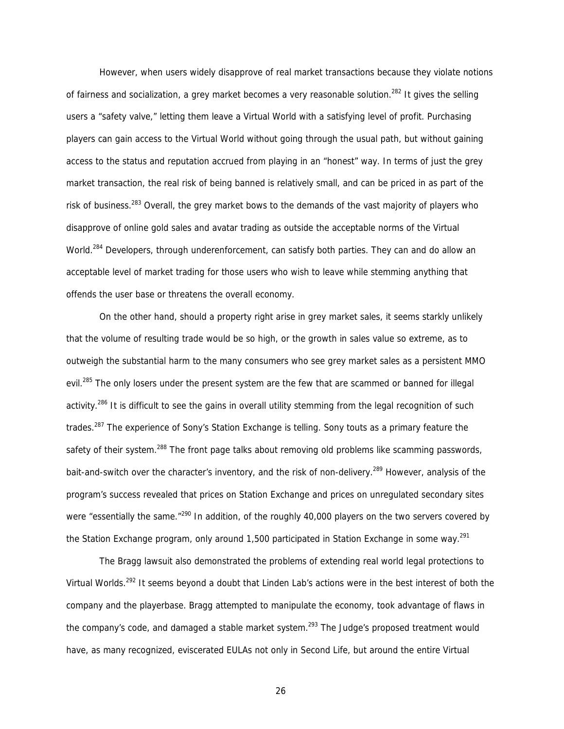However, when users widely disapprove of real market transactions because they violate notions of fairness and socialization, a grey market becomes a very reasonable solution.[282] It gives the selling users a "safety valve," letting them leave a Virtual World with a satisfying level of profit. Purchasing players can gain access to the Virtual World without going through the usual path, but without gaining access to the status and reputation accrued from playing in an "honest" way. In terms of just the grey market transaction, the real risk of being banned is relatively small, and can be priced in as part of the risk of business.[283] Overall, the grey market bows to the demands of the vast majority of players who disapprove of online gold sales and avatar trading as outside the acceptable norms of the Virtual World.[284] Developers, through underenforcement, can satisfy both parties. They can and do allow an acceptable level of market trading for those users who wish to leave while stemming anything that offends the user base or threatens the overall economy.

On the other hand, should a property right arise in grey market sales, it seems starkly unlikely that the volume of resulting trade would be so high, or the growth in sales value so extreme, as to outweigh the substantial harm to the many consumers who see grey market sales as a persistent MMO evil.[285] The only losers under the present system are the few that are scammed or banned for illegal activity.[286] It is difficult to see the gains in overall utility stemming from the legal recognition of such trades.[287] The experience of Sony's Station Exchange is telling. Sony touts as a primary feature the safety of their system.[288] The front page talks about removing old problems like scamming passwords, bait-and-switch over the character's inventory, and the risk of non-delivery.[289] However, analysis of the program's success revealed that prices on Station Exchange and prices on unregulated secondary sites were "essentially the same."[290] In addition, of the roughly 40,000 players on the two servers covered by the Station Exchange program, only around 1,500 participated in Station Exchange in some way.[291]

The Bragg lawsuit also demonstrated the problems of extending real world legal protections to Virtual Worlds.[292] It seems beyond a doubt that Linden Lab's actions were in the best interest of both the company and the playerbase. Bragg attempted to manipulate the economy, took advantage of flaws in the company's code, and damaged a stable market system.[293] The Judge's proposed treatment would have, as many recognized, eviscerated EULAs not only in Second Life, but around the entire Virtual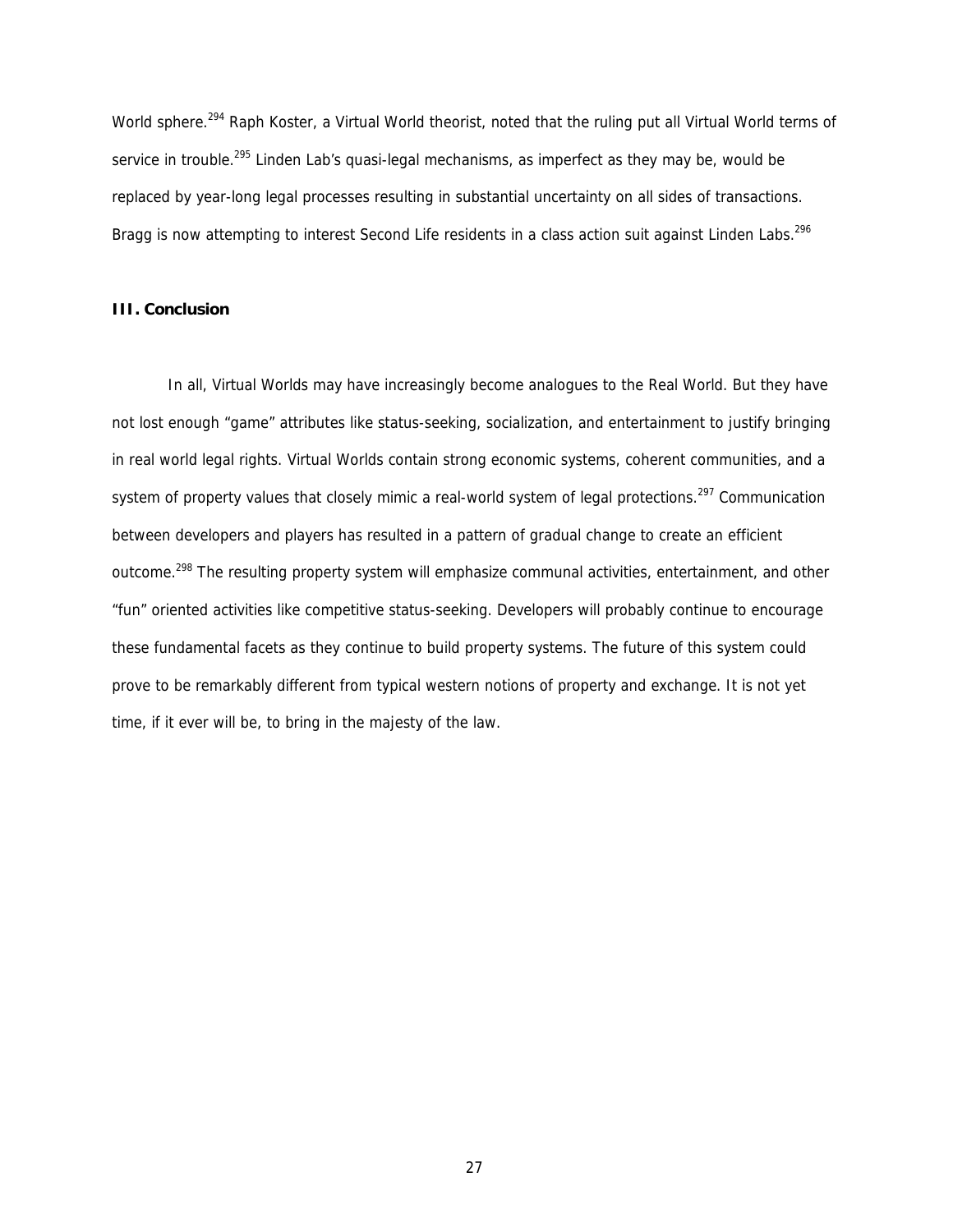World sphere.[294] Raph Koster, a Virtual World theorist, noted that the ruling put all Virtual World terms of service in trouble.[295] Linden Lab's quasi-legal mechanisms, as imperfect as they may be, would be replaced by year-long legal processes resulting in substantial uncertainty on all sides of transactions. Bragg is now attempting to interest Second Life residents in a class action suit against Linden Labs.[296]

## III. Conclusion

In all, Virtual Worlds may have increasingly become analogues to the Real World. But they have not lost enough "game" attributes like status-seeking, socialization, and entertainment to justify bringing in real world legal rights. Virtual Worlds contain strong economic systems, coherent communities, and a system of property values that closely mimic a real-world system of legal protections.[297] Communication between developers and players has resulted in a pattern of gradual change to create an efficient outcome.[298] The resulting property system will emphasize communal activities, entertainment, and other "fun" oriented activities like competitive status-seeking. Developers will probably continue to encourage these fundamental facets as they continue to build property systems. The future of this system could prove to be remarkably different from typical western notions of property and exchange. It is not yet time, if it ever will be, to bring in the majesty of the law.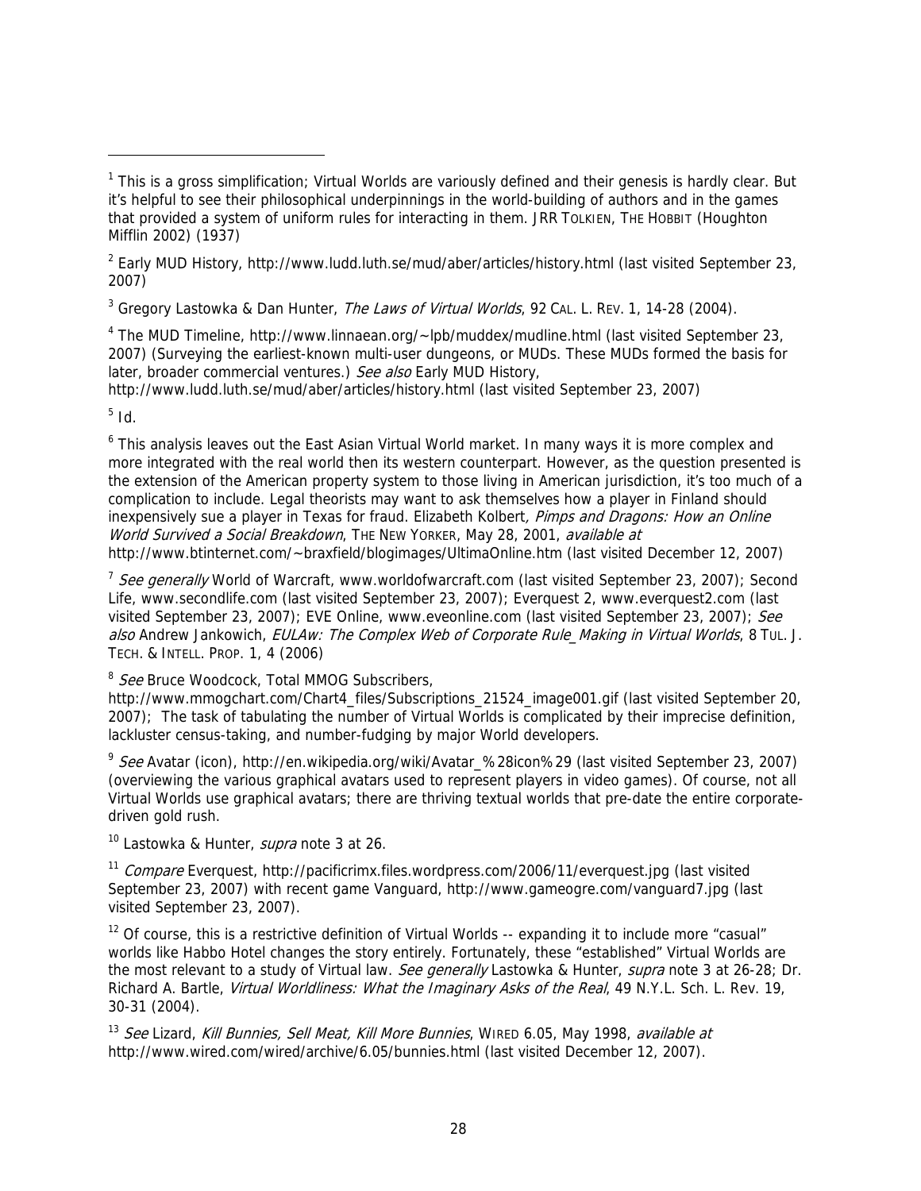[1] This is a gross simplification; Virtual Worlds are variously defined and their genesis is hardly clear. But it's helpful to see their philosophical underpinnings in the world-building of authors and in the games that provided a system of uniform rules for interacting in them. JRR TOLKIEN, THE HOBBIT (Houghton Mifflin 2002) (1937)

[2] Early MUD History, http://www.ludd.luth.se/mud/aber/articles/history.html (last visited September 23, 2007)

[3] Gregory Lastowka & Dan Hunter, *The Laws of Virtual Worlds*, 92 CAL. L. REV. 1, 14-28 (2004).

[4] The MUD Timeline, http://www.linnaean.org/~lpb/muddex/mudline.html (last visited September 23, 2007) (Surveying the earliest-known multi-user dungeons, or MUDs. These MUDs formed the basis for later, broader commercial ventures.) *See also* Early MUD History, http://www.ludd.luth.se/mud/aber/articles/history.html (last visited September 23, 2007)

[5] Id.

[6] This analysis leaves out the East Asian Virtual World market. In many ways it is more complex and more integrated with the real world then its western counterpart. However, as the question presented is the extension of the American property system to those living in American jurisdiction, it's too much of a complication to include. Legal theorists may want to ask themselves how a player in Finland should inexpensively sue a player in Texas for fraud. Elizabeth Kolbert*, Pimps and Dragons: How an Online World Survived a Social Breakdown*, THE NEW YORKER, May 28, 2001, *available at* http://www.btinternet.com/~braxfield/blogimages/UltimaOnline.htm (last visited December 12, 2007)

[7] *See generally* World of Warcraft, www.worldofwarcraft.com (last visited September 23, 2007); Second Life, www.secondlife.com (last visited September 23, 2007); Everquest 2, www.everquest2.com (last visited September 23, 2007); EVE Online, www.eveonline.com (last visited September 23, 2007); *See also* Andrew Jankowich, *EULAw: The Complex Web of Corporate Rule_Making in Virtual Worlds*, 8 TUL. J. TECH. & INTELL. PROP. 1, 4 (2006)

[8] *See* Bruce Woodcock, Total MMOG Subscribers, http://www.mmogchart.com/Chart4_files/Subscriptions_21524_image001.gif (last visited September 20, 2007); The task of tabulating the number of Virtual Worlds is complicated by their imprecise definition, lackluster census-taking, and number-fudging by major World developers.

[9] *See* Avatar (icon), http://en.wikipedia.org/wiki/Avatar_%28icon%29 (last visited September 23, 2007) (overviewing the various graphical avatars used to represent players in video games). Of course, not all Virtual Worlds use graphical avatars; there are thriving textual worlds that pre-date the entire corporate-driven gold rush.

[10] Lastowka & Hunter, *supra* note 3 at 26.

[11] *Compare* Everquest, http://pacificrimx.files.wordpress.com/2006/11/everquest.jpg (last visited September 23, 2007) with recent game Vanguard, http://www.gameogre.com/vanguard7.jpg (last visited September 23, 2007).

[12] Of course, this is a restrictive definition of Virtual Worlds -- expanding it to include more "casual" worlds like Habbo Hotel changes the story entirely. Fortunately, these "established" Virtual Worlds are the most relevant to a study of Virtual law. *See generally* Lastowka & Hunter, *supra* note 3 at 26-28; Dr. Richard A. Bartle, *Virtual Worldliness: What the Imaginary Asks of the Real*, 49 N.Y.L. Sch. L. Rev. 19, 30-31 (2004).

[13] *See* Lizard, *Kill Bunnies, Sell Meat, Kill More Bunnies*, WIRED 6.05, May 1998, *available at* http://www.wired.com/wired/archive/6.05/bunnies.html (last visited December 12, 2007).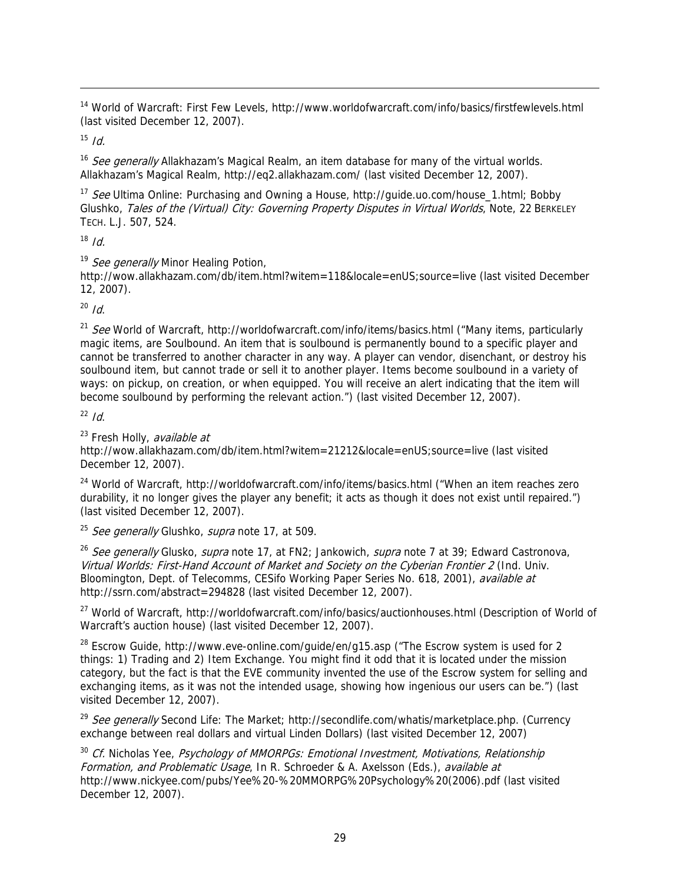[14] World of Warcraft: First Few Levels, http://www.worldofwarcraft.com/info/basics/firstfewlevels.html (last visited December 12, 2007).

[15] *Id.*

[16] *See generally* Allakhazam's Magical Realm, an item database for many of the virtual worlds. Allakhazam's Magical Realm, http://eq2.allakhazam.com/ (last visited December 12, 2007).

[17] *See* Ultima Online: Purchasing and Owning a House, http://guide.uo.com/house_1.html; Bobby Glushko, *Tales of the (Virtual) City: Governing Property Disputes in Virtual Worlds*, Note, 22 BERKELEY TECH. L.J. 507, 524.

[18] *Id.*

[19] *See generally* Minor Healing Potion, http://wow.allakhazam.com/db/item.html?witem=118&locale=enUS;source=live (last visited December 12, 2007).

[20] *Id.*

[21] *See* World of Warcraft, http://worldofwarcraft.com/info/items/basics.html ("Many items, particularly magic items, are Soulbound. An item that is soulbound is permanently bound to a specific player and cannot be transferred to another character in any way. A player can vendor, disenchant, or destroy his soulbound item, but cannot trade or sell it to another player. Items become soulbound in a variety of ways: on pickup, on creation, or when equipped. You will receive an alert indicating that the item will become soulbound by performing the relevant action.") (last visited December 12, 2007).

[22] *Id.*

[23] Fresh Holly, *available at* http://wow.allakhazam.com/db/item.html?witem=21212&locale=enUS;source=live (last visited December 12, 2007).

[24] World of Warcraft, http://worldofwarcraft.com/info/items/basics.html ("When an item reaches zero durability, it no longer gives the player any benefit; it acts as though it does not exist until repaired.") (last visited December 12, 2007).

[25] *See generally* Glushko, *supra* note 17, at 509.

[26] *See generally* Glusko, *supra* note 17, at FN2; Jankowich, *supra* note 7 at 39; Edward Castronova, *Virtual Worlds: First-Hand Account of Market and Society on the Cyberian Frontier 2* (Ind. Univ. Bloomington, Dept. of Telecomms, CESifo Working Paper Series No. 618, 2001), *available at* http://ssrn.com/abstract=294828 (last visited December 12, 2007).

[27] World of Warcraft, http://worldofwarcraft.com/info/basics/auctionhouses.html (Description of World of Warcraft's auction house) (last visited December 12, 2007).

[28] Escrow Guide, http://www.eve-online.com/guide/en/g15.asp ("The Escrow system is used for 2 things: 1) Trading and 2) Item Exchange. You might find it odd that it is located under the mission category, but the fact is that the EVE community invented the use of the Escrow system for selling and exchanging items, as it was not the intended usage, showing how ingenious our users can be.") (last visited December 12, 2007).

[29] *See generally* Second Life: The Market; http://secondlife.com/whatis/marketplace.php. (Currency exchange between real dollars and virtual Linden Dollars) (last visited December 12, 2007)

[30] *Cf.* Nicholas Yee, *Psychology of MMORPGs: Emotional Investment, Motivations, Relationship Formation, and Problematic Usage*, In R. Schroeder & A. Axelsson (Eds.), *available at* http://www.nickyee.com/pubs/Yee%20-%20MMORPG%20Psychology%20(2006).pdf (last visited December 12, 2007).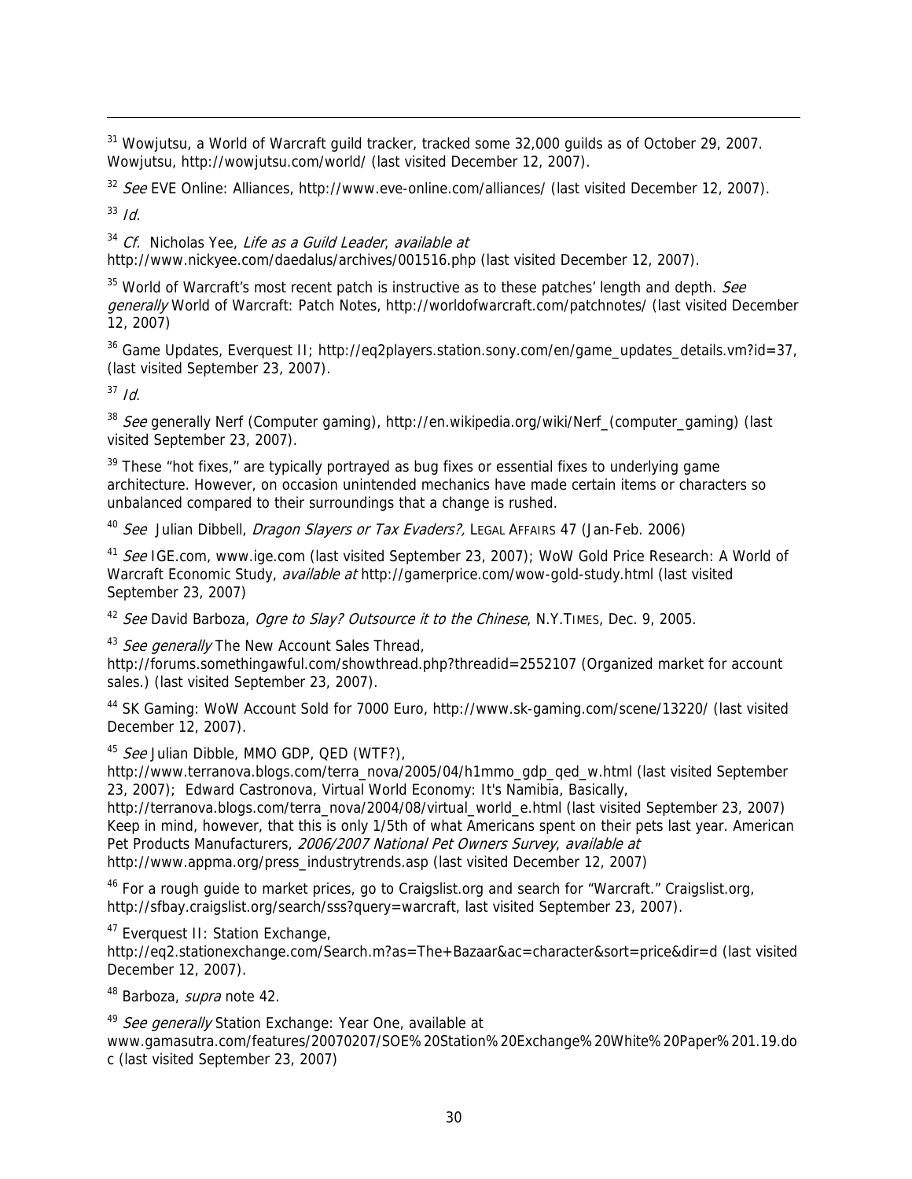[31] Wowjutsu, a World of Warcraft guild tracker, tracked some 32,000 guilds as of October 29, 2007. Wowjutsu, http://wowjutsu.com/world/ (last visited December 12, 2007).

[32] *See* EVE Online: Alliances, http://www.eve-online.com/alliances/ (last visited December 12, 2007).

[33] *Id.*

[34] *Cf.* Nicholas Yee, *Life as a Guild Leader*, *available at* http://www.nickyee.com/daedalus/archives/001516.php (last visited December 12, 2007).

[35] World of Warcraft's most recent patch is instructive as to these patches' length and depth. *See generally* World of Warcraft: Patch Notes, http://worldofwarcraft.com/patchnotes/ (last visited December 12, 2007)

[36] Game Updates, Everquest II; http://eq2players.station.sony.com/en/game_updates_details.vm?id=37, (last visited September 23, 2007).

[37] *Id*.

[38] *See* generally Nerf (Computer gaming), http://en.wikipedia.org/wiki/Nerf_(computer_gaming) (last visited September 23, 2007).

[39] These "hot fixes," are typically portrayed as bug fixes or essential fixes to underlying game architecture. However, on occasion unintended mechanics have made certain items or characters so unbalanced compared to their surroundings that a change is rushed.

[40] *See* Julian Dibbell, *Dragon Slayers or Tax Evaders?,* LEGAL AFFAIRS 47 (Jan-Feb. 2006)

[41] *See* IGE.com, www.ige.com (last visited September 23, 2007); WoW Gold Price Research: A World of Warcraft Economic Study, *available at* http://gamerprice.com/wow-gold-study.html (last visited September 23, 2007)

[42] *See* David Barboza, *Ogre to Slay? Outsource it to the Chinese*, N.Y.TIMES, Dec. 9, 2005.

[43] *See generally* The New Account Sales Thread, http://forums.somethingawful.com/showthread.php?threadid=2552107 (Organized market for account sales.) (last visited September 23, 2007).

[44] SK Gaming: WoW Account Sold for 7000 Euro, http://www.sk-gaming.com/scene/13220/ (last visited December 12, 2007).

[45] *See* Julian Dibble, MMO GDP, QED (WTF?), http://www.terranova.blogs.com/terra_nova/2005/04/h1mmo_gdp_qed_w.html (last visited September 23, 2007); Edward Castronova, Virtual World Economy: It's Namibia, Basically, http://terranova.blogs.com/terra_nova/2004/08/virtual_world_e.html (last visited September 23, 2007) Keep in mind, however, that this is only 1/5th of what Americans spent on their pets last year. American Pet Products Manufacturers, *2006/2007 National Pet Owners Survey*, *available at* http://www.appma.org/press_industrytrends.asp (last visited December 12, 2007)

[46] For a rough guide to market prices, go to Craigslist.org and search for "Warcraft." Craigslist.org, http://sfbay.craigslist.org/search/sss?query=warcraft, last visited September 23, 2007).

[47] Everquest II: Station Exchange, http://eq2.stationexchange.com/Search.m?as=The+Bazaar&ac=character&sort=price&dir=d (last visited December 12, 2007).

[48] Barboza, *supra* note 42.

[49] *See generally* Station Exchange: Year One, available at www.gamasutra.com/features/20070207/SOE%20Station%20Exchange%20White%20Paper%201.19.doc (last visited September 23, 2007)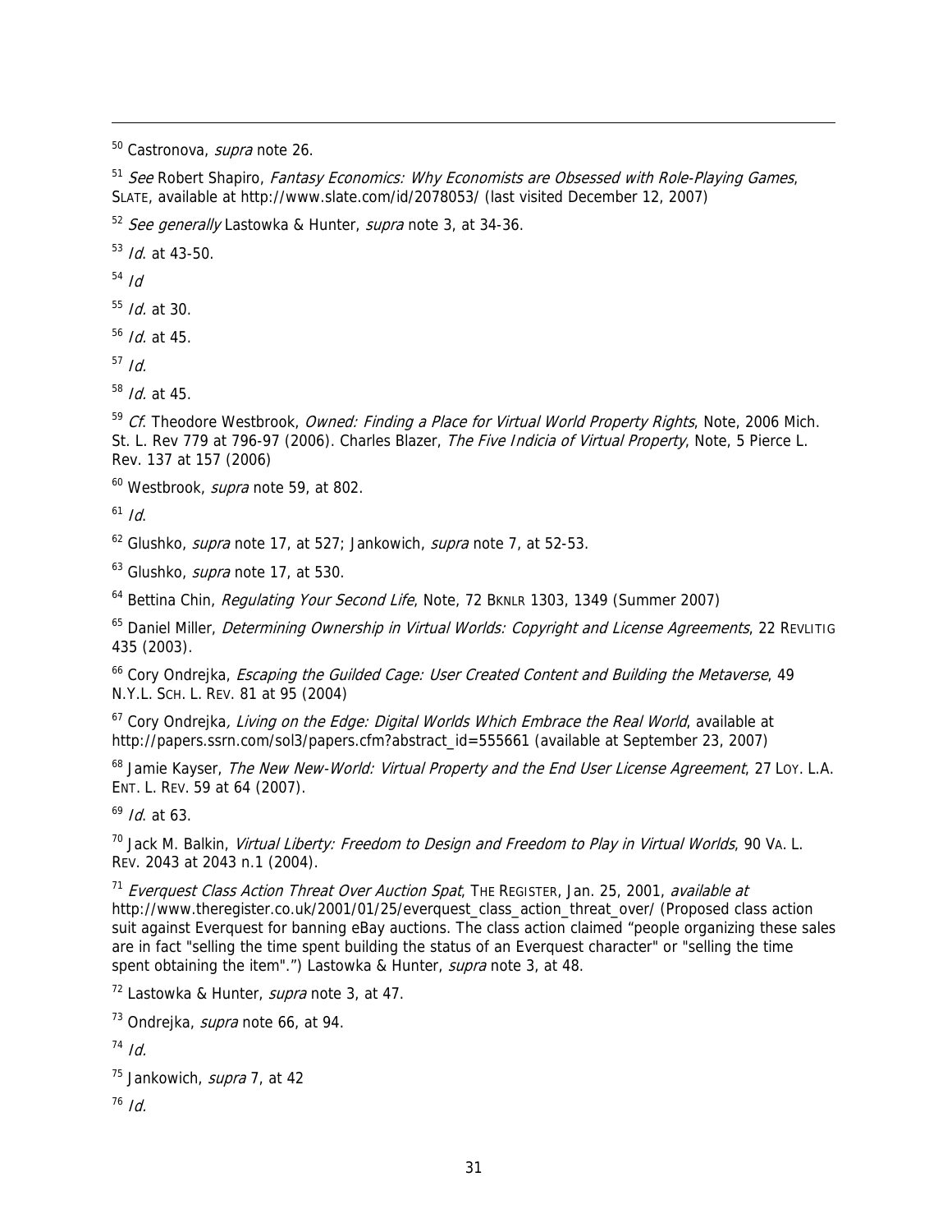[50] Castronova, *supra* note 26.

[51] *See* Robert Shapiro, *Fantasy Economics: Why Economists are Obsessed with Role-Playing Games*, SLATE, available at http://www.slate.com/id/2078053/ (last visited December 12, 2007)

[52] *See generally* Lastowka & Hunter, *supra* note 3, at 34-36.

[53] *Id*. at 43-50.

[54] *Id*

[55] *Id.* at 30.

[56] *Id*. at 45.

[57] *Id.*

[58] *Id*. at 45.

[59] *Cf*. Theodore Westbrook, *Owned: Finding a Place for Virtual World Property Rights*, Note, 2006 Mich. St. L. Rev 779 at 796-97 (2006). Charles Blazer, *The Five Indicia of Virtual Property*, Note, 5 Pierce L. Rev. 137 at 157 (2006)

[60] Westbrook, *supra* note 59, at 802.

[61] *Id*.

[62] Glushko, *supra* note 17, at 527; Jankowich, *supra* note 7, at 52-53.

[63] Glushko, *supra* note 17, at 530.

[64] Bettina Chin, *Regulating Your Second Life*, Note, 72 BKNLR 1303, 1349 (Summer 2007)

[65] Daniel Miller, *Determining Ownership in Virtual Worlds: Copyright and License Agreements*, 22 REVLITIG 435 (2003).

[66] Cory Ondrejka, *Escaping the Guilded Cage: User Created Content and Building the Metaverse*, 49 N.Y.L. SCH. L. REV. 81 at 95 (2004)

[67] Cory Ondrejka*, Living on the Edge: Digital Worlds Which Embrace the Real World*, available at http://papers.ssrn.com/sol3/papers.cfm?abstract_id=555661 (available at September 23, 2007)

[68] Jamie Kayser, *The New New-World: Virtual Property and the End User License Agreement*, 27 LOY. L.A. ENT. L. REV. 59 at 64 (2007).

[69] *Id*. at 63.

[70] Jack M. Balkin, *Virtual Liberty: Freedom to Design and Freedom to Play in Virtual Worlds*, 90 VA. L. REV. 2043 at 2043 n.1 (2004).

[71] *Everquest Class Action Threat Over Auction Spat*, THE REGISTER, Jan. 25, 2001, *available at* http://www.theregister.co.uk/2001/01/25/everquest_class_action_threat_over/ (Proposed class action suit against Everquest for banning eBay auctions. The class action claimed "people organizing these sales are in fact "selling the time spent building the status of an Everquest character" or "selling the time spent obtaining the item".") Lastowka & Hunter, *supra* note 3, at 48.

[72] Lastowka & Hunter, *supra* note 3, at 47.

[73] Ondrejka, *supra* note 66, at 94.

[74] *Id.*

[75] Jankowich, *supra* 7, at 42

[76] *Id.*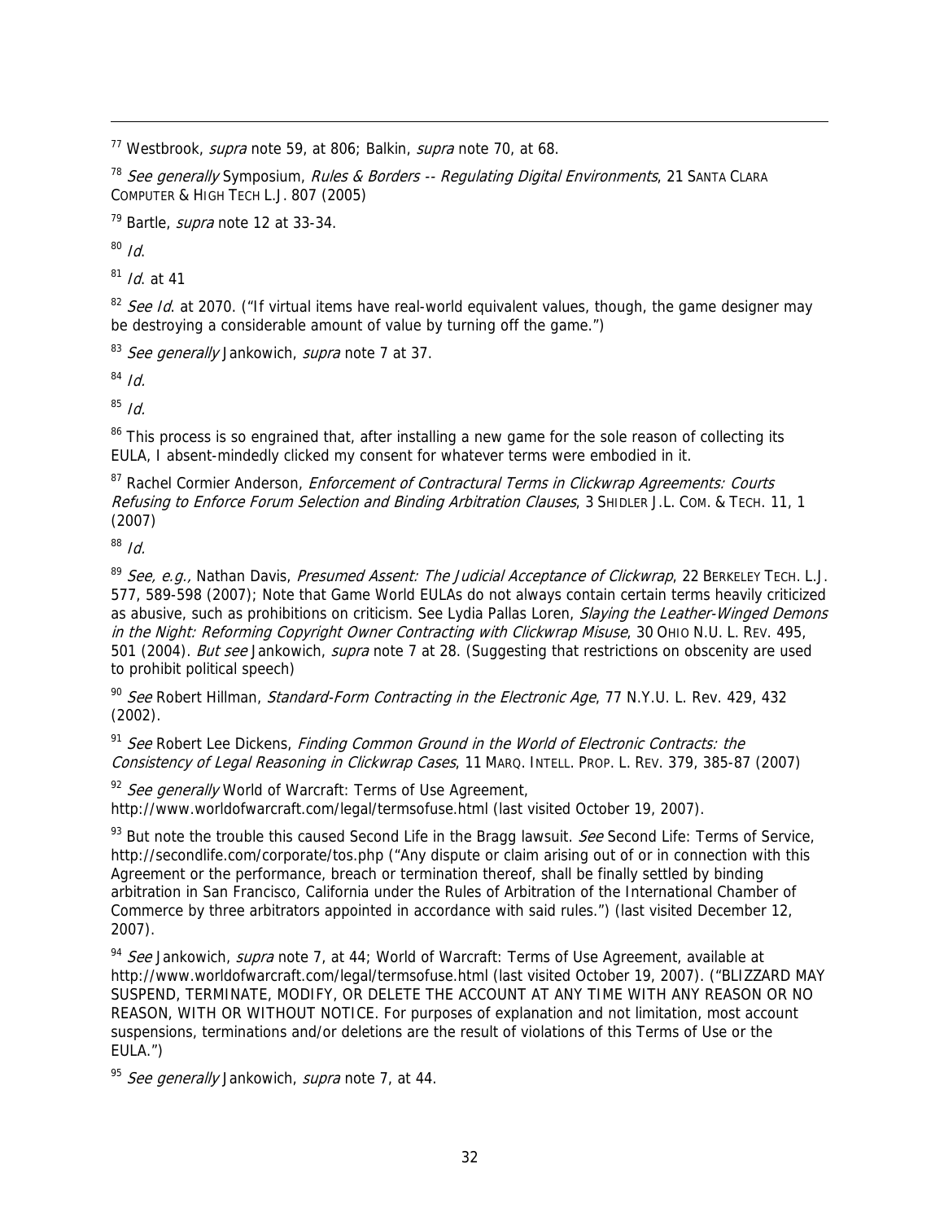[77] Westbrook, *supra* note 59, at 806; Balkin, *supra* note 70, at 68.

[78] *See generally* Symposium, *Rules & Borders -- Regulating Digital Environments*, 21 SANTA CLARA COMPUTER & HIGH TECH L.J. 807 (2005)

[79] Bartle, *supra* note 12 at 33-34.

[80] *Id*.

[81] *Id*. at 41

[82] *See Id*. at 2070. ("If virtual items have real-world equivalent values, though, the game designer may be destroying a considerable amount of value by turning off the game.")

[83] *See generally* Jankowich, *supra* note 7 at 37.

[84] *Id.*

[85] *Id.*

[86] This process is so engrained that, after installing a new game for the sole reason of collecting its EULA, I absent-mindedly clicked my consent for whatever terms were embodied in it.

[87] Rachel Cormier Anderson, *Enforcement of Contractural Terms in Clickwrap Agreements: Courts Refusing to Enforce Forum Selection and Binding Arbitration Clauses*, 3 SHIDLER J.L. COM. & TECH. 11, 1 (2007)

[88] *Id.*

[89] *See, e.g.,* Nathan Davis, *Presumed Assent: The Judicial Acceptance of Clickwrap*, 22 BERKELEY TECH. L.J. 577, 589-598 (2007); Note that Game World EULAs do not always contain certain terms heavily criticized as abusive, such as prohibitions on criticism. See Lydia Pallas Loren, *Slaying the Leather-Winged Demons in the Night: Reforming Copyright Owner Contracting with Clickwrap Misuse*, 30 OHIO N.U. L. REV. 495, 501 (2004). *But see* Jankowich, *supra* note 7 at 28. (Suggesting that restrictions on obscenity are used to prohibit political speech)

[90] *See* Robert Hillman, *Standard-Form Contracting in the Electronic Age*, 77 N.Y.U. L. Rev. 429, 432 (2002).

[91] *See* Robert Lee Dickens, *Finding Common Ground in the World of Electronic Contracts: the Consistency of Legal Reasoning in Clickwrap Cases*, 11 MARQ. INTELL. PROP. L. REV. 379, 385-87 (2007)

[92] *See generally* World of Warcraft: Terms of Use Agreement, http://www.worldofwarcraft.com/legal/termsofuse.html (last visited October 19, 2007).

[93] But note the trouble this caused Second Life in the Bragg lawsuit. *See* Second Life: Terms of Service, http://secondlife.com/corporate/tos.php ("Any dispute or claim arising out of or in connection with this Agreement or the performance, breach or termination thereof, shall be finally settled by binding arbitration in San Francisco, California under the Rules of Arbitration of the International Chamber of Commerce by three arbitrators appointed in accordance with said rules.") (last visited December 12, 2007).

[94] *See* Jankowich, *supra* note 7, at 44; World of Warcraft: Terms of Use Agreement, available at http://www.worldofwarcraft.com/legal/termsofuse.html (last visited October 19, 2007). ("BLIZZARD MAY SUSPEND, TERMINATE, MODIFY, OR DELETE THE ACCOUNT AT ANY TIME WITH ANY REASON OR NO REASON, WITH OR WITHOUT NOTICE. For purposes of explanation and not limitation, most account suspensions, terminations and/or deletions are the result of violations of this Terms of Use or the EULA.")

[95] *See generally* Jankowich, *supra* note 7, at 44.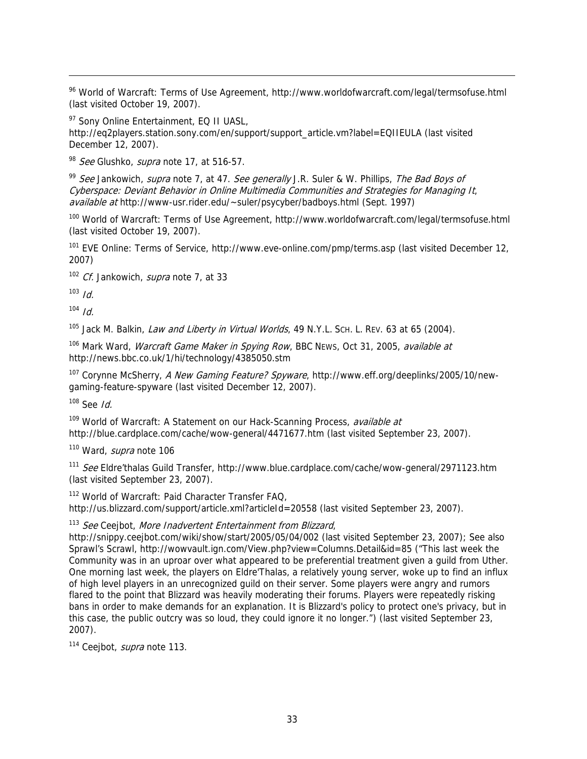[96] World of Warcraft: Terms of Use Agreement, http://www.worldofwarcraft.com/legal/termsofuse.html (last visited October 19, 2007).

[97] Sony Online Entertainment, EQ II UASL, http://eq2players.station.sony.com/en/support/support_article.vm?label=EQIIEULA (last visited December 12, 2007).

[98] *See* Glushko, *supra* note 17, at 516-57.

[99] *See* Jankowich, *supra* note 7, at 47. *See generally* J.R. Suler & W. Phillips, *The Bad Boys of Cyberspace: Deviant Behavior in Online Multimedia Communities and Strategies for Managing It*, *available at* http://www-usr.rider.edu/~suler/psycyber/badboys.html (Sept. 1997)

[100] World of Warcraft: Terms of Use Agreement, http://www.worldofwarcraft.com/legal/termsofuse.html (last visited October 19, 2007).

[101] EVE Online: Terms of Service, http://www.eve-online.com/pmp/terms.asp (last visited December 12, 2007)

[102] *Cf.* Jankowich, *supra* note 7, at 33

[103] *Id.*

[104] *Id.*

[105] Jack M. Balkin, *Law and Liberty in Virtual Worlds*, 49 N.Y.L. SCH. L. REV. 63 at 65 (2004).

[106] Mark Ward, *Warcraft Game Maker in Spying Row*, BBC NEWS, Oct 31, 2005, *available at* http://news.bbc.co.uk/1/hi/technology/4385050.stm

[107] Corynne McSherry, *A New Gaming Feature? Spyware*, http://www.eff.org/deeplinks/2005/10/new-gaming-feature-spyware (last visited December 12, 2007).

[108] See *Id.*

[109] World of Warcraft: A Statement on our Hack-Scanning Process, *available at* http://blue.cardplace.com/cache/wow-general/4471677.htm (last visited September 23, 2007).

[110] Ward, *supra* note 106

[111] *See* Eldre'thalas Guild Transfer, http://www.blue.cardplace.com/cache/wow-general/2971123.htm (last visited September 23, 2007).

[112] World of Warcraft: Paid Character Transfer FAQ, http://us.blizzard.com/support/article.xml?articleId=20558 (last visited September 23, 2007).

[113] *See* Ceejbot, *More Inadvertent Entertainment from Blizzard*, http://snippy.ceejbot.com/wiki/show/start/2005/05/04/002 (last visited September 23, 2007); See also Sprawl's Scrawl, http://wowvault.ign.com/View.php?view=Columns.Detail&id=85 ("This last week the Community was in an uproar over what appeared to be preferential treatment given a guild from Uther. One morning last week, the players on Eldre'Thalas, a relatively young server, woke up to find an influx of high level players in an unrecognized guild on their server. Some players were angry and rumors flared to the point that Blizzard was heavily moderating their forums. Players were repeatedly risking bans in order to make demands for an explanation. It is Blizzard's policy to protect one's privacy, but in this case, the public outcry was so loud, they could ignore it no longer.") (last visited September 23, 2007).

[114] Ceejbot, *supra* note 113.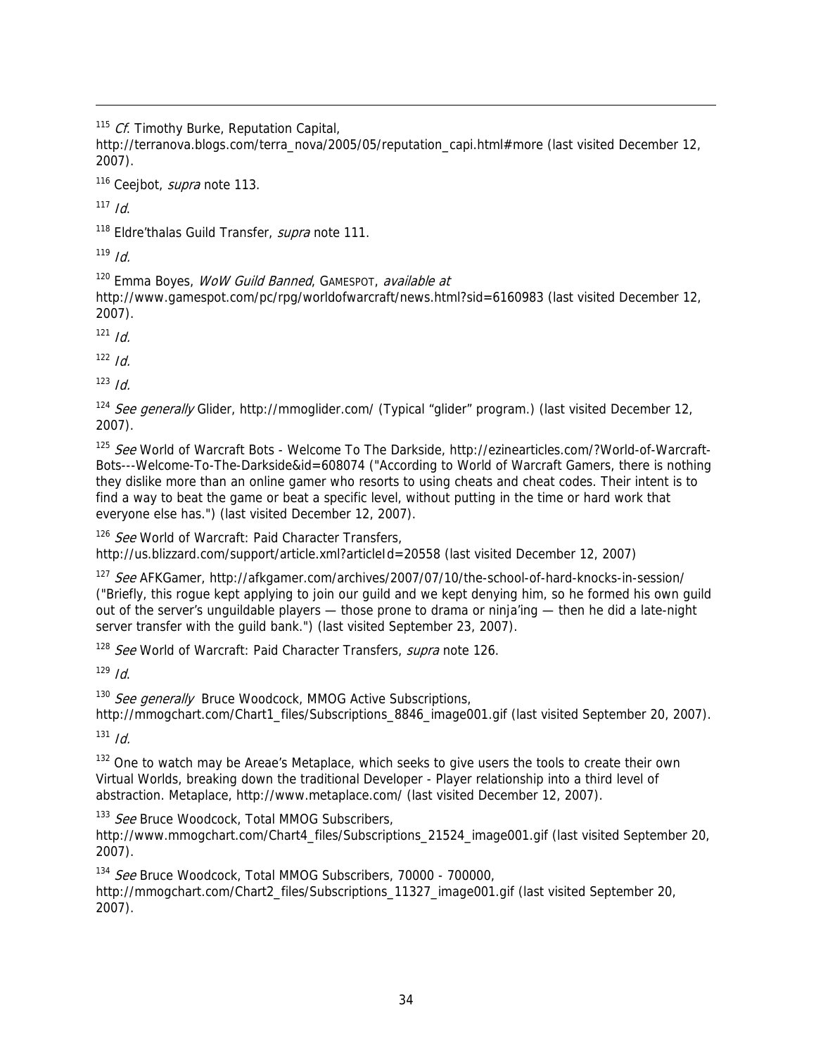[115] *Cf.* Timothy Burke, Reputation Capital, http://terranova.blogs.com/terra_nova/2005/05/reputation_capi.html#more (last visited December 12, 2007).

[116] Ceejbot, *supra* note 113.

[117] *Id*.

[118] Eldre'thalas Guild Transfer, *supra* note 111.

[119] *Id.*

[120] Emma Boyes, *WoW Guild Banned*, GAMESPOT, *available at* http://www.gamespot.com/pc/rpg/worldofwarcraft/news.html?sid=6160983 (last visited December 12, 2007).

[121] *Id.*

[122] *Id.*

[123] *Id.*

[124] *See generally* Glider, http://mmoglider.com/ (Typical "glider" program.) (last visited December 12, 2007).

[125] *See* World of Warcraft Bots - Welcome To The Darkside, http://ezinearticles.com/?World-of-Warcraft-Bots---Welcome-To-The-Darkside&id=608074 ("According to World of Warcraft Gamers, there is nothing they dislike more than an online gamer who resorts to using cheats and cheat codes. Their intent is to find a way to beat the game or beat a specific level, without putting in the time or hard work that everyone else has.") (last visited December 12, 2007).

[126] *See* World of Warcraft: Paid Character Transfers, http://us.blizzard.com/support/article.xml?articleId=20558 (last visited December 12, 2007)

[127] *See* AFKGamer, http://afkgamer.com/archives/2007/07/10/the-school-of-hard-knocks-in-session/ ("Briefly, this rogue kept applying to join our guild and we kept denying him, so he formed his own guild out of the server's unguildable players — those prone to drama or ninja'ing — then he did a late-night server transfer with the guild bank.") (last visited September 23, 2007).

[128] *See* World of Warcraft: Paid Character Transfers, *supra* note 126.

[129] *Id*.

[130] *See generally* Bruce Woodcock, MMOG Active Subscriptions, http://mmogchart.com/Chart1_files/Subscriptions_8846_image001.gif (last visited September 20, 2007).

[131] *Id.*

[132] One to watch may be Areae's Metaplace, which seeks to give users the tools to create their own Virtual Worlds, breaking down the traditional Developer - Player relationship into a third level of abstraction. Metaplace, http://www.metaplace.com/ (last visited December 12, 2007).

[133] *See* Bruce Woodcock, Total MMOG Subscribers, http://www.mmogchart.com/Chart4_files/Subscriptions_21524_image001.gif (last visited September 20, 2007).

[134] *See* Bruce Woodcock, Total MMOG Subscribers, 70000 - 700000, http://mmogchart.com/Chart2_files/Subscriptions_11327_image001.gif (last visited September 20, 2007).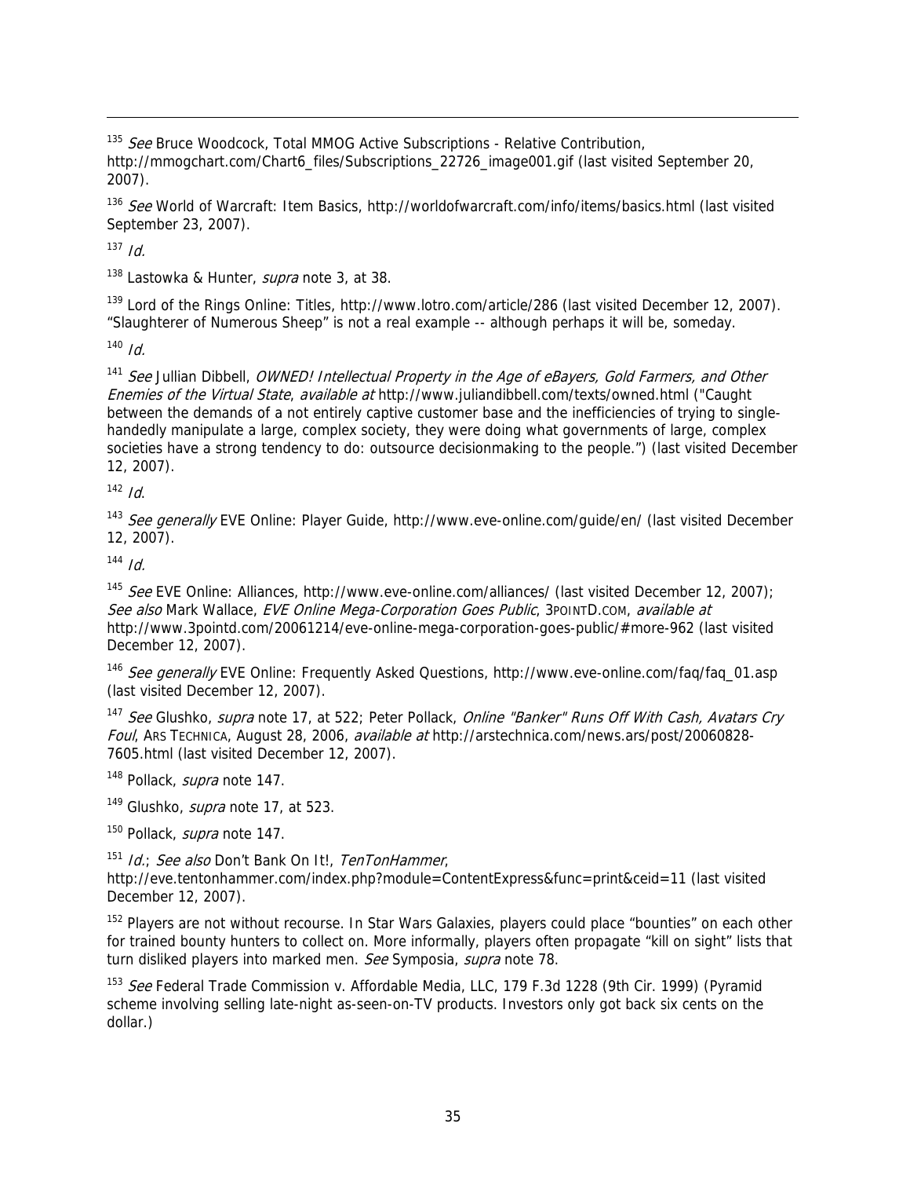[135] *See* Bruce Woodcock, Total MMOG Active Subscriptions - Relative Contribution, http://mmogchart.com/Chart6_files/Subscriptions_22726_image001.gif (last visited September 20, 2007).

[136] *See* World of Warcraft: Item Basics, http://worldofwarcraft.com/info/items/basics.html (last visited September 23, 2007).

[137] *Id.*

[138] Lastowka & Hunter, *supra* note 3, at 38.

[139] Lord of the Rings Online: Titles, http://www.lotro.com/article/286 (last visited December 12, 2007). "Slaughterer of Numerous Sheep" is not a real example -- although perhaps it will be, someday.

[140] *Id.*

[141] *See* Jullian Dibbell, *OWNED! Intellectual Property in the Age of eBayers, Gold Farmers, and Other Enemies of the Virtual State*, *available at* http://www.juliandibbell.com/texts/owned.html ("Caught between the demands of a not entirely captive customer base and the inefficiencies of trying to single-handedly manipulate a large, complex society, they were doing what governments of large, complex societies have a strong tendency to do: outsource decisionmaking to the people.") (last visited December 12, 2007).

[142] *Id*.

[143] *See generally* EVE Online: Player Guide, http://www.eve-online.com/guide/en/ (last visited December 12, 2007).

[144] *Id.*

[145] *See* EVE Online: Alliances, http://www.eve-online.com/alliances/ (last visited December 12, 2007); *See also* Mark Wallace, *EVE Online Mega-Corporation Goes Public*, 3POINTD.COM, *available at* http://www.3pointd.com/20061214/eve-online-mega-corporation-goes-public/#more-962 (last visited December 12, 2007).

[146] *See generally* EVE Online: Frequently Asked Questions, http://www.eve-online.com/faq/faq_01.asp (last visited December 12, 2007).

[147] *See* Glushko, *supra* note 17, at 522; Peter Pollack, *Online "Banker" Runs Off With Cash, Avatars Cry Foul*, ARS TECHNICA, August 28, 2006, *available at* http://arstechnica.com/news.ars/post/20060828-7605.html (last visited December 12, 2007).

[148] Pollack, *supra* note 147.

[149] Glushko, *supra* note 17, at 523.

[150] Pollack, *supra* note 147.

[151] *Id.*; *See also* Don't Bank On It!, *TenTonHammer*, http://eve.tentonhammer.com/index.php?module=ContentExpress&func=print&ceid=11 (last visited December 12, 2007).

[152] Players are not without recourse. In Star Wars Galaxies, players could place "bounties" on each other for trained bounty hunters to collect on. More informally, players often propagate "kill on sight" lists that turn disliked players into marked men. *See* Symposia, *supra* note 78.

[153] *See* Federal Trade Commission v. Affordable Media, LLC, 179 F.3d 1228 (9th Cir. 1999) (Pyramid scheme involving selling late-night as-seen-on-TV products. Investors only got back six cents on the dollar.)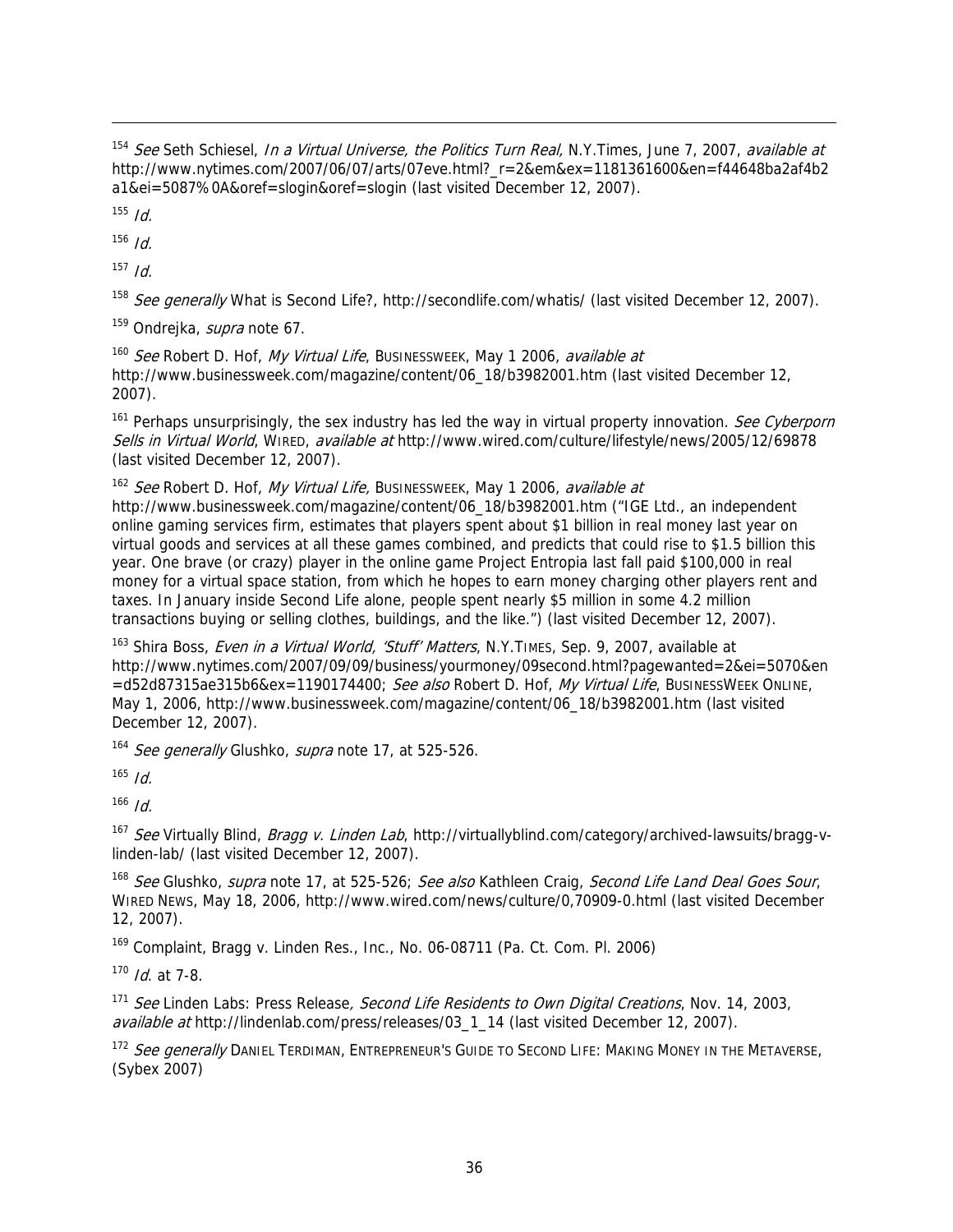[154] *See* Seth Schiesel, *In a Virtual Universe, the Politics Turn Real,* N.Y.Times, June 7, 2007, *available at* http://www.nytimes.com/2007/06/07/arts/07eve.html?_r=2&em&ex=1181361600&en=f44648ba2af4b2a1&ei=5087%0A&oref=slogin&oref=slogin (last visited December 12, 2007).

[155] *Id.*

[156] *Id.*

[157] *Id.*

[158] *See generally* What is Second Life?, http://secondlife.com/whatis/ (last visited December 12, 2007).

[159] Ondrejka, *supra* note 67.

[160] *See* Robert D. Hof, *My Virtual Life*, BUSINESSWEEK, May 1 2006, *available at* http://www.businessweek.com/magazine/content/06_18/b3982001.htm (last visited December 12, 2007).

[161] Perhaps unsurprisingly, the sex industry has led the way in virtual property innovation. *See Cyberporn Sells in Virtual World*, WIRED, *available at* http://www.wired.com/culture/lifestyle/news/2005/12/69878 (last visited December 12, 2007).

[162] *See* Robert D. Hof, *My Virtual Life,* BUSINESSWEEK, May 1 2006, *available at* http://www.businessweek.com/magazine/content/06_18/b3982001.htm ("IGE Ltd., an independent online gaming services firm, estimates that players spent about $1 billion in real money last year on virtual goods and services at all these games combined, and predicts that could rise to $1.5 billion this year. One brave (or crazy) player in the online game Project Entropia last fall paid $100,000 in real money for a virtual space station, from which he hopes to earn money charging other players rent and taxes. In January inside Second Life alone, people spent nearly $5 million in some 4.2 million transactions buying or selling clothes, buildings, and the like.") (last visited December 12, 2007).

[163] Shira Boss, *Even in a Virtual World, 'Stuff' Matters*, N.Y.TIMES, Sep. 9, 2007, available at http://www.nytimes.com/2007/09/09/business/yourmoney/09second.html?pagewanted=2&ei=5070&en=d52d87315ae315b6&ex=1190174400; *See also* Robert D. Hof, *My Virtual Life*, BUSINESSWEEK ONLINE, May 1, 2006, http://www.businessweek.com/magazine/content/06_18/b3982001.htm (last visited December 12, 2007).

[164] *See generally* Glushko, *supra* note 17, at 525-526.

[165] *Id.*

[166] *Id.*

[167] *See* Virtually Blind, *Bragg v. Linden Lab*, http://virtuallyblind.com/category/archived-lawsuits/bragg-v-linden-lab/ (last visited December 12, 2007).

[168] *See* Glushko, *supra* note 17, at 525-526; *See also* Kathleen Craig, *Second Life Land Deal Goes Sour*, WIRED NEWS, May 18, 2006, http://www.wired.com/news/culture/0,70909-0.html (last visited December 12, 2007).

[169] Complaint, Bragg v. Linden Res., Inc., No. 06-08711 (Pa. Ct. Com. Pl. 2006)

[170] *Id.* at 7-8.

[171] *See* Linden Labs: Press Release*, Second Life Residents to Own Digital Creations*, Nov. 14, 2003, *available at* http://lindenlab.com/press/releases/03_1_14 (last visited December 12, 2007).

[172] *See generally* DANIEL TERDIMAN, ENTREPRENEUR'S GUIDE TO SECOND LIFE: MAKING MONEY IN THE METAVERSE, (Sybex 2007)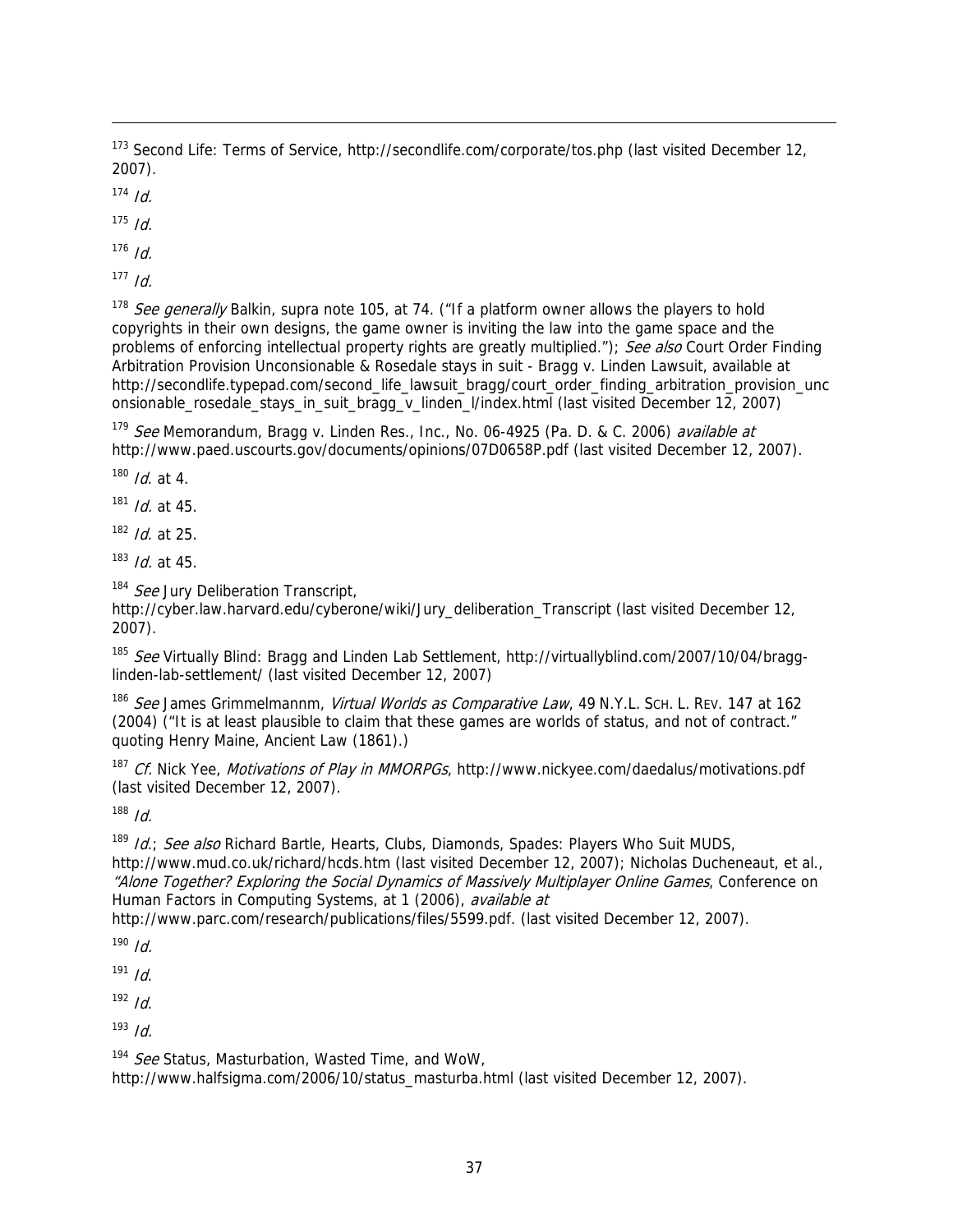[173] Second Life: Terms of Service, http://secondlife.com/corporate/tos.php (last visited December 12, 2007).

[174] *Id.*

[175] *Id.*

[176] *Id.*

[177] *Id.*

[178] *See generally* Balkin, supra note 105, at 74. ("If a platform owner allows the players to hold copyrights in their own designs, the game owner is inviting the law into the game space and the problems of enforcing intellectual property rights are greatly multiplied."); *See also* Court Order Finding Arbitration Provision Unconsionable & Rosedale stays in suit - Bragg v. Linden Lawsuit, available at http://secondlife.typepad.com/second_life_lawsuit_bragg/court_order_finding_arbitration_provision_unconsionable_rosedale_stays_in_suit_bragg_v_linden_l/index.html (last visited December 12, 2007)

[179] *See* Memorandum, Bragg v. Linden Res., Inc., No. 06-4925 (Pa. D. & C. 2006) *available at* http://www.paed.uscourts.gov/documents/opinions/07D0658P.pdf (last visited December 12, 2007).

[180] *Id.* at 4.

[181] *Id.* at 45.

[182] *Id.* at 25.

[183] *Id.* at 45.

[184] *See* Jury Deliberation Transcript, http://cyber.law.harvard.edu/cyberone/wiki/Jury_deliberation_Transcript (last visited December 12, 2007).

[185] *See* Virtually Blind: Bragg and Linden Lab Settlement, http://virtuallyblind.com/2007/10/04/bragg-linden-lab-settlement/ (last visited December 12, 2007)

[186] *See* James Grimmelmannm, *Virtual Worlds as Comparative Law*, 49 N.Y.L. SCH. L. REV. 147 at 162 (2004) ("It is at least plausible to claim that these games are worlds of status, and not of contract." quoting Henry Maine, Ancient Law (1861).)

[187] *Cf.* Nick Yee, *Motivations of Play in MMORPGs*, http://www.nickyee.com/daedalus/motivations.pdf (last visited December 12, 2007).

[188] *Id.*

[189] *Id.*; *See also* Richard Bartle, Hearts, Clubs, Diamonds, Spades: Players Who Suit MUDS, http://www.mud.co.uk/richard/hcds.htm (last visited December 12, 2007); Nicholas Ducheneaut, et al., *"Alone Together? Exploring the Social Dynamics of Massively Multiplayer Online Games*, Conference on Human Factors in Computing Systems, at 1 (2006), *available at* http://www.parc.com/research/publications/files/5599.pdf. (last visited December 12, 2007).

[190] *Id.*

[191] *Id.*

[192] *Id.*

[193] *Id.*

[194] *See* Status, Masturbation, Wasted Time, and WoW, http://www.halfsigma.com/2006/10/status_masturba.html (last visited December 12, 2007).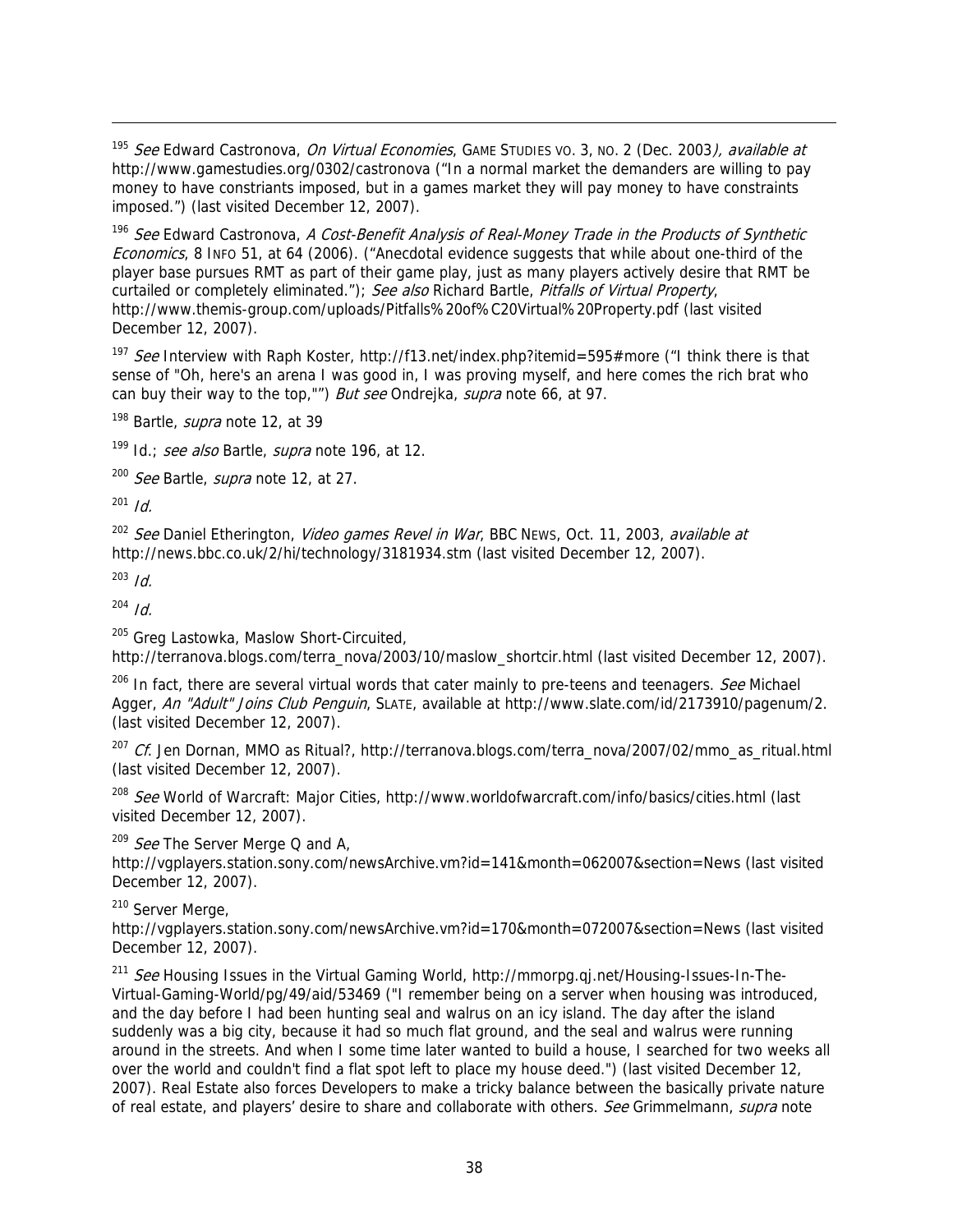[195] *See* Edward Castronova, *On Virtual Economies*, GAME STUDIES VO. 3, NO. 2 (Dec. 2003*), available at* http://www.gamestudies.org/0302/castronova ("In a normal market the demanders are willing to pay money to have constriants imposed, but in a games market they will pay money to have constraints imposed.") (last visited December 12, 2007).

[196] *See* Edward Castronova, *A Cost-Benefit Analysis of Real-Money Trade in the Products of Synthetic Economics*, 8 INFO 51, at 64 (2006). ("Anecdotal evidence suggests that while about one-third of the player base pursues RMT as part of their game play, just as many players actively desire that RMT be curtailed or completely eliminated."); *See also* Richard Bartle, *Pitfalls of Virtual Property*, http://www.themis-group.com/uploads/Pitfalls%20of%C20Virtual%20Property.pdf (last visited December 12, 2007).

[197] *See* Interview with Raph Koster, http://f13.net/index.php?itemid=595#more ("I think there is that sense of "Oh, here's an arena I was good in, I was proving myself, and here comes the rich brat who can buy their way to the top,"") *But see* Ondrejka, *supra* note 66, at 97.

[198] Bartle, *supra* note 12, at 39

[199] Id.; *see also* Bartle, *supra* note 196, at 12.

[200] *See* Bartle, *supra* note 12, at 27.

[201] *Id.*

[202] *See* Daniel Etherington, *Video games Revel in War*, BBC NEWS, Oct. 11, 2003, *available at* http://news.bbc.co.uk/2/hi/technology/3181934.stm (last visited December 12, 2007).

[203] *Id.*

[204] *Id.*

[205] Greg Lastowka, Maslow Short-Circuited, http://terranova.blogs.com/terra_nova/2003/10/maslow_shortcir.html (last visited December 12, 2007).

[206] In fact, there are several virtual words that cater mainly to pre-teens and teenagers. *See* Michael Agger, *An "Adult" Joins Club Penguin*, SLATE, available at http://www.slate.com/id/2173910/pagenum/2. (last visited December 12, 2007).

[207] *Cf.* Jen Dornan, MMO as Ritual?, http://terranova.blogs.com/terra_nova/2007/02/mmo_as_ritual.html (last visited December 12, 2007).

[208] *See* World of Warcraft: Major Cities, http://www.worldofwarcraft.com/info/basics/cities.html (last visited December 12, 2007).

[209] *See* The Server Merge Q and A, http://vgplayers.station.sony.com/newsArchive.vm?id=141&month=062007&section=News (last visited December 12, 2007).

[210] Server Merge, http://vgplayers.station.sony.com/newsArchive.vm?id=170&month=072007&section=News (last visited December 12, 2007).

[211] *See* Housing Issues in the Virtual Gaming World, http://mmorpg.qj.net/Housing-Issues-In-The-Virtual-Gaming-World/pg/49/aid/53469 ("I remember being on a server when housing was introduced, and the day before I had been hunting seal and walrus on an icy island. The day after the island suddenly was a big city, because it had so much flat ground, and the seal and walrus were running around in the streets. And when I some time later wanted to build a house, I searched for two weeks all over the world and couldn't find a flat spot left to place my house deed.") (last visited December 12, 2007). Real Estate also forces Developers to make a tricky balance between the basically private nature of real estate, and players' desire to share and collaborate with others. *See* Grimmelmann, *supra* note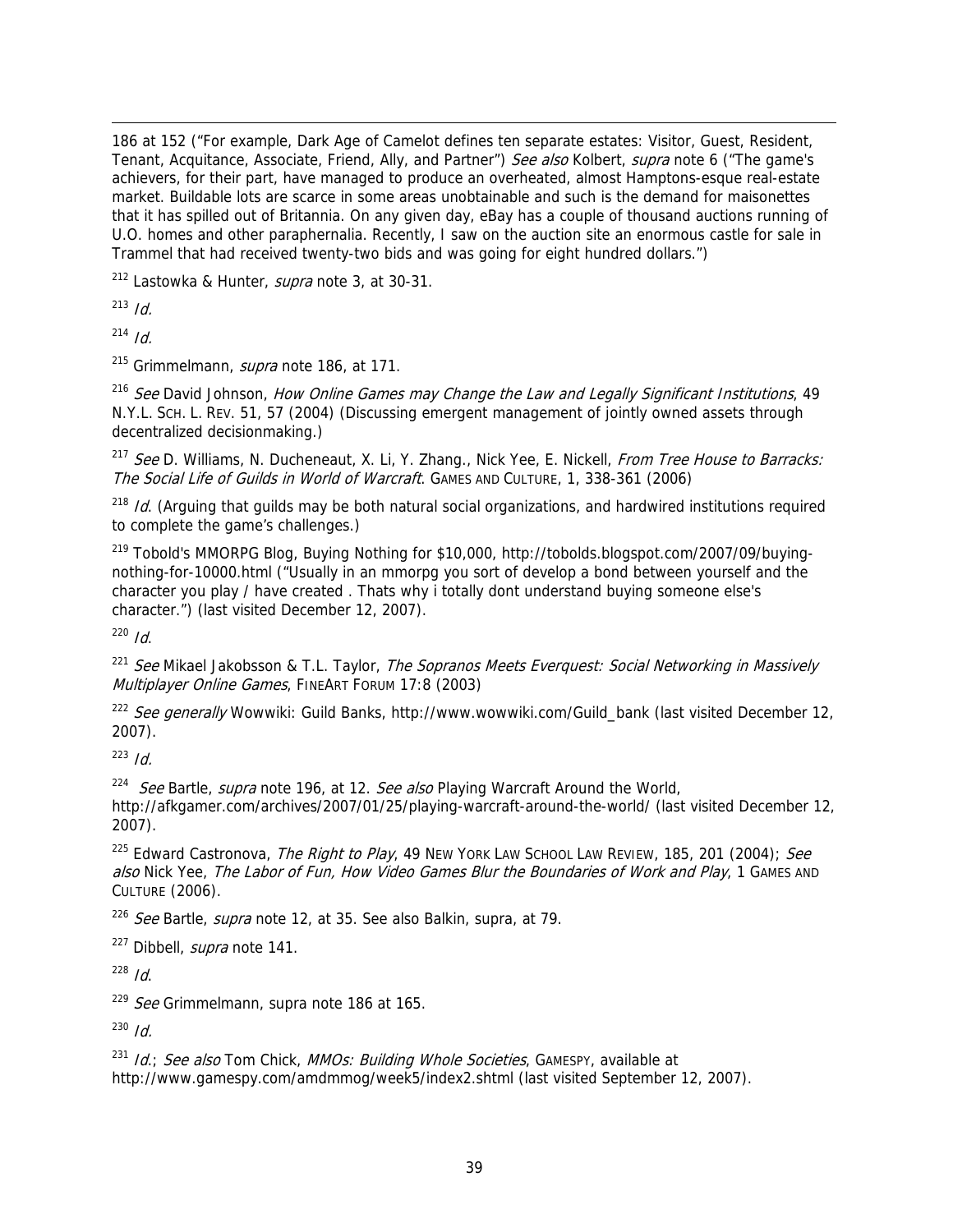186 at 152 ("For example, Dark Age of Camelot defines ten separate estates: Visitor, Guest, Resident, Tenant, Acquitance, Associate, Friend, Ally, and Partner") *See also* Kolbert, *supra* note 6 ("The game's achievers, for their part, have managed to produce an overheated, almost Hamptons-esque real-estate market. Buildable lots are scarce in some areas unobtainable and such is the demand for maisonettes that it has spilled out of Britannia. On any given day, eBay has a couple of thousand auctions running of U.O. homes and other paraphernalia. Recently, I saw on the auction site an enormous castle for sale in Trammel that had received twenty-two bids and was going for eight hundred dollars.")

[212] Lastowka & Hunter, *supra* note 3, at 30-31.

[213] *Id.*

[214] *Id.*

[215] Grimmelmann, *supra* note 186, at 171.

[216] *See* David Johnson, *How Online Games may Change the Law and Legally Significant Institutions*, 49 N.Y.L. SCH. L. REV. 51, 57 (2004) (Discussing emergent management of jointly owned assets through decentralized decisionmaking.)

[217] *See* D. Williams, N. Ducheneaut, X. Li, Y. Zhang., Nick Yee, E. Nickell, *From Tree House to Barracks: The Social Life of Guilds in World of Warcraft*. GAMES AND CULTURE, 1, 338-361 (2006)

[218] *Id*. (Arguing that guilds may be both natural social organizations, and hardwired institutions required to complete the game's challenges.)

[219] Tobold's MMORPG Blog, Buying Nothing for $10,000, http://tobolds.blogspot.com/2007/09/buying-nothing-for-10000.html ("Usually in an mmorpg you sort of develop a bond between yourself and the character you play / have created . Thats why i totally dont understand buying someone else's character.") (last visited December 12, 2007).

[220] *Id*.

[221] *See* Mikael Jakobsson & T.L. Taylor, *The Sopranos Meets Everquest: Social Networking in Massively Multiplayer Online Games*, FINEART FORUM 17:8 (2003)

[222] *See generally* Wowwiki: Guild Banks, http://www.wowwiki.com/Guild_bank (last visited December 12, 2007).

[223] *Id.*

[224] *See* Bartle, *supra* note 196, at 12. *See also* Playing Warcraft Around the World, http://afkgamer.com/archives/2007/01/25/playing-warcraft-around-the-world/ (last visited December 12, 2007).

[225] Edward Castronova, *The Right to Play*, 49 NEW YORK LAW SCHOOL LAW REVIEW, 185, 201 (2004); *See also* Nick Yee, *The Labor of Fun, How Video Games Blur the Boundaries of Work and Play*, 1 GAMES AND CULTURE (2006).

[226] *See* Bartle, *supra* note 12, at 35. See also Balkin, supra, at 79.

[227] Dibbell, *supra* note 141.

[228] *Id*.

[229] *See* Grimmelmann, supra note 186 at 165.

[230] *Id.*

[231] *Id.*; *See also* Tom Chick, *MMOs: Building Whole Societies*, GAMESPY, available at http://www.gamespy.com/amdmmog/week5/index2.shtml (last visited September 12, 2007).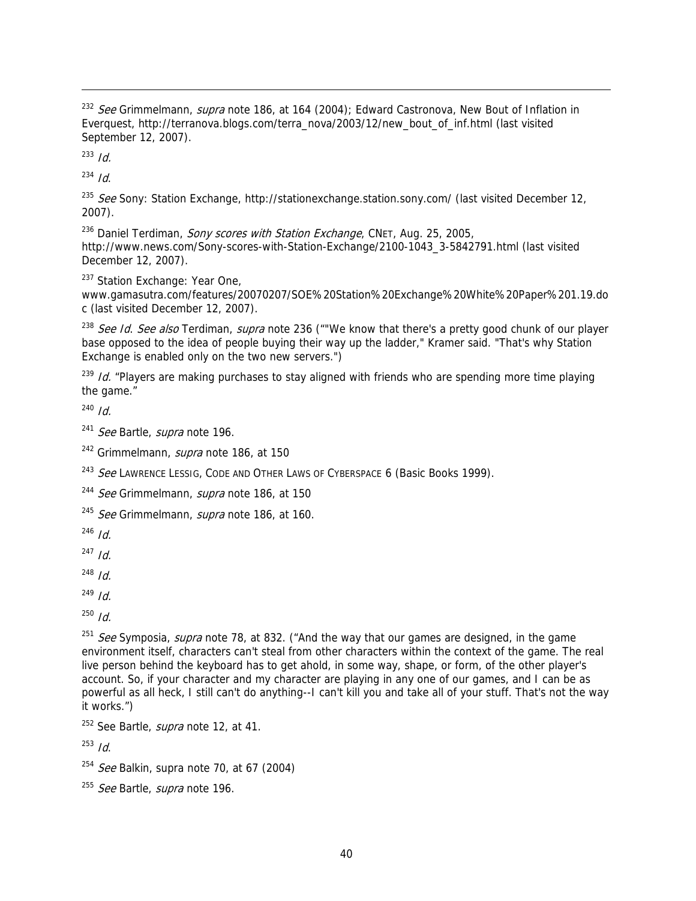[232] *See* Grimmelmann, *supra* note 186, at 164 (2004); Edward Castronova, New Bout of Inflation in Everquest, http://terranova.blogs.com/terra_nova/2003/12/new_bout_of_inf.html (last visited September 12, 2007).

[233] *Id.*

[234] *Id.*

[235] *See* Sony: Station Exchange, http://stationexchange.station.sony.com/ (last visited December 12, 2007).

[236] Daniel Terdiman, *Sony scores with Station Exchange*, CNET, Aug. 25, 2005, http://www.news.com/Sony-scores-with-Station-Exchange/2100-1043_3-5842791.html (last visited December 12, 2007).

[237] Station Exchange: Year One, www.gamasutra.com/features/20070207/SOE%20Station%20Exchange%20White%20Paper%201.19.doc (last visited December 12, 2007).

[238] *See Id*. *See also* Terdiman, *supra* note 236 (""We know that there's a pretty good chunk of our player base opposed to the idea of people buying their way up the ladder," Kramer said. "That's why Station Exchange is enabled only on the two new servers.")

[239] *Id.* "Players are making purchases to stay aligned with friends who are spending more time playing the game."

[240] *Id.*

[241] *See* Bartle, *supra* note 196.

[242] Grimmelmann, *supra* note 186, at 150

[243] *See* LAWRENCE LESSIG, CODE AND OTHER LAWS OF CYBERSPACE 6 (Basic Books 1999).

[244] *See* Grimmelmann, *supra* note 186, at 150

[245] *See* Grimmelmann, *supra* note 186, at 160.

[246] *Id.*

[247] *Id.*

[248] *Id.*

[249] *Id.*

[250] *Id.*

[251] *See* Symposia, *supra* note 78, at 832. ("And the way that our games are designed, in the game environment itself, characters can't steal from other characters within the context of the game. The real live person behind the keyboard has to get ahold, in some way, shape, or form, of the other player's account. So, if your character and my character are playing in any one of our games, and I can be as powerful as all heck, I still can't do anything--I can't kill you and take all of your stuff. That's not the way it works.")

[252] See Bartle, *supra* note 12, at 41.

[253] *Id.*

[254] *See* Balkin, supra note 70, at 67 (2004)

[255] *See* Bartle, *supra* note 196.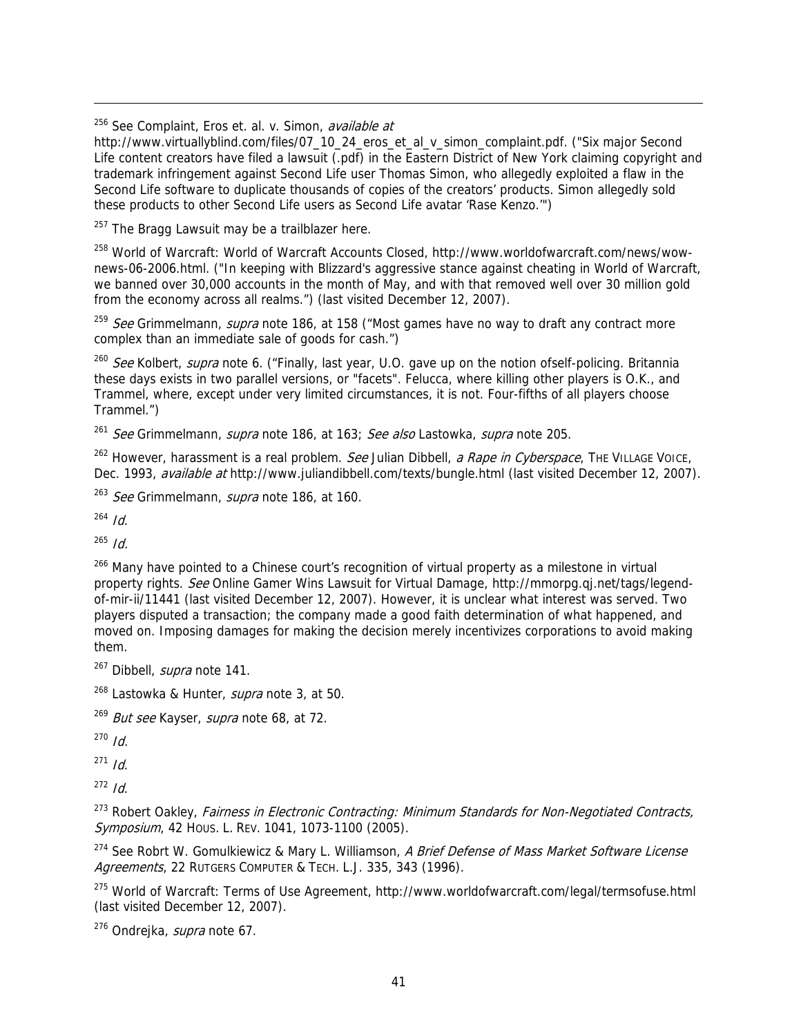[256] See Complaint, Eros et. al. v. Simon, *available at* http://www.virtuallyblind.com/files/07_10_24_eros_et_al_v_simon_complaint.pdf. ("Six major Second Life content creators have filed a lawsuit (.pdf) in the Eastern District of New York claiming copyright and trademark infringement against Second Life user Thomas Simon, who allegedly exploited a flaw in the Second Life software to duplicate thousands of copies of the creators' products. Simon allegedly sold these products to other Second Life users as Second Life avatar 'Rase Kenzo.'")

[257] The Bragg Lawsuit may be a trailblazer here.

[258] World of Warcraft: World of Warcraft Accounts Closed, http://www.worldofwarcraft.com/news/wow-news-06-2006.html. ("In keeping with Blizzard's aggressive stance against cheating in World of Warcraft, we banned over 30,000 accounts in the month of May, and with that removed well over 30 million gold from the economy across all realms.") (last visited December 12, 2007).

[259] *See* Grimmelmann, *supra* note 186, at 158 ("Most games have no way to draft any contract more complex than an immediate sale of goods for cash.")

[260] *See* Kolbert, *supra* note 6. ("Finally, last year, U.O. gave up on the notion ofself-policing. Britannia these days exists in two parallel versions, or "facets". Felucca, where killing other players is O.K., and Trammel, where, except under very limited circumstances, it is not. Four-fifths of all players choose Trammel.")

[261] *See* Grimmelmann, *supra* note 186, at 163; *See also* Lastowka, *supra* note 205.

[262] However, harassment is a real problem. *See* Julian Dibbell, *a Rape in Cyberspace*, THE VILLAGE VOICE, Dec. 1993, *available at* http://www.juliandibbell.com/texts/bungle.html (last visited December 12, 2007).

[263] *See* Grimmelmann, *supra* note 186, at 160.

[264] *Id*.

[265] *Id.*

[266] Many have pointed to a Chinese court's recognition of virtual property as a milestone in virtual property rights. *See* Online Gamer Wins Lawsuit for Virtual Damage, http://mmorpg.qj.net/tags/legend-of-mir-ii/11441 (last visited December 12, 2007). However, it is unclear what interest was served. Two players disputed a transaction; the company made a good faith determination of what happened, and moved on. Imposing damages for making the decision merely incentivizes corporations to avoid making them.

[267] Dibbell, *supra* note 141.

[268] Lastowka & Hunter, *supra* note 3, at 50.

[269] *But see* Kayser, *supra* note 68, at 72.

[270] *Id.*

[271] *Id*.

[272] *Id*.

[273] Robert Oakley, *Fairness in Electronic Contracting: Minimum Standards for Non-Negotiated Contracts, Symposium*, 42 HOUS. L. REV. 1041, 1073-1100 (2005).

[274] See Robrt W. Gomulkiewicz & Mary L. Williamson, *A Brief Defense of Mass Market Software License Agreements*, 22 RUTGERS COMPUTER & TECH. L.J. 335, 343 (1996).

[275] World of Warcraft: Terms of Use Agreement, http://www.worldofwarcraft.com/legal/termsofuse.html (last visited December 12, 2007).

[276] Ondrejka, *supra* note 67.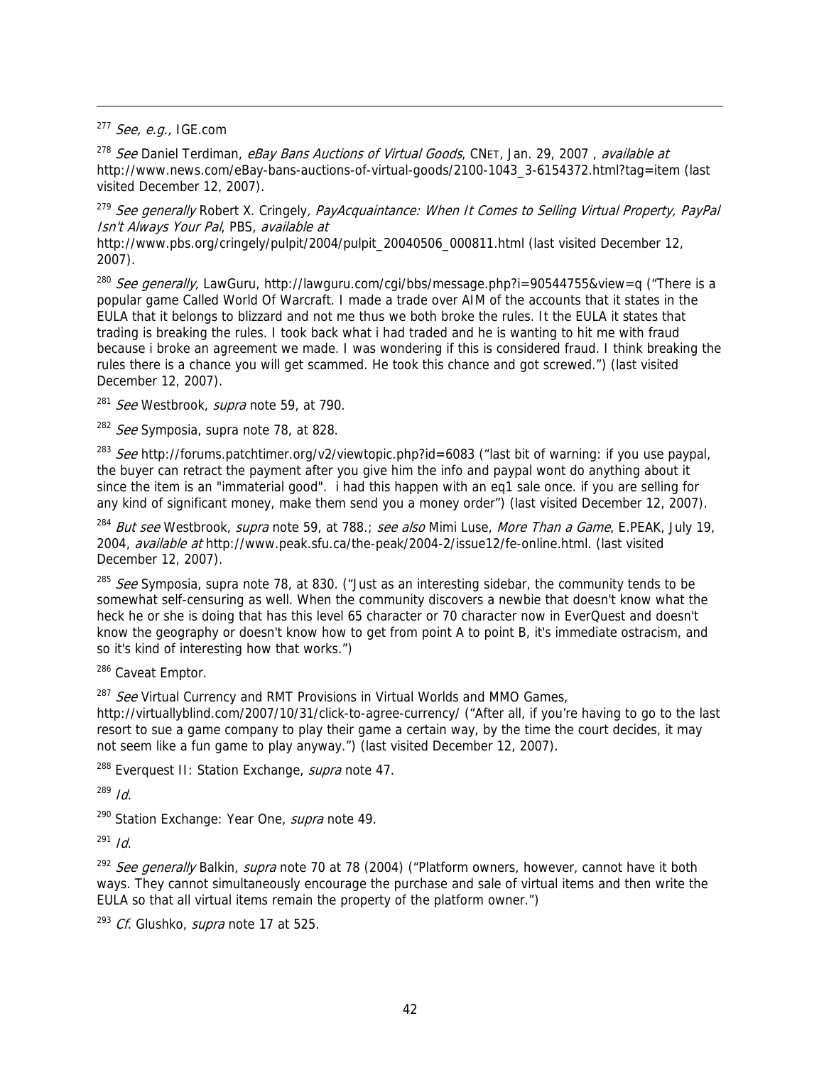[277] *See, e.g.,* IGE.com

[278] *See* Daniel Terdiman, *eBay Bans Auctions of Virtual Goods*, CNET, Jan. 29, 2007 , *available at* http://www.news.com/eBay-bans-auctions-of-virtual-goods/2100-1043_3-6154372.html?tag=item (last visited December 12, 2007).

[279] *See generally* Robert X. Cringely*, PayAcquaintance: When It Comes to Selling Virtual Property, PayPal Isn't Always Your Pal*, PBS, *available at* http://www.pbs.org/cringely/pulpit/2004/pulpit_20040506_000811.html (last visited December 12, 2007).

[280] *See generally,* LawGuru, http://lawguru.com/cgi/bbs/message.php?i=90544755&view=q ("There is a popular game Called World Of Warcraft. I made a trade over AIM of the accounts that it states in the EULA that it belongs to blizzard and not me thus we both broke the rules. It the EULA it states that trading is breaking the rules. I took back what i had traded and he is wanting to hit me with fraud because i broke an agreement we made. I was wondering if this is considered fraud. I think breaking the rules there is a chance you will get scammed. He took this chance and got screwed.") (last visited December 12, 2007).

[281] *See* Westbrook, *supra* note 59, at 790.

[282] *See* Symposia, supra note 78, at 828.

[283] *See* http://forums.patchtimer.org/v2/viewtopic.php?id=6083 ("last bit of warning: if you use paypal, the buyer can retract the payment after you give him the info and paypal wont do anything about it since the item is an "immaterial good". i had this happen with an eq1 sale once. if you are selling for any kind of significant money, make them send you a money order") (last visited December 12, 2007).

[284] *But see* Westbrook, *supra* note 59, at 788.; *see also* Mimi Luse, *More Than a Game*, E.PEAK, July 19, 2004, *available at* http://www.peak.sfu.ca/the-peak/2004-2/issue12/fe-online.html. (last visited December 12, 2007).

[285] *See* Symposia, supra note 78, at 830. ("Just as an interesting sidebar, the community tends to be somewhat self-censuring as well. When the community discovers a newbie that doesn't know what the heck he or she is doing that has this level 65 character or 70 character now in EverQuest and doesn't know the geography or doesn't know how to get from point A to point B, it's immediate ostracism, and so it's kind of interesting how that works.")

[286] Caveat Emptor.

[287] *See* Virtual Currency and RMT Provisions in Virtual Worlds and MMO Games, http://virtuallyblind.com/2007/10/31/click-to-agree-currency/ ("After all, if you're having to go to the last resort to sue a game company to play their game a certain way, by the time the court decides, it may not seem like a fun game to play anyway.") (last visited December 12, 2007).

[288] Everquest II: Station Exchange, *supra* note 47.

[289] *Id*.

[290] Station Exchange: Year One, *supra* note 49.

[291] *Id*.

[292] *See generally* Balkin, *supra* note 70 at 78 (2004) ("Platform owners, however, cannot have it both ways. They cannot simultaneously encourage the purchase and sale of virtual items and then write the EULA so that all virtual items remain the property of the platform owner.")

[293] *Cf.* Glushko, *supra* note 17 at 525.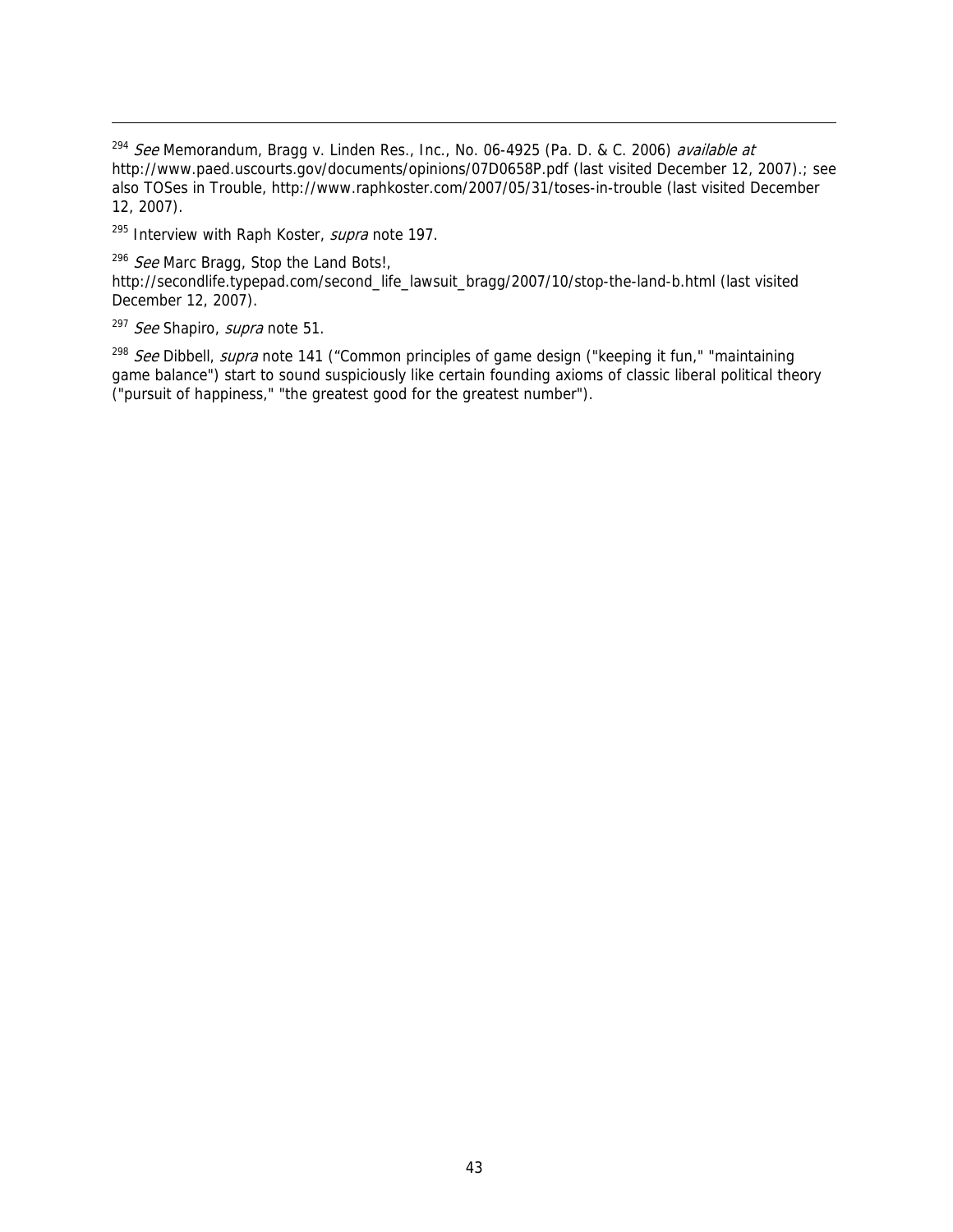[294] *See* Memorandum, Bragg v. Linden Res., Inc., No. 06-4925 (Pa. D. & C. 2006) *available at* http://www.paed.uscourts.gov/documents/opinions/07D0658P.pdf (last visited December 12, 2007).; see also TOSes in Trouble, http://www.raphkoster.com/2007/05/31/toses-in-trouble (last visited December 12, 2007).

[295] Interview with Raph Koster, *supra* note 197.

[296] *See* Marc Bragg, Stop the Land Bots!, http://secondlife.typepad.com/second_life_lawsuit_bragg/2007/10/stop-the-land-b.html (last visited December 12, 2007).

[297] *See* Shapiro, *supra* note 51.

[298] *See* Dibbell, *supra* note 141 ("Common principles of game design ("keeping it fun," "maintaining game balance") start to sound suspiciously like certain founding axioms of classic liberal political theory ("pursuit of happiness," "the greatest good for the greatest number").